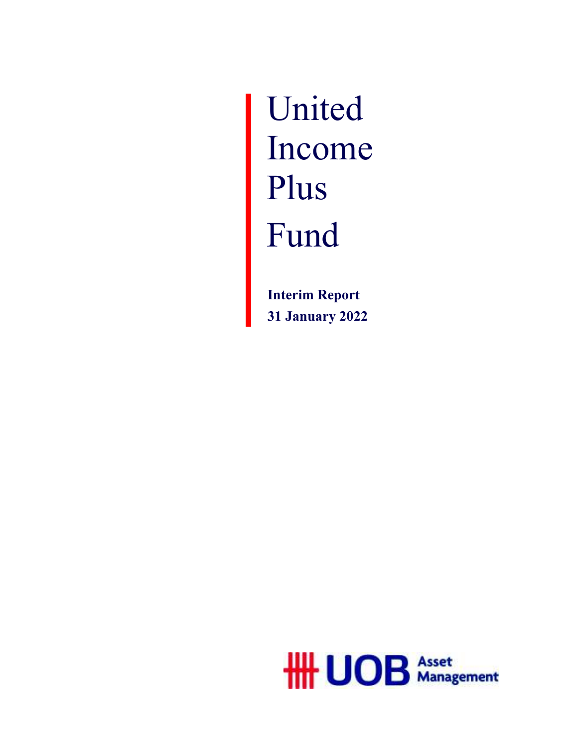# United Income Plus Fund

**Interim Report**

**31 January 2022**

UOB Asset Management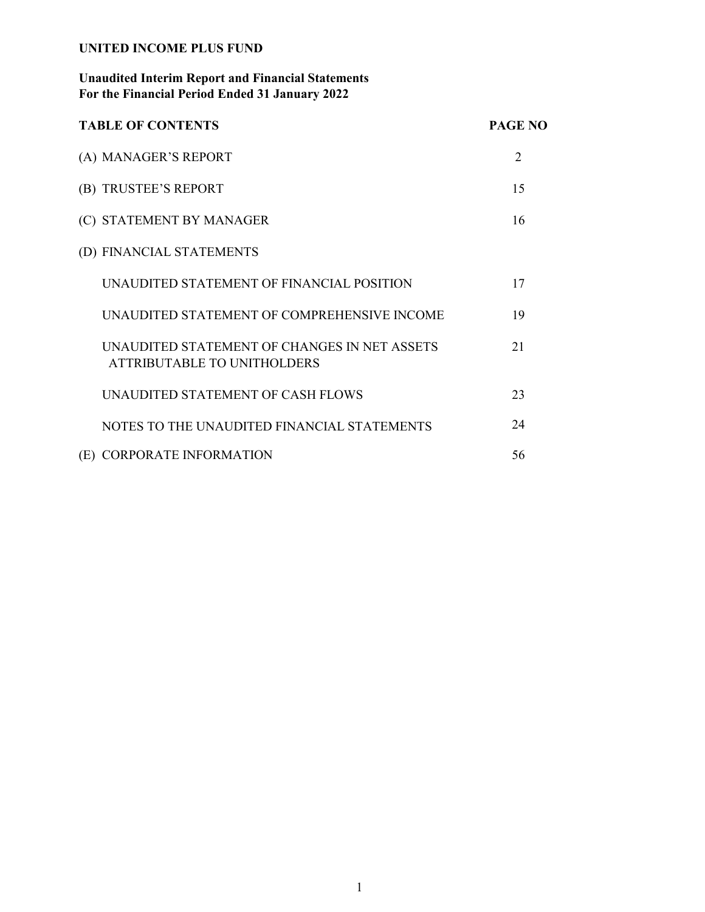**UNITED INCOME PLUS FUND**

**Unaudited Interim Report and Financial Statements**
**For the Financial Period Ended 31 January 2022**

| **TABLE OF CONTENTS** | **PAGE NO** |
|---|---|
| (A) MANAGER'S REPORT | 2 |
| (B) TRUSTEE'S REPORT | 15 |
| (C) STATEMENT BY MANAGER | 16 |
| (D) FINANCIAL STATEMENTS | |
| UNAUDITED STATEMENT OF FINANCIAL POSITION | 17 |
| UNAUDITED STATEMENT OF COMPREHENSIVE INCOME | 19 |
| UNAUDITED STATEMENT OF CHANGES IN NET ASSETS ATTRIBUTABLE TO UNITHOLDERS | 21 |
| UNAUDITED STATEMENT OF CASH FLOWS | 23 |
| NOTES TO THE UNAUDITED FINANCIAL STATEMENTS | 24 |
| (E) CORPORATE INFORMATION | 56 |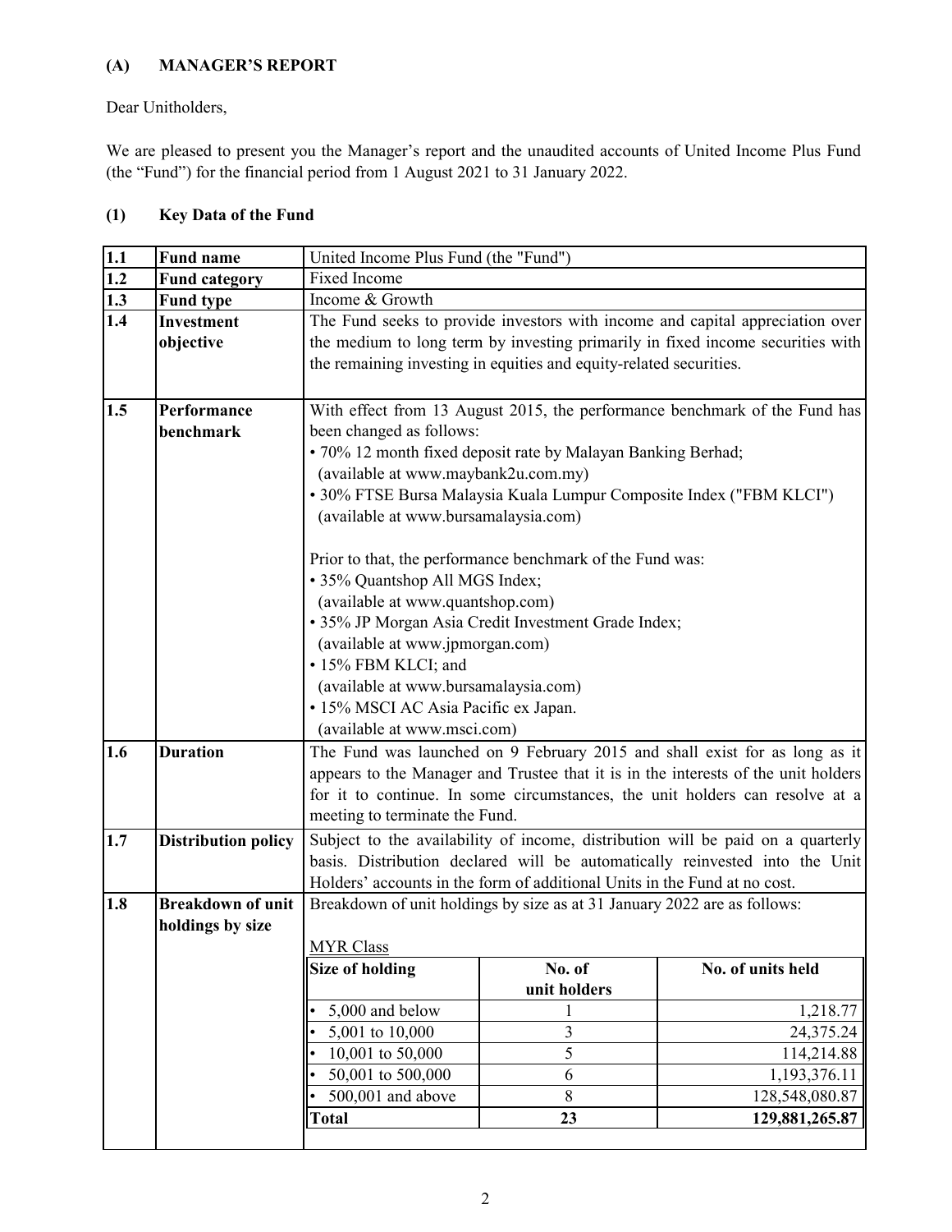## (A) MANAGER'S REPORT

Dear Unitholders,

We are pleased to present you the Manager's report and the unaudited accounts of United Income Plus Fund (the "Fund") for the financial period from 1 August 2021 to 31 January 2022.

### (1) Key Data of the Fund

| | | |
|---|---|---|
| 1.1 | **Fund name** | United Income Plus Fund (the "Fund") |
| 1.2 | **Fund category** | Fixed Income |
| 1.3 | **Fund type** | Income & Growth |
| 1.4 | **Investment objective** | The Fund seeks to provide investors with income and capital appreciation over the medium to long term by investing primarily in fixed income securities with the remaining investing in equities and equity-related securities. |
| 1.5 | **Performance benchmark** | With effect from 13 August 2015, the performance benchmark of the Fund has been changed as follows:<br>• 70% 12 month fixed deposit rate by Malayan Banking Berhad; (available at www.maybank2u.com.my)<br>• 30% FTSE Bursa Malaysia Kuala Lumpur Composite Index ("FBM KLCI") (available at www.bursamalaysia.com)<br><br>Prior to that, the performance benchmark of the Fund was:<br>• 35% Quantshop All MGS Index; (available at www.quantshop.com)<br>• 35% JP Morgan Asia Credit Investment Grade Index; (available at www.jpmorgan.com)<br>• 15% FBM KLCI; and (available at www.bursamalaysia.com)<br>• 15% MSCI AC Asia Pacific ex Japan. (available at www.msci.com) |
| 1.6 | **Duration** | The Fund was launched on 9 February 2015 and shall exist for as long as it appears to the Manager and Trustee that it is in the interests of the unit holders for it to continue. In some circumstances, the unit holders can resolve at a meeting to terminate the Fund. |
| 1.7 | **Distribution policy** | Subject to the availability of income, distribution will be paid on a quarterly basis. Distribution declared will be automatically reinvested into the Unit Holders' accounts in the form of additional Units in the Fund at no cost. |
| 1.8 | **Breakdown of unit holdings by size** | Breakdown of unit holdings by size as at 31 January 2022 are as follows: |

MYR Class

| Size of holding | No. of unit holders | No. of units held |
|---|---|---|
| • 5,000 and below | 1 | 1,218.77 |
| • 5,001 to 10,000 | 3 | 24,375.24 |
| • 10,001 to 50,000 | 5 | 114,214.88 |
| • 50,001 to 500,000 | 6 | 1,193,376.11 |
| • 500,001 and above | 8 | 128,548,080.87 |
| **Total** | **23** | **129,881,265.87** |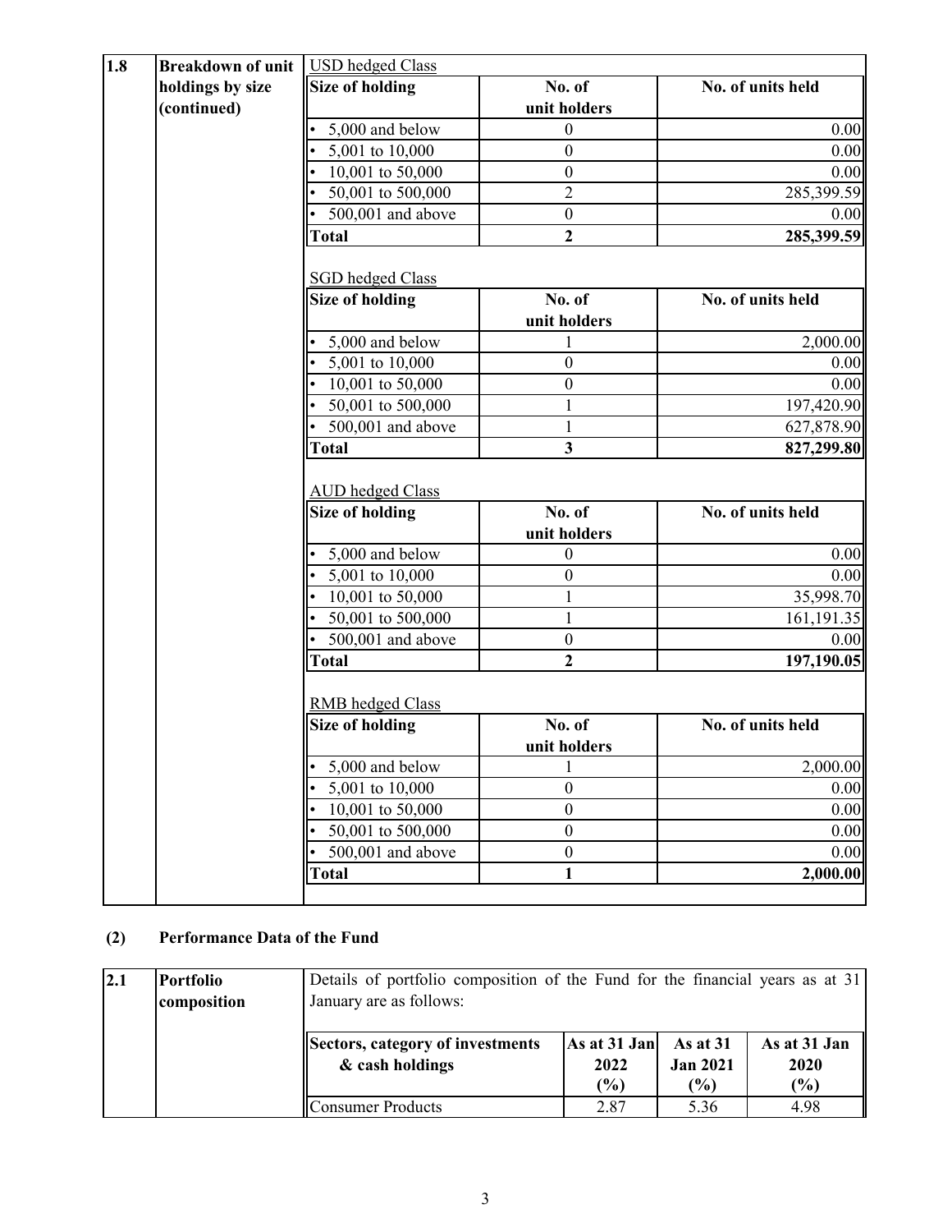**1.8 Breakdown of unit holdings by size (continued)**

USD hedged Class

| Size of holding | No. of unit holders | No. of units held |
|---|---|---|
| • 5,000 and below | 0 | 0.00 |
| • 5,001 to 10,000 | 0 | 0.00 |
| • 10,001 to 50,000 | 0 | 0.00 |
| • 50,001 to 500,000 | 2 | 285,399.59 |
| • 500,001 and above | 0 | 0.00 |
| **Total** | **2** | **285,399.59** |

SGD hedged Class

| Size of holding | No. of unit holders | No. of units held |
|---|---|---|
| • 5,000 and below | 1 | 2,000.00 |
| • 5,001 to 10,000 | 0 | 0.00 |
| • 10,001 to 50,000 | 0 | 0.00 |
| • 50,001 to 500,000 | 1 | 197,420.90 |
| • 500,001 and above | 1 | 627,878.90 |
| **Total** | **3** | **827,299.80** |

AUD hedged Class

| Size of holding | No. of unit holders | No. of units held |
|---|---|---|
| • 5,000 and below | 0 | 0.00 |
| • 5,001 to 10,000 | 0 | 0.00 |
| • 10,001 to 50,000 | 1 | 35,998.70 |
| • 50,001 to 500,000 | 1 | 161,191.35 |
| • 500,001 and above | 0 | 0.00 |
| **Total** | **2** | **197,190.05** |

RMB hedged Class

| Size of holding | No. of unit holders | No. of units held |
|---|---|---|
| • 5,000 and below | 1 | 2,000.00 |
| • 5,001 to 10,000 | 0 | 0.00 |
| • 10,001 to 50,000 | 0 | 0.00 |
| • 50,001 to 500,000 | 0 | 0.00 |
| • 500,001 and above | 0 | 0.00 |
| **Total** | **1** | **2,000.00** |

## (2) Performance Data of the Fund

**2.1 Portfolio composition**

Details of portfolio composition of the Fund for the financial years as at 31 January are as follows:

| Sectors, category of investments & cash holdings | As at 31 Jan 2022 (%) | As at 31 Jan 2021 (%) | As at 31 Jan 2020 (%) |
|---|---|---|---|
| Consumer Products | 2.87 | 5.36 | 4.98 |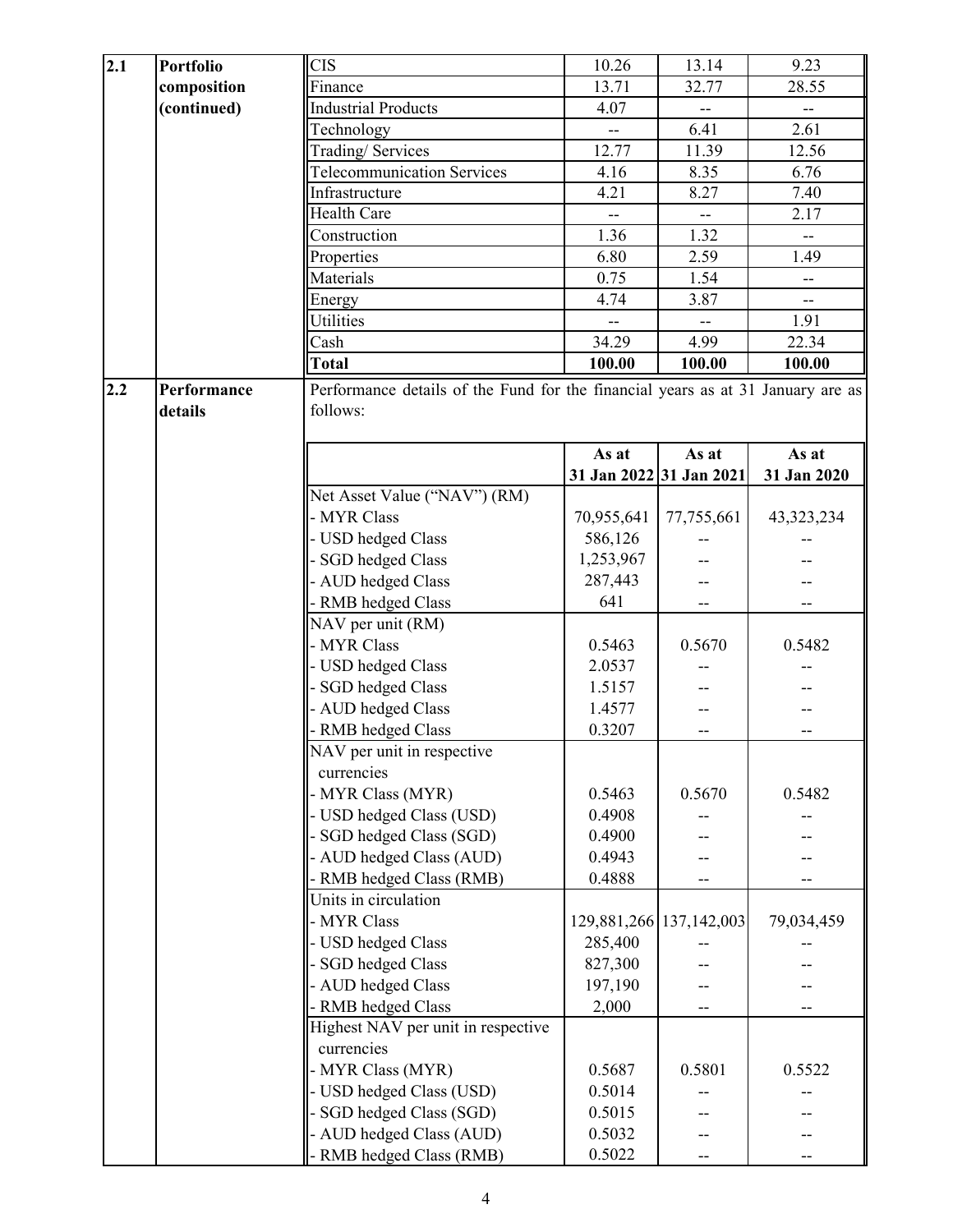| | | | | | |
|---|---|---|---|---|---|
| 2.1 | **Portfolio composition (continued)** | CIS | 10.26 | 13.14 | 9.23 |
| | | Finance | 13.71 | 32.77 | 28.55 |
| | | Industrial Products | 4.07 | -- | -- |
| | | Technology | -- | 6.41 | 2.61 |
| | | Trading/ Services | 12.77 | 11.39 | 12.56 |
| | | Telecommunication Services | 4.16 | 8.35 | 6.76 |
| | | Infrastructure | 4.21 | 8.27 | 7.40 |
| | | Health Care | -- | -- | 2.17 |
| | | Construction | 1.36 | 1.32 | -- |
| | | Properties | 6.80 | 2.59 | 1.49 |
| | | Materials | 0.75 | 1.54 | -- |
| | | Energy | 4.74 | 3.87 | -- |
| | | Utilities | -- | -- | 1.91 |
| | | Cash | 34.29 | 4.99 | 22.34 |
| | | **Total** | **100.00** | **100.00** | **100.00** |

**2.2 Performance details**

Performance details of the Fund for the financial years as at 31 January are as follows:

| | As at 31 Jan 2022 | As at 31 Jan 2021 | As at 31 Jan 2020 |
|---|---|---|---|
| Net Asset Value ("NAV") (RM) | | | |
| - MYR Class | 70,955,641 | 77,755,661 | 43,323,234 |
| - USD hedged Class | 586,126 | -- | -- |
| - SGD hedged Class | 1,253,967 | -- | -- |
| - AUD hedged Class | 287,443 | -- | -- |
| - RMB hedged Class | 641 | -- | -- |
| NAV per unit (RM) | | | |
| - MYR Class | 0.5463 | 0.5670 | 0.5482 |
| - USD hedged Class | 2.0537 | -- | -- |
| - SGD hedged Class | 1.5157 | -- | -- |
| - AUD hedged Class | 1.4577 | -- | -- |
| - RMB hedged Class | 0.3207 | -- | -- |
| NAV per unit in respective currencies | | | |
| - MYR Class (MYR) | 0.5463 | 0.5670 | 0.5482 |
| - USD hedged Class (USD) | 0.4908 | -- | -- |
| - SGD hedged Class (SGD) | 0.4900 | -- | -- |
| - AUD hedged Class (AUD) | 0.4943 | -- | -- |
| - RMB hedged Class (RMB) | 0.4888 | -- | -- |
| Units in circulation | | | |
| - MYR Class | 129,881,266 | 137,142,003 | 79,034,459 |
| - USD hedged Class | 285,400 | -- | -- |
| - SGD hedged Class | 827,300 | -- | -- |
| - AUD hedged Class | 197,190 | -- | -- |
| - RMB hedged Class | 2,000 | -- | -- |
| Highest NAV per unit in respective currencies | | | |
| - MYR Class (MYR) | 0.5687 | 0.5801 | 0.5522 |
| - USD hedged Class (USD) | 0.5014 | -- | -- |
| - SGD hedged Class (SGD) | 0.5015 | -- | -- |
| - AUD hedged Class (AUD) | 0.5032 | -- | -- |
| - RMB hedged Class (RMB) | 0.5022 | -- | -- |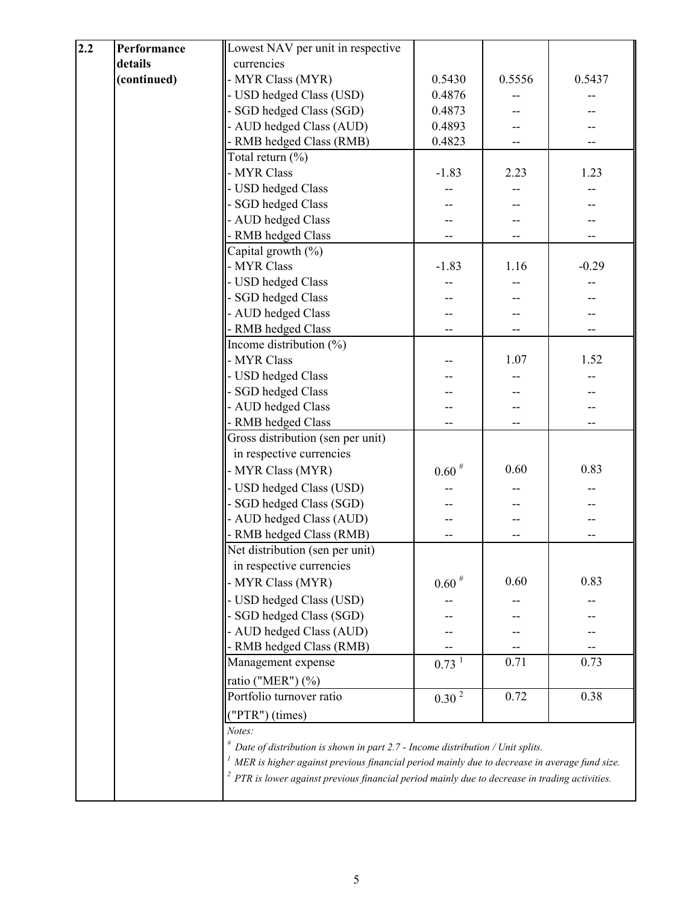| 2.2 | Performance details (continued) | | | | |
|---|---|---|---|---|---|
| | | Lowest NAV per unit in respective currencies | | | |
| | | - MYR Class (MYR) | 0.5430 | 0.5556 | 0.5437 |
| | | - USD hedged Class (USD) | 0.4876 | -- | -- |
| | | - SGD hedged Class (SGD) | 0.4873 | -- | -- |
| | | - AUD hedged Class (AUD) | 0.4893 | -- | -- |
| | | - RMB hedged Class (RMB) | 0.4823 | -- | -- |
| | | Total return (%) | | | |
| | | - MYR Class | -1.83 | 2.23 | 1.23 |
| | | - USD hedged Class | -- | -- | -- |
| | | - SGD hedged Class | -- | -- | -- |
| | | - AUD hedged Class | -- | -- | -- |
| | | - RMB hedged Class | -- | -- | -- |
| | | Capital growth (%) | | | |
| | | - MYR Class | -1.83 | 1.16 | -0.29 |
| | | - USD hedged Class | -- | -- | -- |
| | | - SGD hedged Class | -- | -- | -- |
| | | - AUD hedged Class | -- | -- | -- |
| | | - RMB hedged Class | -- | -- | -- |
| | | Income distribution (%) | | | |
| | | - MYR Class | -- | 1.07 | 1.52 |
| | | - USD hedged Class | -- | -- | -- |
| | | - SGD hedged Class | -- | -- | -- |
| | | - AUD hedged Class | -- | -- | -- |
| | | - RMB hedged Class | -- | -- | -- |
| | | Gross distribution (sen per unit) in respective currencies | | | |
| | | - MYR Class (MYR) | 0.60 [#] | 0.60 | 0.83 |
| | | - USD hedged Class (USD) | -- | -- | -- |
| | | - SGD hedged Class (SGD) | -- | -- | -- |
| | | - AUD hedged Class (AUD) | -- | -- | -- |
| | | - RMB hedged Class (RMB) | -- | -- | -- |
| | | Net distribution (sen per unit) in respective currencies | | | |
| | | - MYR Class (MYR) | 0.60 [#] | 0.60 | 0.83 |
| | | - USD hedged Class (USD) | -- | -- | -- |
| | | - SGD hedged Class (SGD) | -- | -- | -- |
| | | - AUD hedged Class (AUD) | -- | -- | -- |
| | | - RMB hedged Class (RMB) | -- | -- | -- |
| | | Management expense ratio ("MER") (%) | 0.73 [1] | 0.71 | 0.73 |
| | | Portfolio turnover ratio ("PTR") (times) | 0.30 [2] | 0.72 | 0.38 |

*Notes:*

[#] *Date of distribution is shown in part 2.7 - Income distribution / Unit splits.*

[1] *MER is higher against previous financial period mainly due to decrease in average fund size.*

[2] *PTR is lower against previous financial period mainly due to decrease in trading activities.*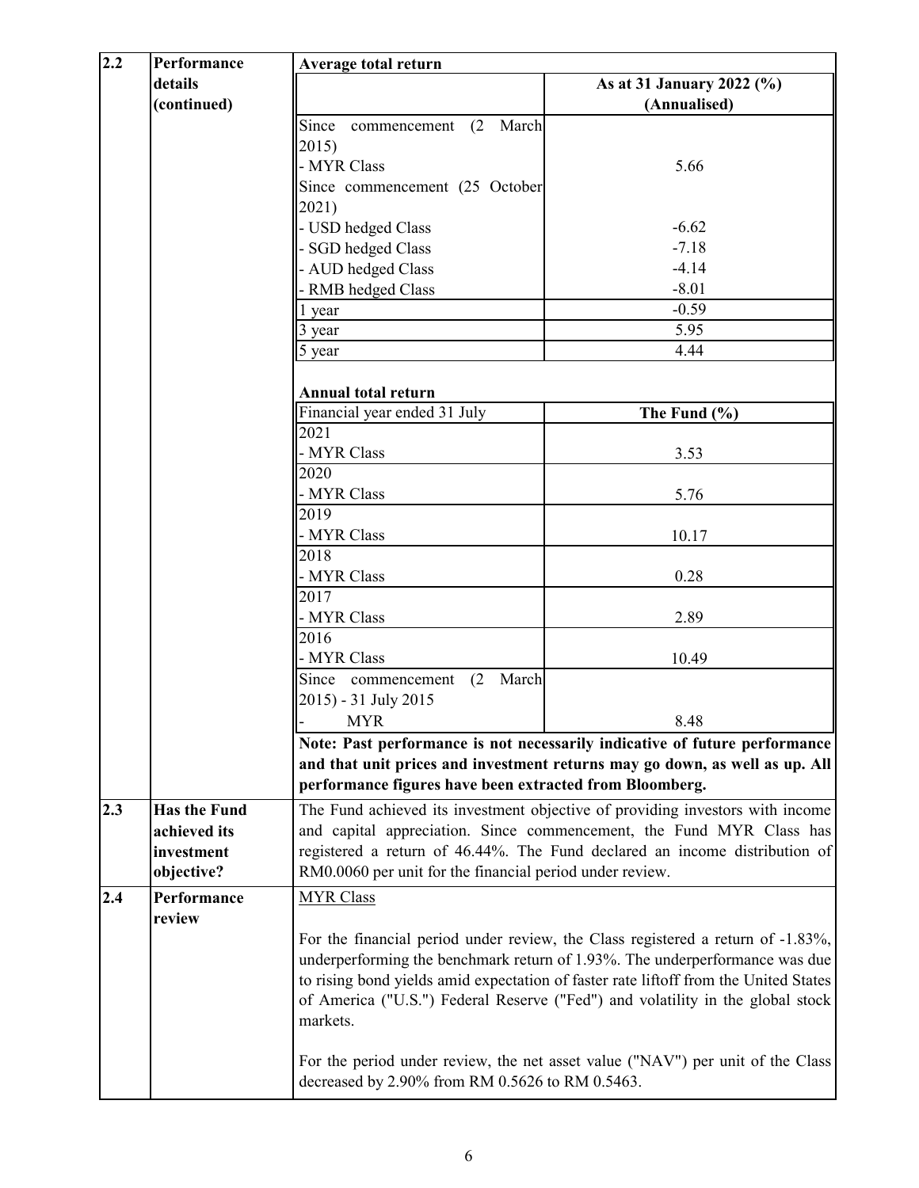## 2.2 Performance details (continued)

**Average total return**

| | **As at 31 January 2022 (%) (Annualised)** |
|---|---|
| Since commencement (2 March 2015) | |
| - MYR Class | 5.66 |
| Since commencement (25 October 2021) | |
| - USD hedged Class | -6.62 |
| - SGD hedged Class | -7.18 |
| - AUD hedged Class | -4.14 |
| - RMB hedged Class | -8.01 |
| 1 year | -0.59 |
| 3 year | 5.95 |
| 5 year | 4.44 |

**Annual total return**

| Financial year ended 31 July | **The Fund (%)** |
|---|---|
| 2021 | |
| - MYR Class | 3.53 |
| 2020 | |
| - MYR Class | 5.76 |
| 2019 | |
| - MYR Class | 10.17 |
| 2018 | |
| - MYR Class | 0.28 |
| 2017 | |
| - MYR Class | 2.89 |
| 2016 | |
| - MYR Class | 10.49 |
| Since commencement (2 March 2015) - 31 July 2015 | |
| - MYR | 8.48 |

**Note: Past performance is not necessarily indicative of future performance and that unit prices and investment returns may go down, as well as up. All performance figures have been extracted from Bloomberg.**

## 2.3 Has the Fund achieved its investment objective?

The Fund achieved its investment objective of providing investors with income and capital appreciation. Since commencement, the Fund MYR Class has registered a return of 46.44%. The Fund declared an income distribution of RM0.0060 per unit for the financial period under review.

## 2.4 Performance review

MYR Class

For the financial period under review, the Class registered a return of -1.83%, underperforming the benchmark return of 1.93%. The underperformance was due to rising bond yields amid expectation of faster rate liftoff from the United States of America ("U.S.") Federal Reserve ("Fed") and volatility in the global stock markets.

For the period under review, the net asset value ("NAV") per unit of the Class decreased by 2.90% from RM 0.5626 to RM 0.5463.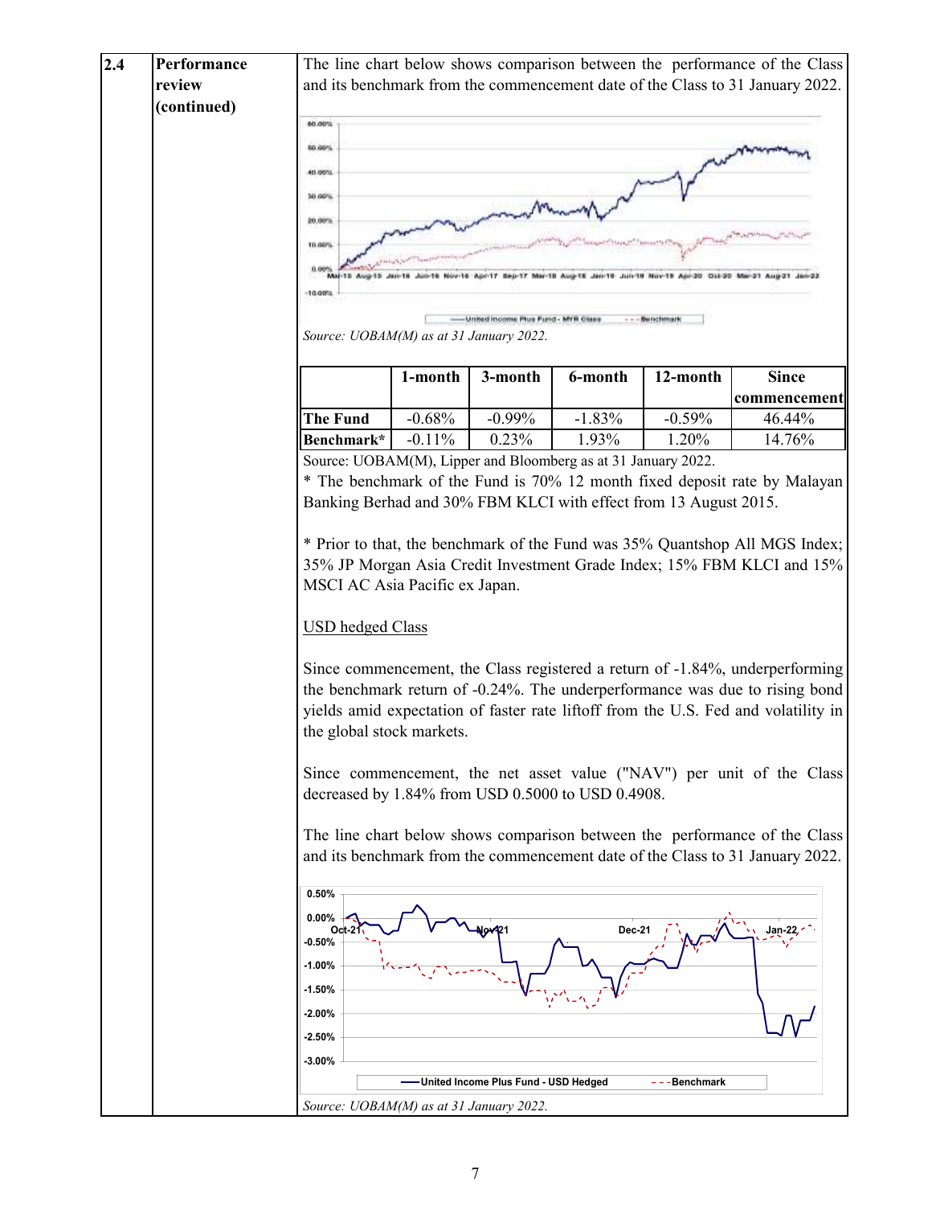**2.4 Performance review (continued)**

The line chart below shows comparison between the performance of the Class and its benchmark from the commencement date of the Class to 31 January 2022.

*Source: UOBAM(M) as at 31 January 2022.*

| | 1-month | 3-month | 6-month | 12-month | Since commencement |
|---|---|---|---|---|---|
| **The Fund** | -0.68% | -0.99% | -1.83% | -0.59% | 46.44% |
| **Benchmark*** | -0.11% | 0.23% | 1.93% | 1.20% | 14.76% |

Source: UOBAM(M), Lipper and Bloomberg as at 31 January 2022.

* The benchmark of the Fund is 70% 12 month fixed deposit rate by Malayan Banking Berhad and 30% FBM KLCI with effect from 13 August 2015.

* Prior to that, the benchmark of the Fund was 35% Quantshop All MGS Index; 35% JP Morgan Asia Credit Investment Grade Index; 15% FBM KLCI and 15% MSCI AC Asia Pacific ex Japan.

<u>USD hedged Class</u>

Since commencement, the Class registered a return of -1.84%, underperforming the benchmark return of -0.24%. The underperformance was due to rising bond yields amid expectation of faster rate liftoff from the U.S. Fed and volatility in the global stock markets.

Since commencement, the net asset value ("NAV") per unit of the Class decreased by 1.84% from USD 0.5000 to USD 0.4908.

The line chart below shows comparison between the performance of the Class and its benchmark from the commencement date of the Class to 31 January 2022.

*Source: UOBAM(M) as at 31 January 2022.*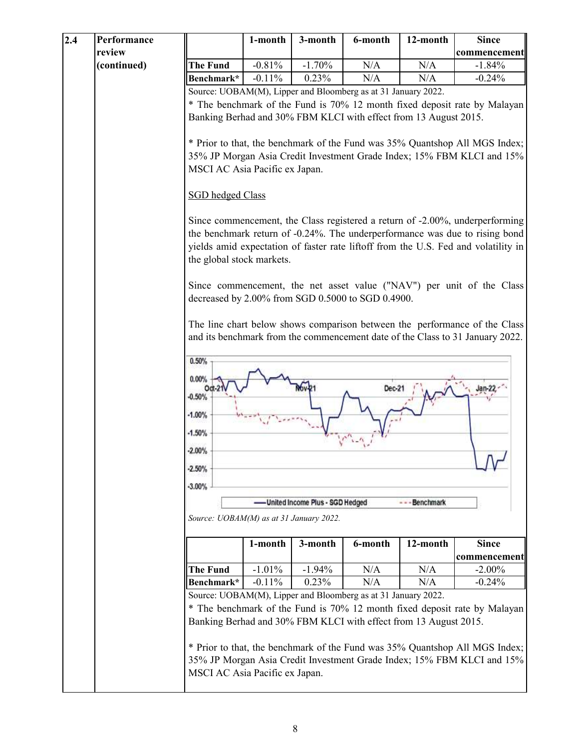## 2.4 Performance review (continued)

| | 1-month | 3-month | 6-month | 12-month | Since commencement |
|---|---|---|---|---|---|
| **The Fund** | -0.81% | -1.70% | N/A | N/A | -1.84% |
| **Benchmark*** | -0.11% | 0.23% | N/A | N/A | -0.24% |

Source: UOBAM(M), Lipper and Bloomberg as at 31 January 2022.

* The benchmark of the Fund is 70% 12 month fixed deposit rate by Malayan Banking Berhad and 30% FBM KLCI with effect from 13 August 2015.

* Prior to that, the benchmark of the Fund was 35% Quantshop All MGS Index; 35% JP Morgan Asia Credit Investment Grade Index; 15% FBM KLCI and 15% MSCI AC Asia Pacific ex Japan.

SGD hedged Class

Since commencement, the Class registered a return of -2.00%, underperforming the benchmark return of -0.24%. The underperformance was due to rising bond yields amid expectation of faster rate liftoff from the U.S. Fed and volatility in the global stock markets.

Since commencement, the net asset value ("NAV") per unit of the Class decreased by 2.00% from SGD 0.5000 to SGD 0.4900.

The line chart below shows comparison between the performance of the Class and its benchmark from the commencement date of the Class to 31 January 2022.

*Source: UOBAM(M) as at 31 January 2022.*

| | 1-month | 3-month | 6-month | 12-month | Since commencement |
|---|---|---|---|---|---|
| **The Fund** | -1.01% | -1.94% | N/A | N/A | -2.00% |
| **Benchmark*** | -0.11% | 0.23% | N/A | N/A | -0.24% |

Source: UOBAM(M), Lipper and Bloomberg as at 31 January 2022.

* The benchmark of the Fund is 70% 12 month fixed deposit rate by Malayan Banking Berhad and 30% FBM KLCI with effect from 13 August 2015.

* Prior to that, the benchmark of the Fund was 35% Quantshop All MGS Index; 35% JP Morgan Asia Credit Investment Grade Index; 15% FBM KLCI and 15% MSCI AC Asia Pacific ex Japan.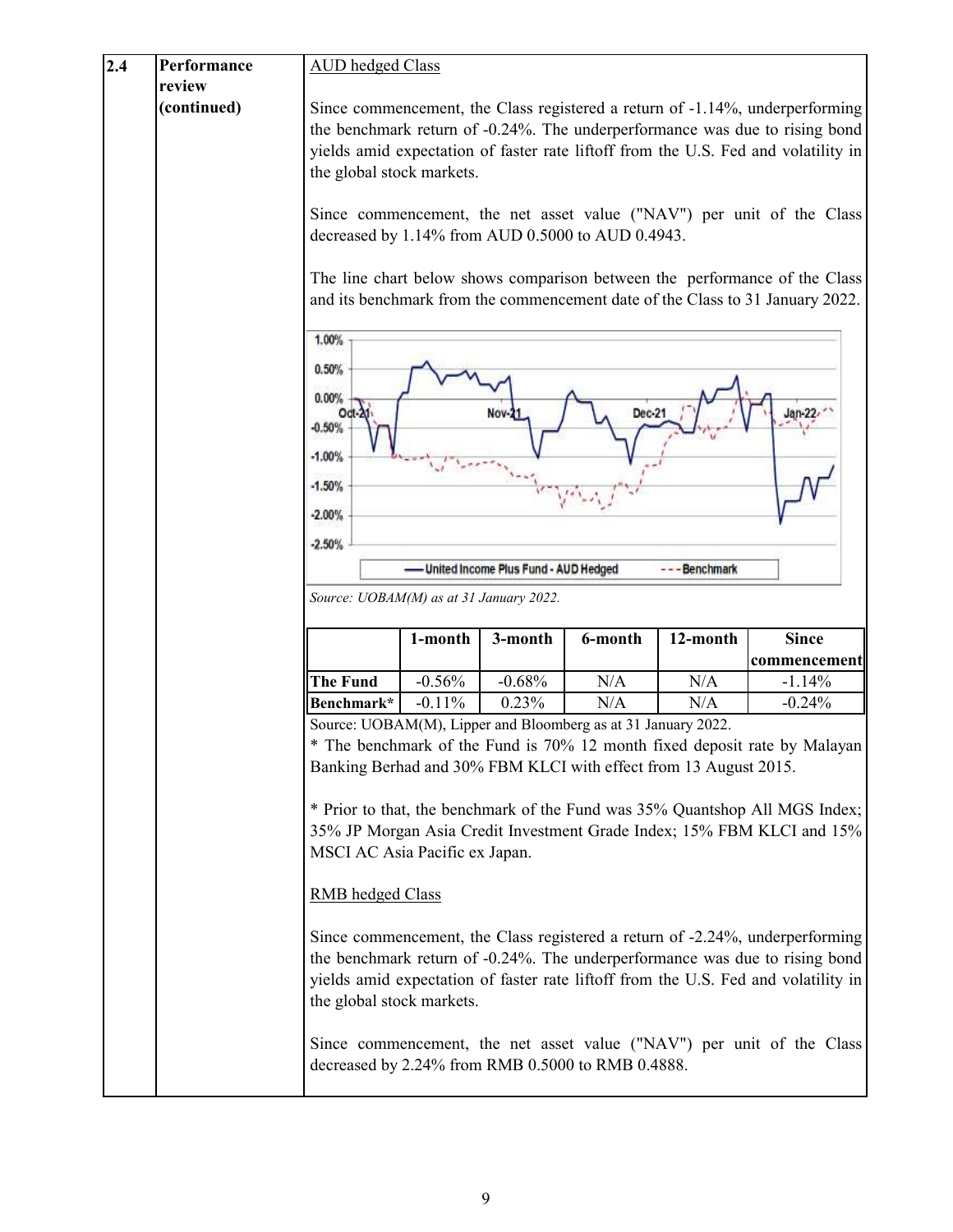**2.4 Performance review (continued)**

AUD hedged Class

Since commencement, the Class registered a return of -1.14%, underperforming the benchmark return of -0.24%. The underperformance was due to rising bond yields amid expectation of faster rate liftoff from the U.S. Fed and volatility in the global stock markets.

Since commencement, the net asset value ("NAV") per unit of the Class decreased by 1.14% from AUD 0.5000 to AUD 0.4943.

The line chart below shows comparison between the performance of the Class and its benchmark from the commencement date of the Class to 31 January 2022.

*Source: UOBAM(M) as at 31 January 2022.*

| | 1-month | 3-month | 6-month | 12-month | Since commencement |
|---|---|---|---|---|---|
| **The Fund** | -0.56% | -0.68% | N/A | N/A | -1.14% |
| **Benchmark*** | -0.11% | 0.23% | N/A | N/A | -0.24% |

Source: UOBAM(M), Lipper and Bloomberg as at 31 January 2022.

* The benchmark of the Fund is 70% 12 month fixed deposit rate by Malayan Banking Berhad and 30% FBM KLCI with effect from 13 August 2015.

* Prior to that, the benchmark of the Fund was 35% Quantshop All MGS Index; 35% JP Morgan Asia Credit Investment Grade Index; 15% FBM KLCI and 15% MSCI AC Asia Pacific ex Japan.

RMB hedged Class

Since commencement, the Class registered a return of -2.24%, underperforming the benchmark return of -0.24%. The underperformance was due to rising bond yields amid expectation of faster rate liftoff from the U.S. Fed and volatility in the global stock markets.

Since commencement, the net asset value ("NAV") per unit of the Class decreased by 2.24% from RMB 0.5000 to RMB 0.4888.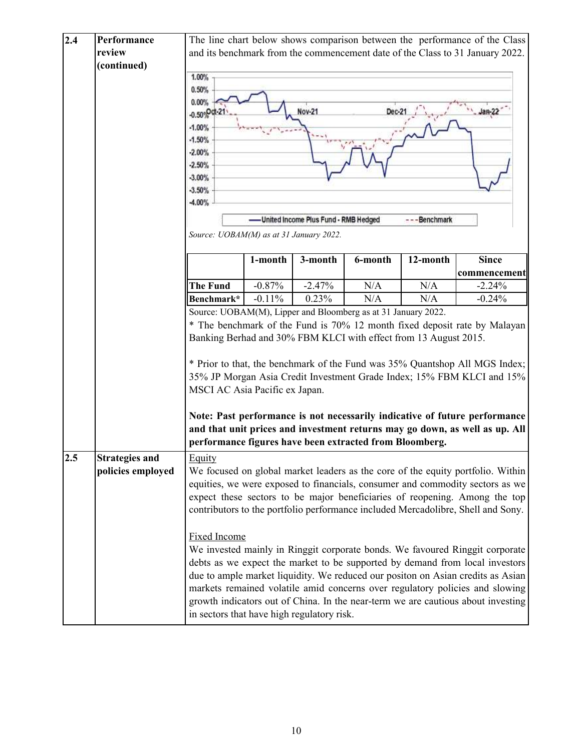**2.4 Performance review (continued)**

The line chart below shows comparison between the performance of the Class and its benchmark from the commencement date of the Class to 31 January 2022.

*Source: UOBAM(M) as at 31 January 2022.*

| | 1-month | 3-month | 6-month | 12-month | Since commencement |
|---|---|---|---|---|---|
| **The Fund** | -0.87% | -2.47% | N/A | N/A | -2.24% |
| **Benchmark*** | -0.11% | 0.23% | N/A | N/A | -0.24% |

Source: UOBAM(M), Lipper and Bloomberg as at 31 January 2022.

* The benchmark of the Fund is 70% 12 month fixed deposit rate by Malayan Banking Berhad and 30% FBM KLCI with effect from 13 August 2015.

* Prior to that, the benchmark of the Fund was 35% Quantshop All MGS Index; 35% JP Morgan Asia Credit Investment Grade Index; 15% FBM KLCI and 15% MSCI AC Asia Pacific ex Japan.

**Note: Past performance is not necessarily indicative of future performance and that unit prices and investment returns may go down, as well as up. All performance figures have been extracted from Bloomberg.**

**2.5 Strategies and policies employed**

Equity

We focused on global market leaders as the core of the equity portfolio. Within equities, we were exposed to financials, consumer and commodity sectors as we expect these sectors to be major beneficiaries of reopening. Among the top contributors to the portfolio performance included Mercadolibre, Shell and Sony.

Fixed Income

We invested mainly in Ringgit corporate bonds. We favoured Ringgit corporate debts as we expect the market to be supported by demand from local investors due to ample market liquidity. We reduced our positon on Asian credits as Asian markets remained volatile amid concerns over regulatory policies and slowing growth indicators out of China. In the near-term we are cautious about investing in sectors that have high regulatory risk.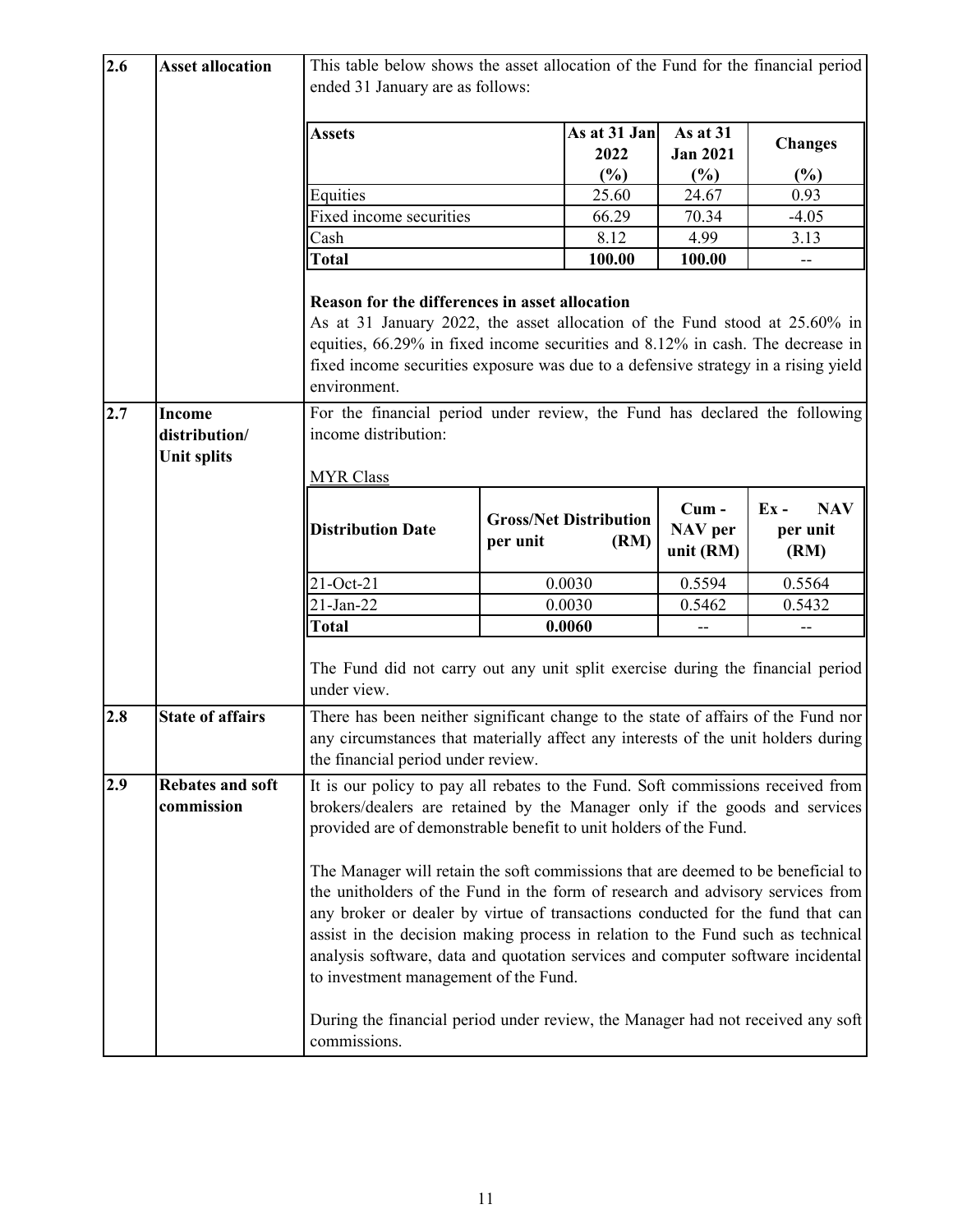## 2.6 Asset allocation

This table below shows the asset allocation of the Fund for the financial period ended 31 January are as follows:

| Assets | As at 31 Jan 2022 (%) | As at 31 Jan 2021 (%) | Changes (%) |
|---|---|---|---|
| Equities | 25.60 | 24.67 | 0.93 |
| Fixed income securities | 66.29 | 70.34 | -4.05 |
| Cash | 8.12 | 4.99 | 3.13 |
| **Total** | **100.00** | **100.00** | -- |

**Reason for the differences in asset allocation**

As at 31 January 2022, the asset allocation of the Fund stood at 25.60% in equities, 66.29% in fixed income securities and 8.12% in cash. The decrease in fixed income securities exposure was due to a defensive strategy in a rising yield environment.

## 2.7 Income distribution/ Unit splits

For the financial period under review, the Fund has declared the following income distribution:

MYR Class

| Distribution Date | Gross/Net Distribution per unit (RM) | Cum - NAV per unit (RM) | Ex - NAV per unit (RM) |
|---|---|---|---|
| 21-Oct-21 | 0.0030 | 0.5594 | 0.5564 |
| 21-Jan-22 | 0.0030 | 0.5462 | 0.5432 |
| **Total** | **0.0060** | -- | -- |

The Fund did not carry out any unit split exercise during the financial period under view.

## 2.8 State of affairs

There has been neither significant change to the state of affairs of the Fund nor any circumstances that materially affect any interests of the unit holders during the financial period under review.

## 2.9 Rebates and soft commission

It is our policy to pay all rebates to the Fund. Soft commissions received from brokers/dealers are retained by the Manager only if the goods and services provided are of demonstrable benefit to unit holders of the Fund.

The Manager will retain the soft commissions that are deemed to be beneficial to the unitholders of the Fund in the form of research and advisory services from any broker or dealer by virtue of transactions conducted for the fund that can assist in the decision making process in relation to the Fund such as technical analysis software, data and quotation services and computer software incidental to investment management of the Fund.

During the financial period under review, the Manager had not received any soft commissions.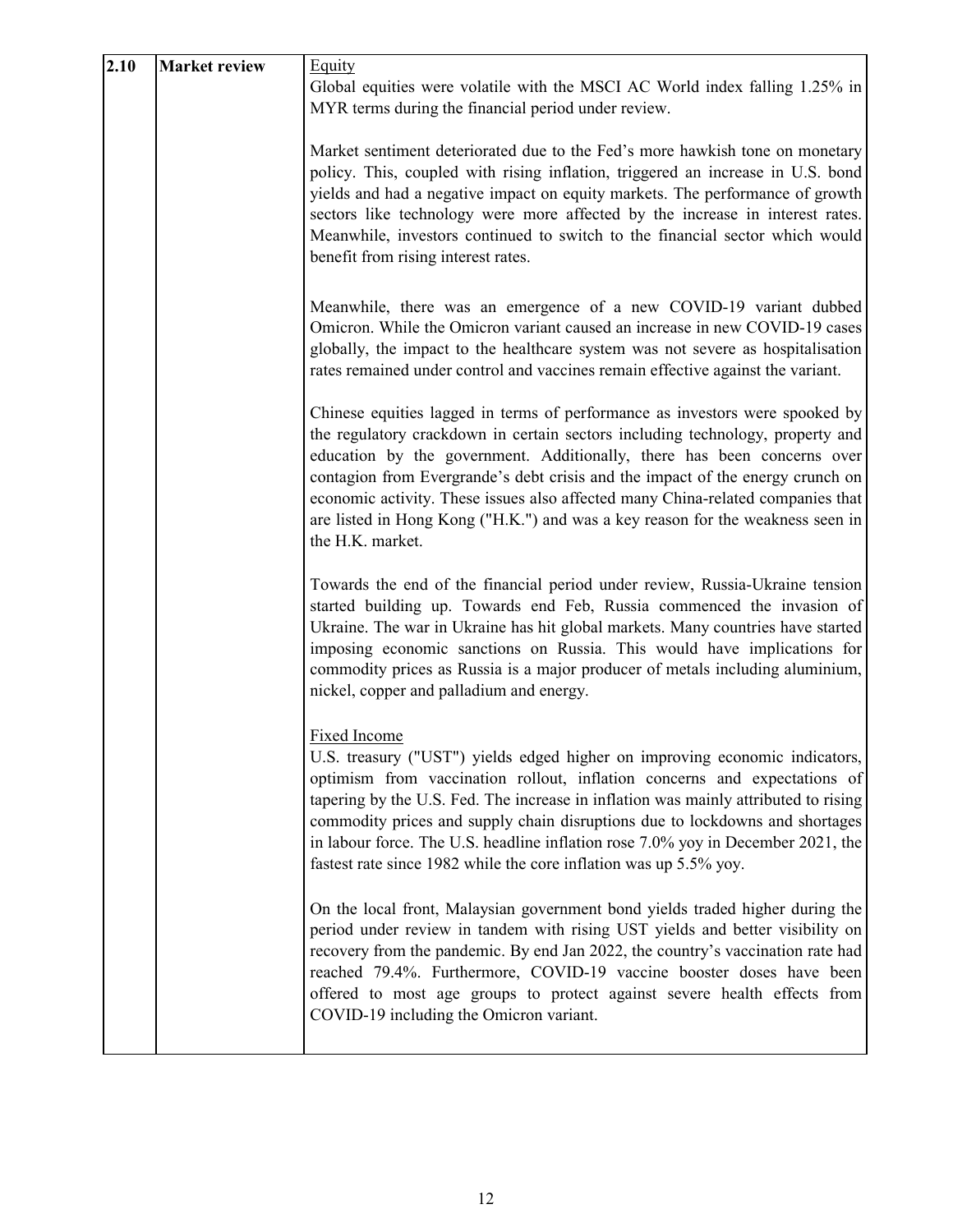| 2.10 | Market review | Equity<br>Global equities were volatile with the MSCI AC World index falling 1.25% in MYR terms during the financial period under review.<br><br>Market sentiment deteriorated due to the Fed's more hawkish tone on monetary policy. This, coupled with rising inflation, triggered an increase in U.S. bond yields and had a negative impact on equity markets. The performance of growth sectors like technology were more affected by the increase in interest rates. Meanwhile, investors continued to switch to the financial sector which would benefit from rising interest rates.<br><br>Meanwhile, there was an emergence of a new COVID-19 variant dubbed Omicron. While the Omicron variant caused an increase in new COVID-19 cases globally, the impact to the healthcare system was not severe as hospitalisation rates remained under control and vaccines remain effective against the variant.<br><br>Chinese equities lagged in terms of performance as investors were spooked by the regulatory crackdown in certain sectors including technology, property and education by the government. Additionally, there has been concerns over contagion from Evergrande's debt crisis and the impact of the energy crunch on economic activity. These issues also affected many China-related companies that are listed in Hong Kong ("H.K.") and was a key reason for the weakness seen in the H.K. market.<br><br>Towards the end of the financial period under review, Russia-Ukraine tension started building up. Towards end Feb, Russia commenced the invasion of Ukraine. The war in Ukraine has hit global markets. Many countries have started imposing economic sanctions on Russia. This would have implications for commodity prices as Russia is a major producer of metals including aluminium, nickel, copper and palladium and energy.<br><br>Fixed Income<br>U.S. treasury ("UST") yields edged higher on improving economic indicators, optimism from vaccination rollout, inflation concerns and expectations of tapering by the U.S. Fed. The increase in inflation was mainly attributed to rising commodity prices and supply chain disruptions due to lockdowns and shortages in labour force. The U.S. headline inflation rose 7.0% yoy in December 2021, the fastest rate since 1982 while the core inflation was up 5.5% yoy.<br><br>On the local front, Malaysian government bond yields traded higher during the period under review in tandem with rising UST yields and better visibility on recovery from the pandemic. By end Jan 2022, the country's vaccination rate had reached 79.4%. Furthermore, COVID-19 vaccine booster doses have been offered to most age groups to protect against severe health effects from COVID-19 including the Omicron variant. |
|---|---|---|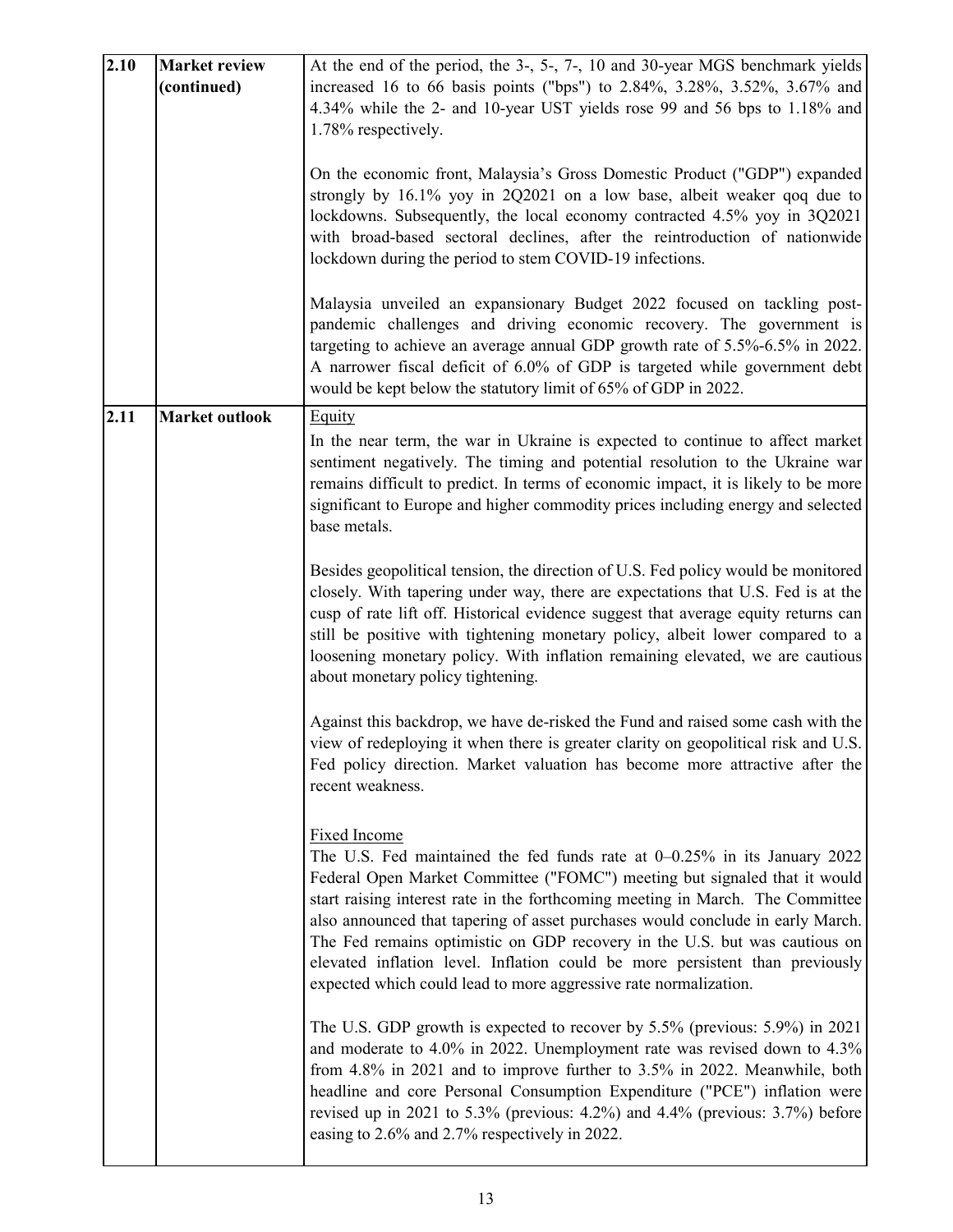| | | |
|---|---|---|
| 2.10 | **Market review (continued)** | At the end of the period, the 3-, 5-, 7-, 10 and 30-year MGS benchmark yields increased 16 to 66 basis points ("bps") to 2.84%, 3.28%, 3.52%, 3.67% and 4.34% while the 2- and 10-year UST yields rose 99 and 56 bps to 1.18% and 1.78% respectively.<br><br>On the economic front, Malaysia's Gross Domestic Product ("GDP") expanded strongly by 16.1% yoy in 2Q2021 on a low base, albeit weaker qoq due to lockdowns. Subsequently, the local economy contracted 4.5% yoy in 3Q2021 with broad-based sectoral declines, after the reintroduction of nationwide lockdown during the period to stem COVID-19 infections.<br><br>Malaysia unveiled an expansionary Budget 2022 focused on tackling post-pandemic challenges and driving economic recovery. The government is targeting to achieve an average annual GDP growth rate of 5.5%-6.5% in 2022. A narrower fiscal deficit of 6.0% of GDP is targeted while government debt would be kept below the statutory limit of 65% of GDP in 2022. |
| 2.11 | **Market outlook** | Equity<br>In the near term, the war in Ukraine is expected to continue to affect market sentiment negatively. The timing and potential resolution to the Ukraine war remains difficult to predict. In terms of economic impact, it is likely to be more significant to Europe and higher commodity prices including energy and selected base metals.<br><br>Besides geopolitical tension, the direction of U.S. Fed policy would be monitored closely. With tapering under way, there are expectations that U.S. Fed is at the cusp of rate lift off. Historical evidence suggest that average equity returns can still be positive with tightening monetary policy, albeit lower compared to a loosening monetary policy. With inflation remaining elevated, we are cautious about monetary policy tightening.<br><br>Against this backdrop, we have de-risked the Fund and raised some cash with the view of redeploying it when there is greater clarity on geopolitical risk and U.S. Fed policy direction. Market valuation has become more attractive after the recent weakness.<br><br>Fixed Income<br>The U.S. Fed maintained the fed funds rate at 0–0.25% in its January 2022 Federal Open Market Committee ("FOMC") meeting but signaled that it would start raising interest rate in the forthcoming meeting in March. The Committee also announced that tapering of asset purchases would conclude in early March. The Fed remains optimistic on GDP recovery in the U.S. but was cautious on elevated inflation level. Inflation could be more persistent than previously expected which could lead to more aggressive rate normalization.<br><br>The U.S. GDP growth is expected to recover by 5.5% (previous: 5.9%) in 2021 and moderate to 4.0% in 2022. Unemployment rate was revised down to 4.3% from 4.8% in 2021 and to improve further to 3.5% in 2022. Meanwhile, both headline and core Personal Consumption Expenditure ("PCE") inflation were revised up in 2021 to 5.3% (previous: 4.2%) and 4.4% (previous: 3.7%) before easing to 2.6% and 2.7% respectively in 2022. |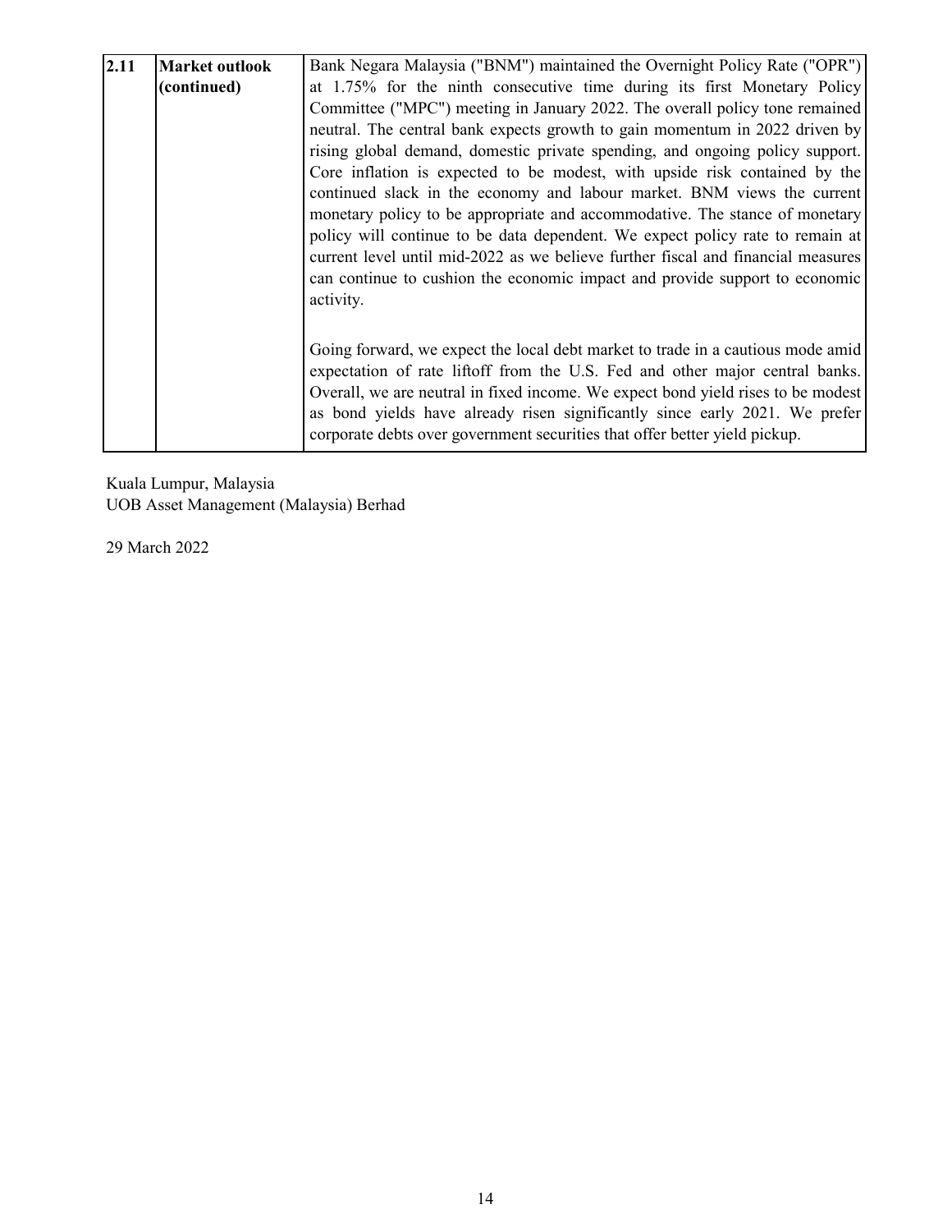| 2.11 | Market outlook (continued) | Bank Negara Malaysia ("BNM") maintained the Overnight Policy Rate ("OPR") at 1.75% for the ninth consecutive time during its first Monetary Policy Committee ("MPC") meeting in January 2022. The overall policy tone remained neutral. The central bank expects growth to gain momentum in 2022 driven by rising global demand, domestic private spending, and ongoing policy support. Core inflation is expected to be modest, with upside risk contained by the continued slack in the economy and labour market. BNM views the current monetary policy to be appropriate and accommodative. The stance of monetary policy will continue to be data dependent. We expect policy rate to remain at current level until mid-2022 as we believe further fiscal and financial measures can continue to cushion the economic impact and provide support to economic activity. |
|---|---|---|
| | | Going forward, we expect the local debt market to trade in a cautious mode amid expectation of rate liftoff from the U.S. Fed and other major central banks. Overall, we are neutral in fixed income. We expect bond yield rises to be modest as bond yields have already risen significantly since early 2021. We prefer corporate debts over government securities that offer better yield pickup. |

Kuala Lumpur, Malaysia
UOB Asset Management (Malaysia) Berhad

29 March 2022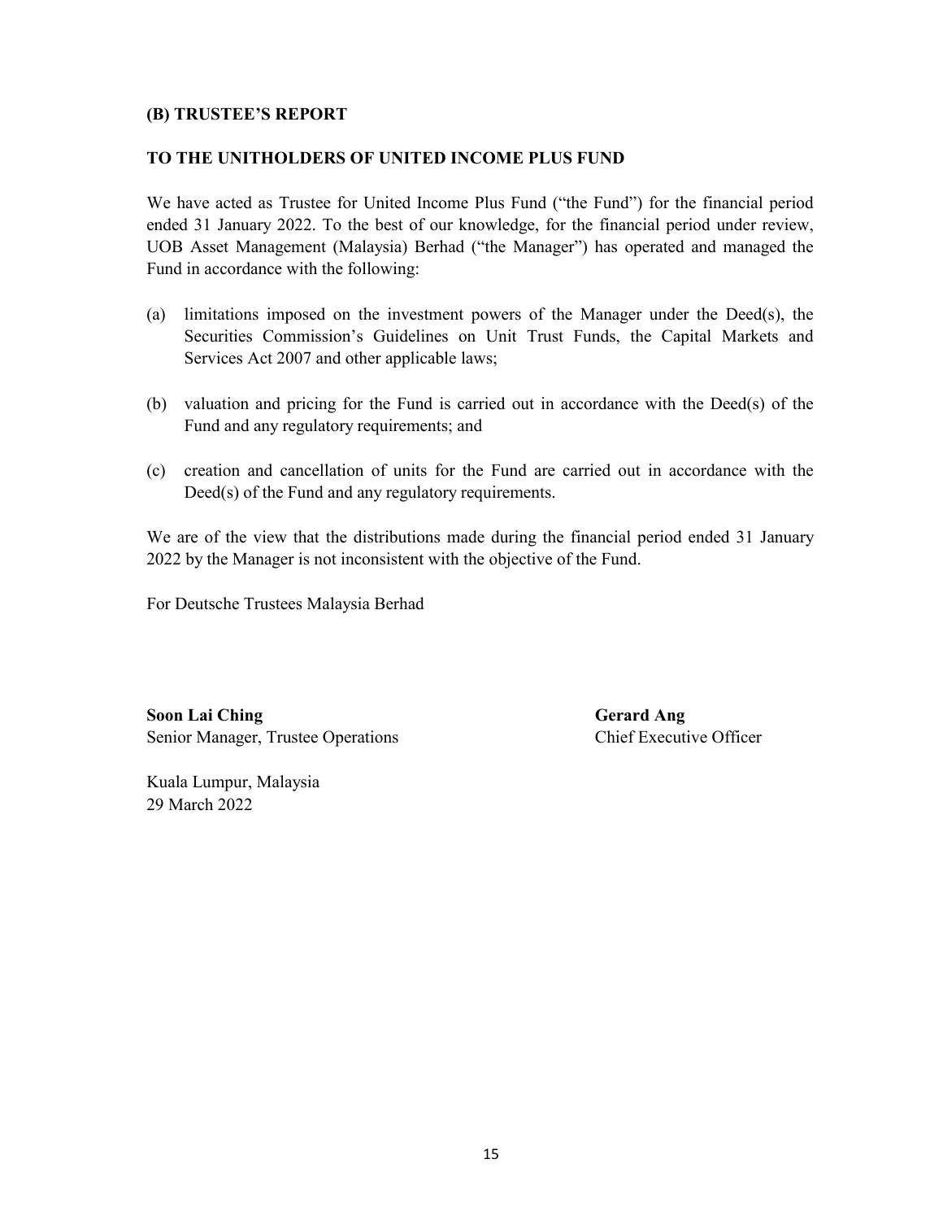## (B) TRUSTEE'S REPORT

### TO THE UNITHOLDERS OF UNITED INCOME PLUS FUND

We have acted as Trustee for United Income Plus Fund ("the Fund") for the financial period ended 31 January 2022. To the best of our knowledge, for the financial period under review, UOB Asset Management (Malaysia) Berhad ("the Manager") has operated and managed the Fund in accordance with the following:

(a) limitations imposed on the investment powers of the Manager under the Deed(s), the Securities Commission's Guidelines on Unit Trust Funds, the Capital Markets and Services Act 2007 and other applicable laws;

(b) valuation and pricing for the Fund is carried out in accordance with the Deed(s) of the Fund and any regulatory requirements; and

(c) creation and cancellation of units for the Fund are carried out in accordance with the Deed(s) of the Fund and any regulatory requirements.

We are of the view that the distributions made during the financial period ended 31 January 2022 by the Manager is not inconsistent with the objective of the Fund.

For Deutsche Trustees Malaysia Berhad

**Soon Lai Ching**
Senior Manager, Trustee Operations

**Gerard Ang**
Chief Executive Officer

Kuala Lumpur, Malaysia
29 March 2022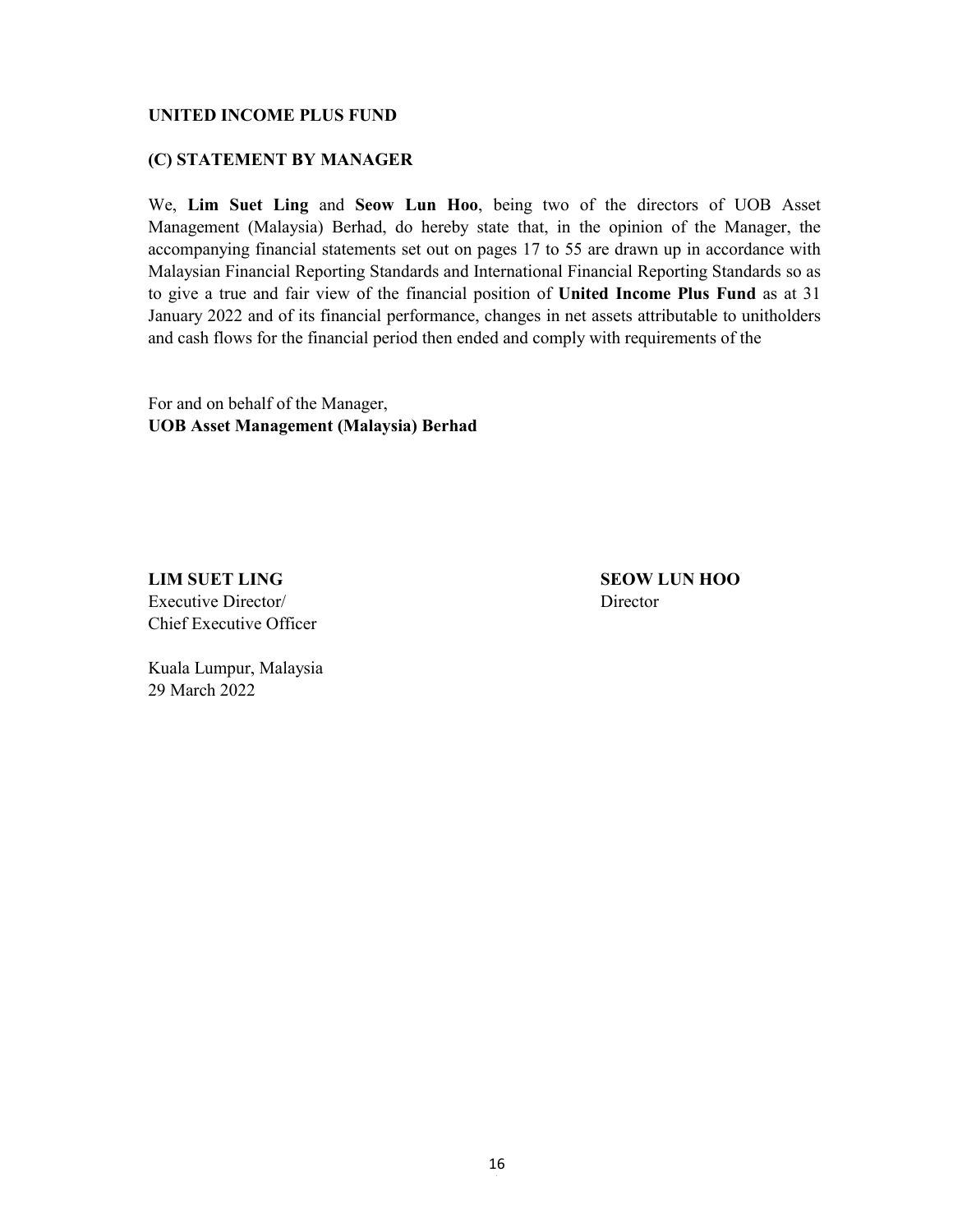**UNITED INCOME PLUS FUND**

## (C) STATEMENT BY MANAGER

We, **Lim Suet Ling** and **Seow Lun Hoo**, being two of the directors of UOB Asset Management (Malaysia) Berhad, do hereby state that, in the opinion of the Manager, the accompanying financial statements set out on pages 17 to 55 are drawn up in accordance with Malaysian Financial Reporting Standards and International Financial Reporting Standards so as to give a true and fair view of the financial position of **United Income Plus Fund** as at 31 January 2022 and of its financial performance, changes in net assets attributable to unitholders and cash flows for the financial period then ended and comply with requirements of the

For and on behalf of the Manager,
**UOB Asset Management (Malaysia) Berhad**

**LIM SUET LING**
Executive Director/
Chief Executive Officer

**SEOW LUN HOO**
Director

Kuala Lumpur, Malaysia
29 March 2022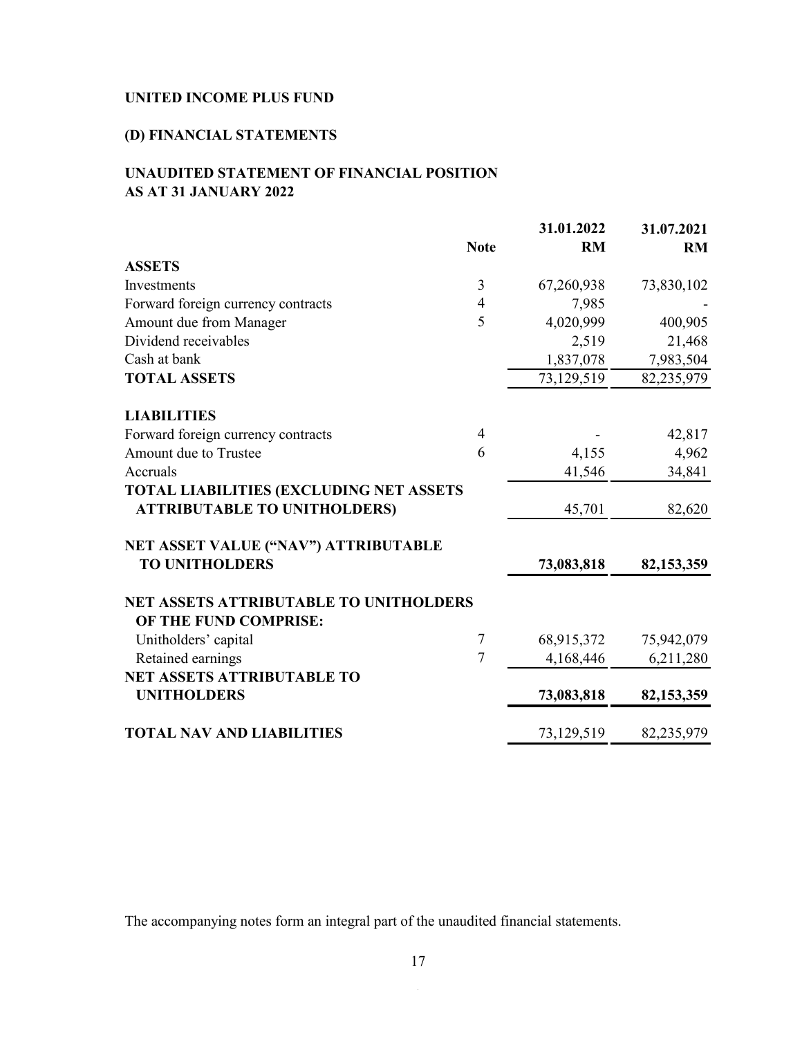**UNITED INCOME PLUS FUND**

**(D) FINANCIAL STATEMENTS**

**UNAUDITED STATEMENT OF FINANCIAL POSITION**
**AS AT 31 JANUARY 2022**

| | Note | 31.01.2022 RM | 31.07.2021 RM |
|---|---|---|---|
| **ASSETS** | | | |
| Investments | 3 | 67,260,938 | 73,830,102 |
| Forward foreign currency contracts | 4 | 7,985 | - |
| Amount due from Manager | 5 | 4,020,999 | 400,905 |
| Dividend receivables | | 2,519 | 21,468 |
| Cash at bank | | 1,837,078 | 7,983,504 |
| **TOTAL ASSETS** | | 73,129,519 | 82,235,979 |
| | | | |
| **LIABILITIES** | | | |
| Forward foreign currency contracts | 4 | - | 42,817 |
| Amount due to Trustee | 6 | 4,155 | 4,962 |
| Accruals | | 41,546 | 34,841 |
| **TOTAL LIABILITIES (EXCLUDING NET ASSETS ATTRIBUTABLE TO UNITHOLDERS)** | | 45,701 | 82,620 |
| | | | |
| **NET ASSET VALUE ("NAV") ATTRIBUTABLE TO UNITHOLDERS** | | **73,083,818** | **82,153,359** |
| | | | |
| **NET ASSETS ATTRIBUTABLE TO UNITHOLDERS OF THE FUND COMPRISE:** | | | |
| Unitholders' capital | 7 | 68,915,372 | 75,942,079 |
| Retained earnings | 7 | 4,168,446 | 6,211,280 |
| **NET ASSETS ATTRIBUTABLE TO UNITHOLDERS** | | **73,083,818** | **82,153,359** |
| | | | |
| **TOTAL NAV AND LIABILITIES** | | 73,129,519 | 82,235,979 |

The accompanying notes form an integral part of the unaudited financial statements.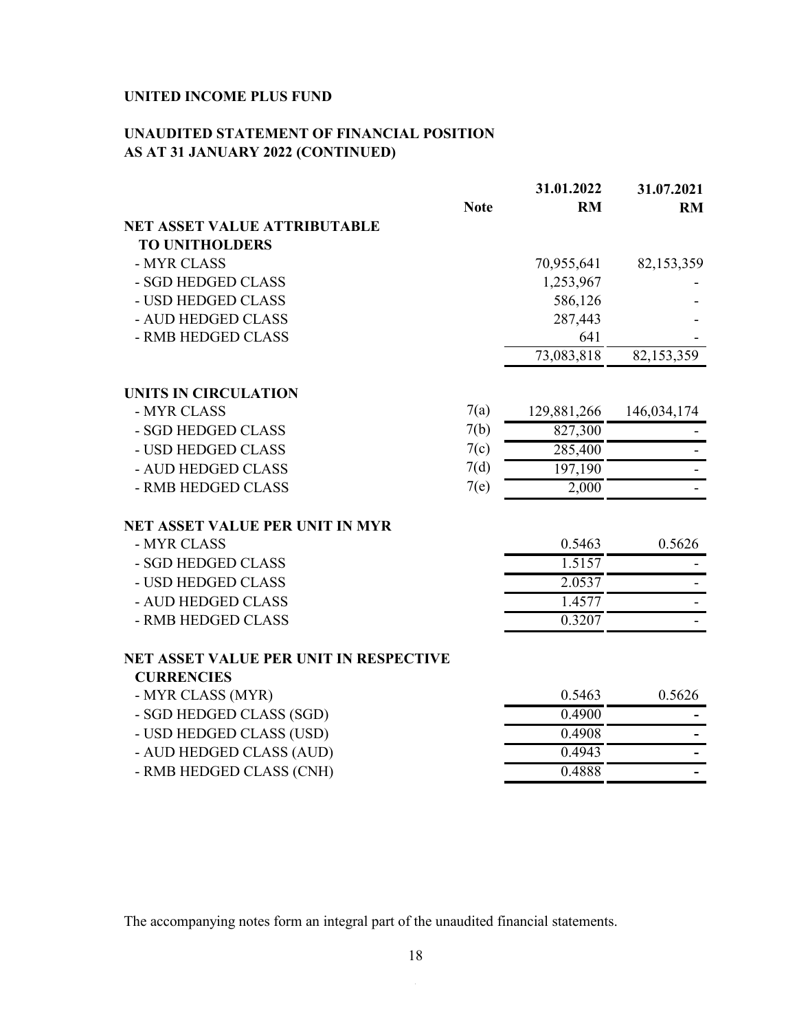**UNITED INCOME PLUS FUND**

**UNAUDITED STATEMENT OF FINANCIAL POSITION**
**AS AT 31 JANUARY 2022 (CONTINUED)**

| | Note | 31.01.2022 RM | 31.07.2021 RM |
|---|---|---|---|
| **NET ASSET VALUE ATTRIBUTABLE TO UNITHOLDERS** | | | |
| - MYR CLASS | | 70,955,641 | 82,153,359 |
| - SGD HEDGED CLASS | | 1,253,967 | - |
| - USD HEDGED CLASS | | 586,126 | - |
| - AUD HEDGED CLASS | | 287,443 | - |
| - RMB HEDGED CLASS | | 641 | - |
| | | 73,083,818 | 82,153,359 |
| **UNITS IN CIRCULATION** | | | |
| - MYR CLASS | 7(a) | 129,881,266 | 146,034,174 |
| - SGD HEDGED CLASS | 7(b) | 827,300 | - |
| - USD HEDGED CLASS | 7(c) | 285,400 | - |
| - AUD HEDGED CLASS | 7(d) | 197,190 | - |
| - RMB HEDGED CLASS | 7(e) | 2,000 | - |
| **NET ASSET VALUE PER UNIT IN MYR** | | | |
| - MYR CLASS | | 0.5463 | 0.5626 |
| - SGD HEDGED CLASS | | 1.5157 | - |
| - USD HEDGED CLASS | | 2.0537 | - |
| - AUD HEDGED CLASS | | 1.4577 | - |
| - RMB HEDGED CLASS | | 0.3207 | - |
| **NET ASSET VALUE PER UNIT IN RESPECTIVE CURRENCIES** | | | |
| - MYR CLASS (MYR) | | 0.5463 | 0.5626 |
| - SGD HEDGED CLASS (SGD) | | 0.4900 | - |
| - USD HEDGED CLASS (USD) | | 0.4908 | - |
| - AUD HEDGED CLASS (AUD) | | 0.4943 | - |
| - RMB HEDGED CLASS (CNH) | | 0.4888 | - |

The accompanying notes form an integral part of the unaudited financial statements.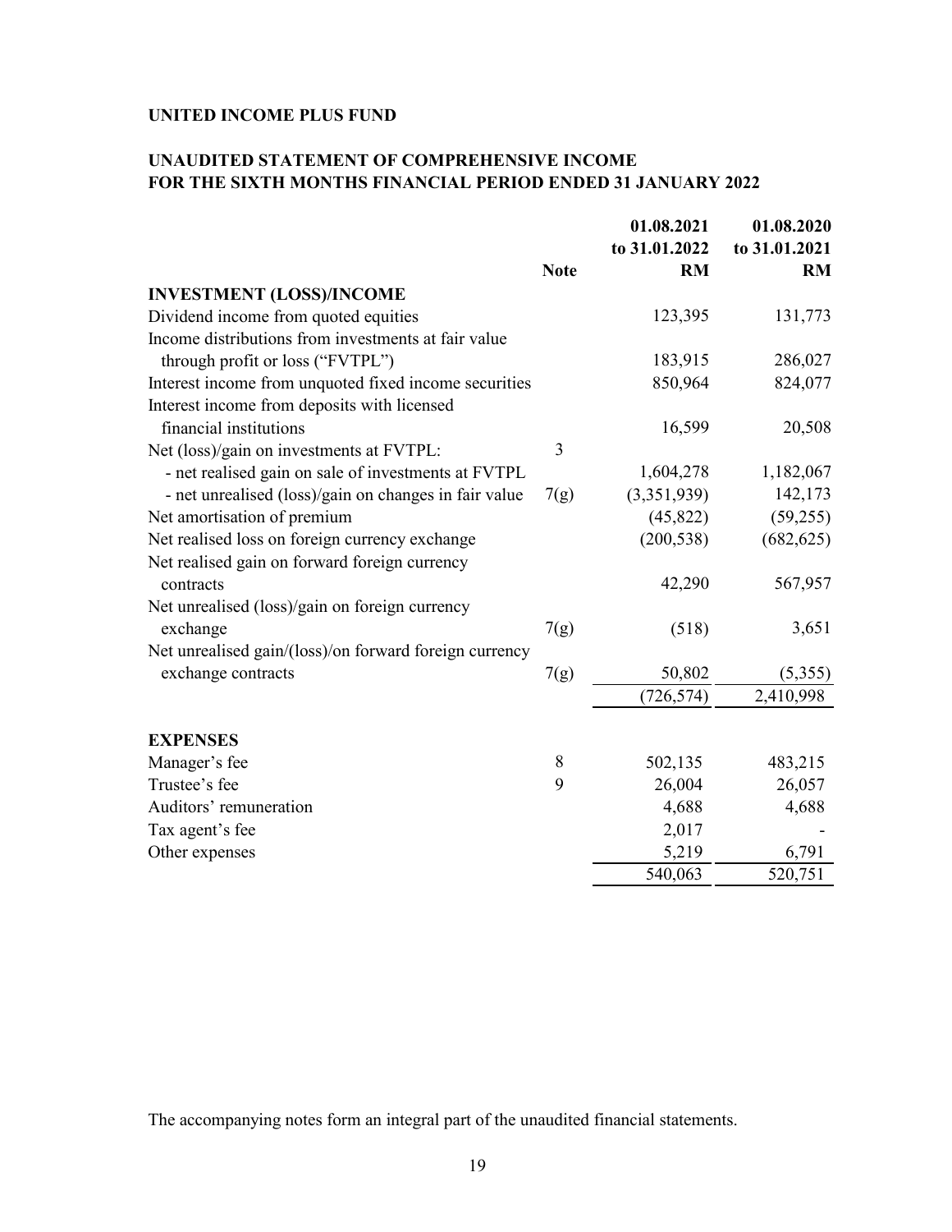**UNITED INCOME PLUS FUND**

**UNAUDITED STATEMENT OF COMPREHENSIVE INCOME**
**FOR THE SIXTH MONTHS FINANCIAL PERIOD ENDED 31 JANUARY 2022**

| | Note | 01.08.2021 to 31.01.2022 RM | 01.08.2020 to 31.01.2021 RM |
|---|---|---|---|
| **INVESTMENT (LOSS)/INCOME** | | | |
| Dividend income from quoted equities | | 123,395 | 131,773 |
| Income distributions from investments at fair value through profit or loss ("FVTPL") | | 183,915 | 286,027 |
| Interest income from unquoted fixed income securities | | 850,964 | 824,077 |
| Interest income from deposits with licensed financial institutions | | 16,599 | 20,508 |
| Net (loss)/gain on investments at FVTPL: | 3 | | |
| - net realised gain on sale of investments at FVTPL | | 1,604,278 | 1,182,067 |
| - net unrealised (loss)/gain on changes in fair value | 7(g) | (3,351,939) | 142,173 |
| Net amortisation of premium | | (45,822) | (59,255) |
| Net realised loss on foreign currency exchange | | (200,538) | (682,625) |
| Net realised gain on forward foreign currency contracts | | 42,290 | 567,957 |
| Net unrealised (loss)/gain on foreign currency exchange | 7(g) | (518) | 3,651 |
| Net unrealised gain/(loss)/on forward foreign currency exchange contracts | 7(g) | 50,802 | (5,355) |
| | | (726,574) | 2,410,998 |
| **EXPENSES** | | | |
| Manager's fee | 8 | 502,135 | 483,215 |
| Trustee's fee | 9 | 26,004 | 26,057 |
| Auditors' remuneration | | 4,688 | 4,688 |
| Tax agent's fee | | 2,017 | - |
| Other expenses | | 5,219 | 6,791 |
| | | 540,063 | 520,751 |

The accompanying notes form an integral part of the unaudited financial statements.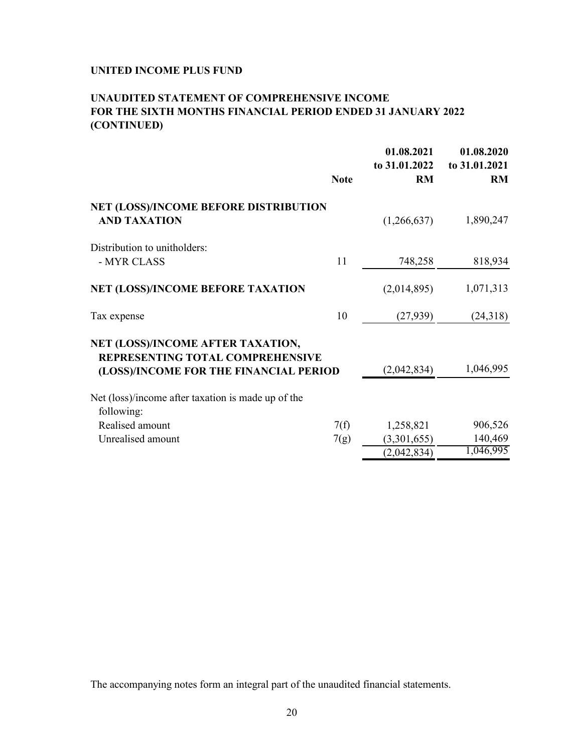**UNITED INCOME PLUS FUND**

**UNAUDITED STATEMENT OF COMPREHENSIVE INCOME FOR THE SIXTH MONTHS FINANCIAL PERIOD ENDED 31 JANUARY 2022 (CONTINUED)**

| | Note | 01.08.2021 to 31.01.2022 RM | 01.08.2020 to 31.01.2021 RM |
|---|---|---|---|
| **NET (LOSS)/INCOME BEFORE DISTRIBUTION AND TAXATION** | | (1,266,637) | 1,890,247 |
| Distribution to unitholders: | | | |
| - MYR CLASS | 11 | 748,258 | 818,934 |
| **NET (LOSS)/INCOME BEFORE TAXATION** | | (2,014,895) | 1,071,313 |
| Tax expense | 10 | (27,939) | (24,318) |
| **NET (LOSS)/INCOME AFTER TAXATION, REPRESENTING TOTAL COMPREHENSIVE (LOSS)/INCOME FOR THE FINANCIAL PERIOD** | | (2,042,834) | 1,046,995 |
| Net (loss)/income after taxation is made up of the following: | | | |
| Realised amount | 7(f) | 1,258,821 | 906,526 |
| Unrealised amount | 7(g) | (3,301,655) | 140,469 |
| | | (2,042,834) | 1,046,995 |

The accompanying notes form an integral part of the unaudited financial statements.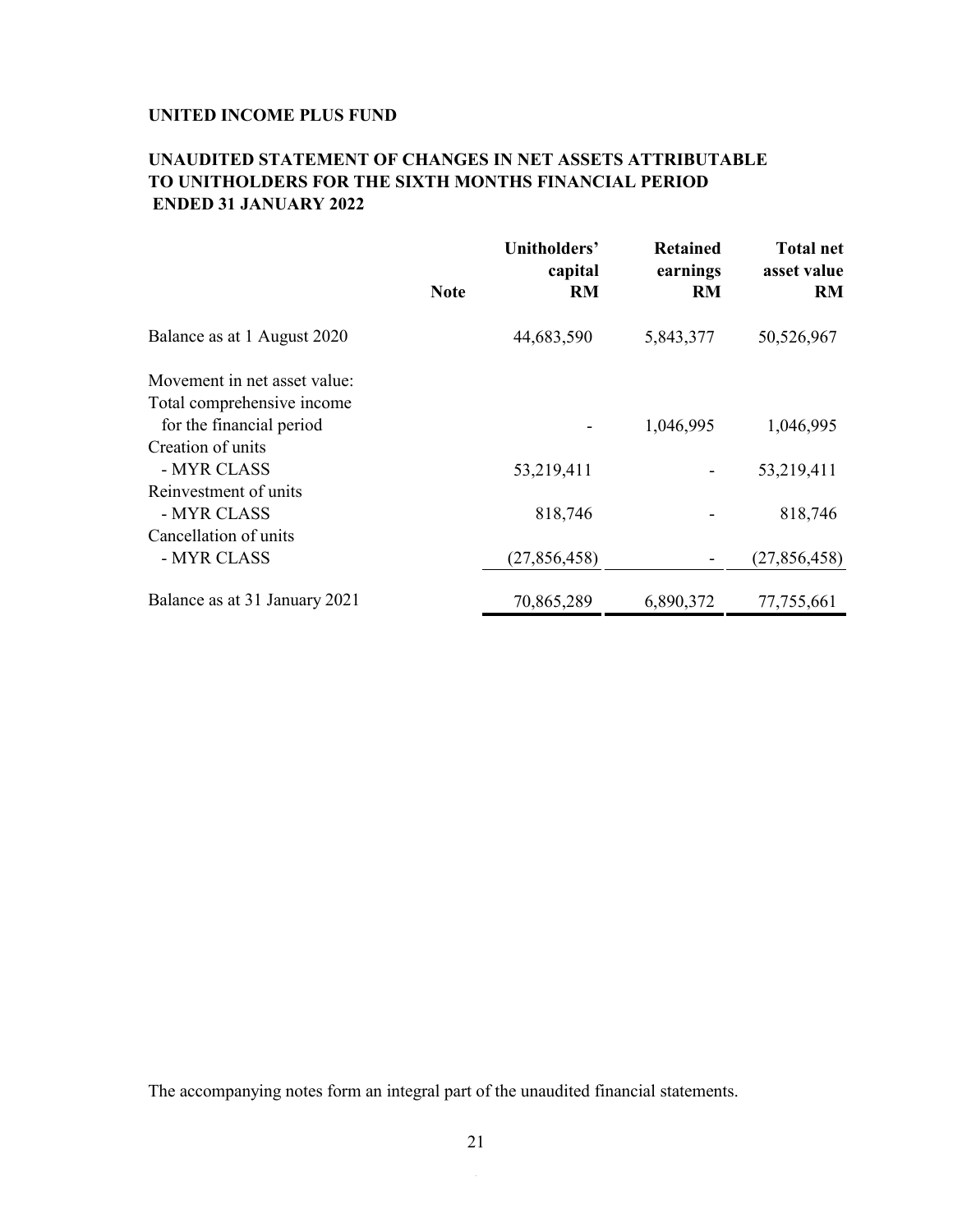**UNITED INCOME PLUS FUND**

**UNAUDITED STATEMENT OF CHANGES IN NET ASSETS ATTRIBUTABLE TO UNITHOLDERS FOR THE SIXTH MONTHS FINANCIAL PERIOD ENDED 31 JANUARY 2022**

| | Note | Unitholders' capital RM | Retained earnings RM | Total net asset value RM |
|---|---|---|---|---|
| Balance as at 1 August 2020 | | 44,683,590 | 5,843,377 | 50,526,967 |
| Movement in net asset value: | | | | |
| Total comprehensive income for the financial period | | - | 1,046,995 | 1,046,995 |
| Creation of units | | | | |
| - MYR CLASS | | 53,219,411 | - | 53,219,411 |
| Reinvestment of units | | | | |
| - MYR CLASS | | 818,746 | - | 818,746 |
| Cancellation of units | | | | |
| - MYR CLASS | | (27,856,458) | - | (27,856,458) |
| Balance as at 31 January 2021 | | 70,865,289 | 6,890,372 | 77,755,661 |

The accompanying notes form an integral part of the unaudited financial statements.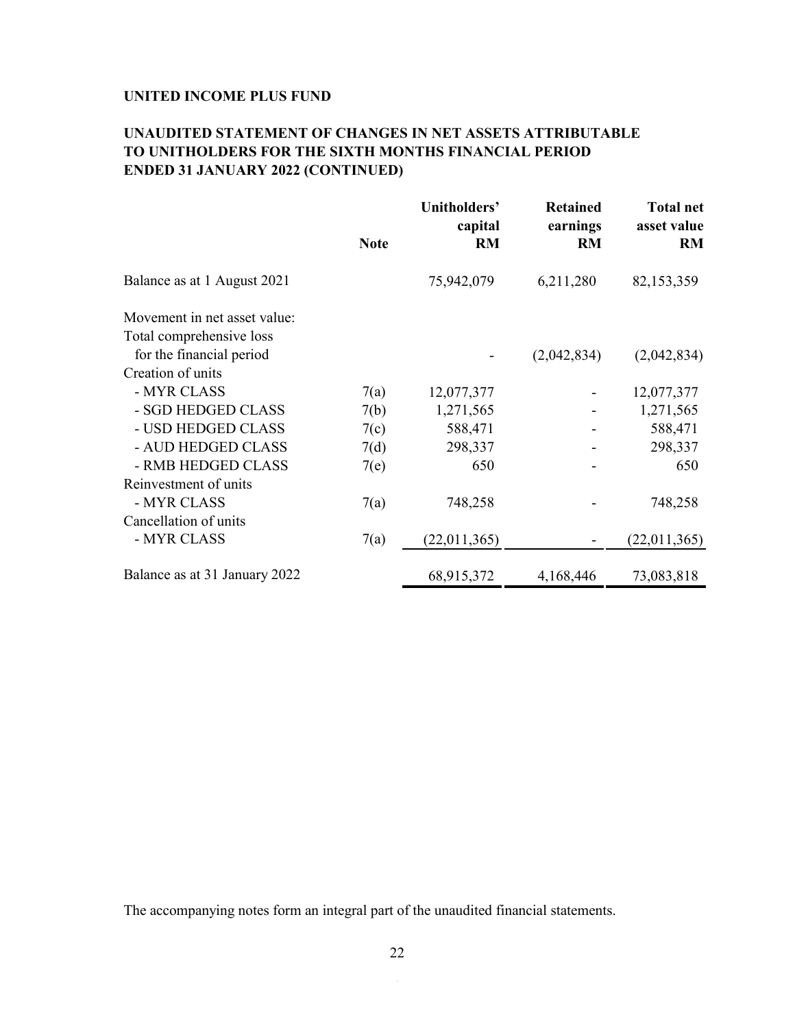**UNITED INCOME PLUS FUND**

**UNAUDITED STATEMENT OF CHANGES IN NET ASSETS ATTRIBUTABLE TO UNITHOLDERS FOR THE SIXTH MONTHS FINANCIAL PERIOD ENDED 31 JANUARY 2022 (CONTINUED)**

| | Note | Unitholders' capital RM | Retained earnings RM | Total net asset value RM |
|---|---|---|---|---|
| Balance as at 1 August 2021 | | 75,942,079 | 6,211,280 | 82,153,359 |
| Movement in net asset value: | | | | |
| Total comprehensive loss for the financial period | | - | (2,042,834) | (2,042,834) |
| Creation of units | | | | |
| - MYR CLASS | 7(a) | 12,077,377 | - | 12,077,377 |
| - SGD HEDGED CLASS | 7(b) | 1,271,565 | - | 1,271,565 |
| - USD HEDGED CLASS | 7(c) | 588,471 | - | 588,471 |
| - AUD HEDGED CLASS | 7(d) | 298,337 | - | 298,337 |
| - RMB HEDGED CLASS | 7(e) | 650 | - | 650 |
| Reinvestment of units | | | | |
| - MYR CLASS | 7(a) | 748,258 | - | 748,258 |
| Cancellation of units | | | | |
| - MYR CLASS | 7(a) | (22,011,365) | - | (22,011,365) |
| Balance as at 31 January 2022 | | 68,915,372 | 4,168,446 | 73,083,818 |

The accompanying notes form an integral part of the unaudited financial statements.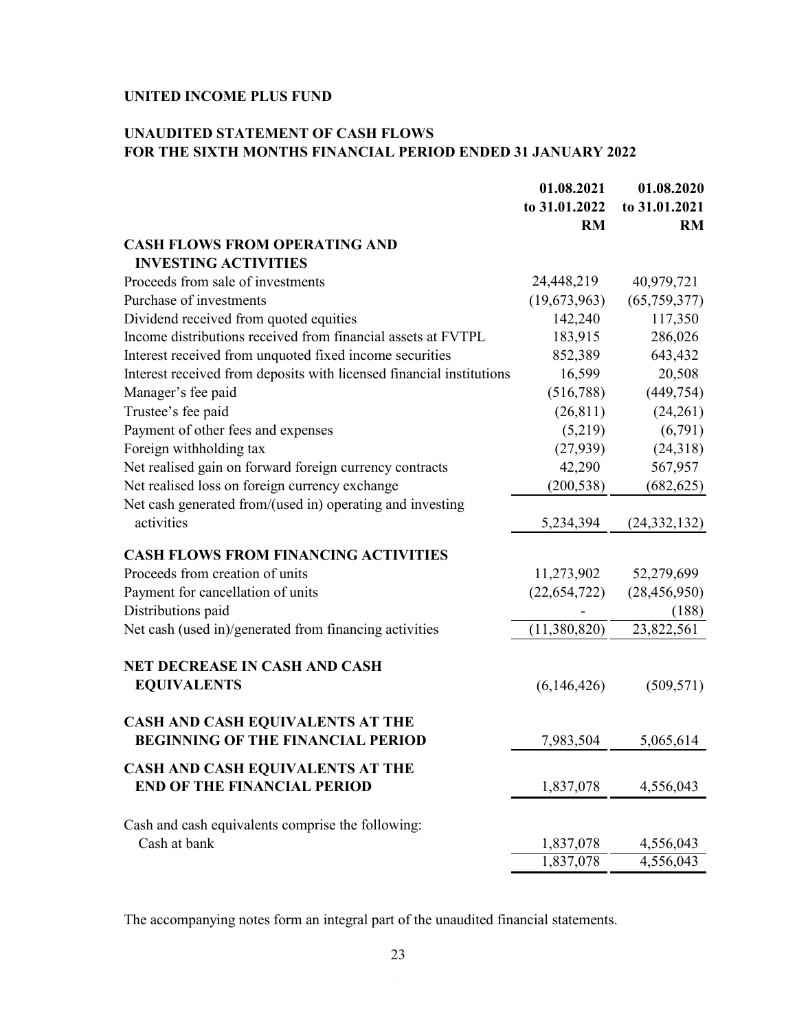**UNITED INCOME PLUS FUND**

**UNAUDITED STATEMENT OF CASH FLOWS**
**FOR THE SIXTH MONTHS FINANCIAL PERIOD ENDED 31 JANUARY 2022**

| | 01.08.2021 to 31.01.2022 RM | 01.08.2020 to 31.01.2021 RM |
|---|---|---|
| **CASH FLOWS FROM OPERATING AND INVESTING ACTIVITIES** | | |
| Proceeds from sale of investments | 24,448,219 | 40,979,721 |
| Purchase of investments | (19,673,963) | (65,759,377) |
| Dividend received from quoted equities | 142,240 | 117,350 |
| Income distributions received from financial assets at FVTPL | 183,915 | 286,026 |
| Interest received from unquoted fixed income securities | 852,389 | 643,432 |
| Interest received from deposits with licensed financial institutions | 16,599 | 20,508 |
| Manager's fee paid | (516,788) | (449,754) |
| Trustee's fee paid | (26,811) | (24,261) |
| Payment of other fees and expenses | (5,219) | (6,791) |
| Foreign withholding tax | (27,939) | (24,318) |
| Net realised gain on forward foreign currency contracts | 42,290 | 567,957 |
| Net realised loss on foreign currency exchange | (200,538) | (682,625) |
| Net cash generated from/(used in) operating and investing activities | 5,234,394 | (24,332,132) |
| **CASH FLOWS FROM FINANCING ACTIVITIES** | | |
| Proceeds from creation of units | 11,273,902 | 52,279,699 |
| Payment for cancellation of units | (22,654,722) | (28,456,950) |
| Distributions paid | - | (188) |
| Net cash (used in)/generated from financing activities | (11,380,820) | 23,822,561 |
| **NET DECREASE IN CASH AND CASH EQUIVALENTS** | (6,146,426) | (509,571) |
| **CASH AND CASH EQUIVALENTS AT THE BEGINNING OF THE FINANCIAL PERIOD** | 7,983,504 | 5,065,614 |
| **CASH AND CASH EQUIVALENTS AT THE END OF THE FINANCIAL PERIOD** | 1,837,078 | 4,556,043 |
| Cash and cash equivalents comprise the following: | | |
| Cash at bank | 1,837,078 | 4,556,043 |
| | 1,837,078 | 4,556,043 |

The accompanying notes form an integral part of the unaudited financial statements.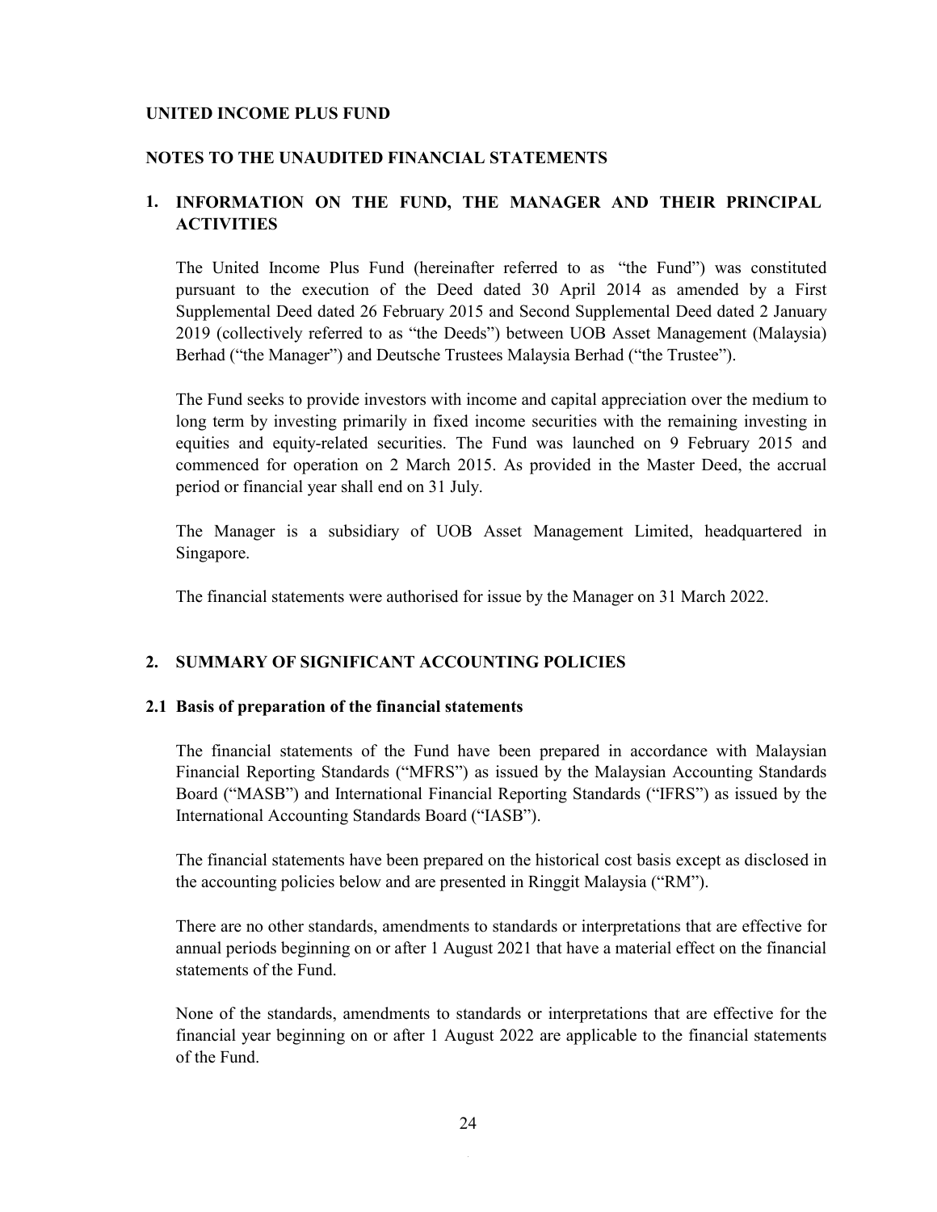**UNITED INCOME PLUS FUND**

**NOTES TO THE UNAUDITED FINANCIAL STATEMENTS**

## 1. INFORMATION ON THE FUND, THE MANAGER AND THEIR PRINCIPAL ACTIVITIES

The United Income Plus Fund (hereinafter referred to as "the Fund") was constituted pursuant to the execution of the Deed dated 30 April 2014 as amended by a First Supplemental Deed dated 26 February 2015 and Second Supplemental Deed dated 2 January 2019 (collectively referred to as "the Deeds") between UOB Asset Management (Malaysia) Berhad ("the Manager") and Deutsche Trustees Malaysia Berhad ("the Trustee").

The Fund seeks to provide investors with income and capital appreciation over the medium to long term by investing primarily in fixed income securities with the remaining investing in equities and equity-related securities. The Fund was launched on 9 February 2015 and commenced for operation on 2 March 2015. As provided in the Master Deed, the accrual period or financial year shall end on 31 July.

The Manager is a subsidiary of UOB Asset Management Limited, headquartered in Singapore.

The financial statements were authorised for issue by the Manager on 31 March 2022.

## 2. SUMMARY OF SIGNIFICANT ACCOUNTING POLICIES

### 2.1 Basis of preparation of the financial statements

The financial statements of the Fund have been prepared in accordance with Malaysian Financial Reporting Standards ("MFRS") as issued by the Malaysian Accounting Standards Board ("MASB") and International Financial Reporting Standards ("IFRS") as issued by the International Accounting Standards Board ("IASB").

The financial statements have been prepared on the historical cost basis except as disclosed in the accounting policies below and are presented in Ringgit Malaysia ("RM").

There are no other standards, amendments to standards or interpretations that are effective for annual periods beginning on or after 1 August 2021 that have a material effect on the financial statements of the Fund.

None of the standards, amendments to standards or interpretations that are effective for the financial year beginning on or after 1 August 2022 are applicable to the financial statements of the Fund.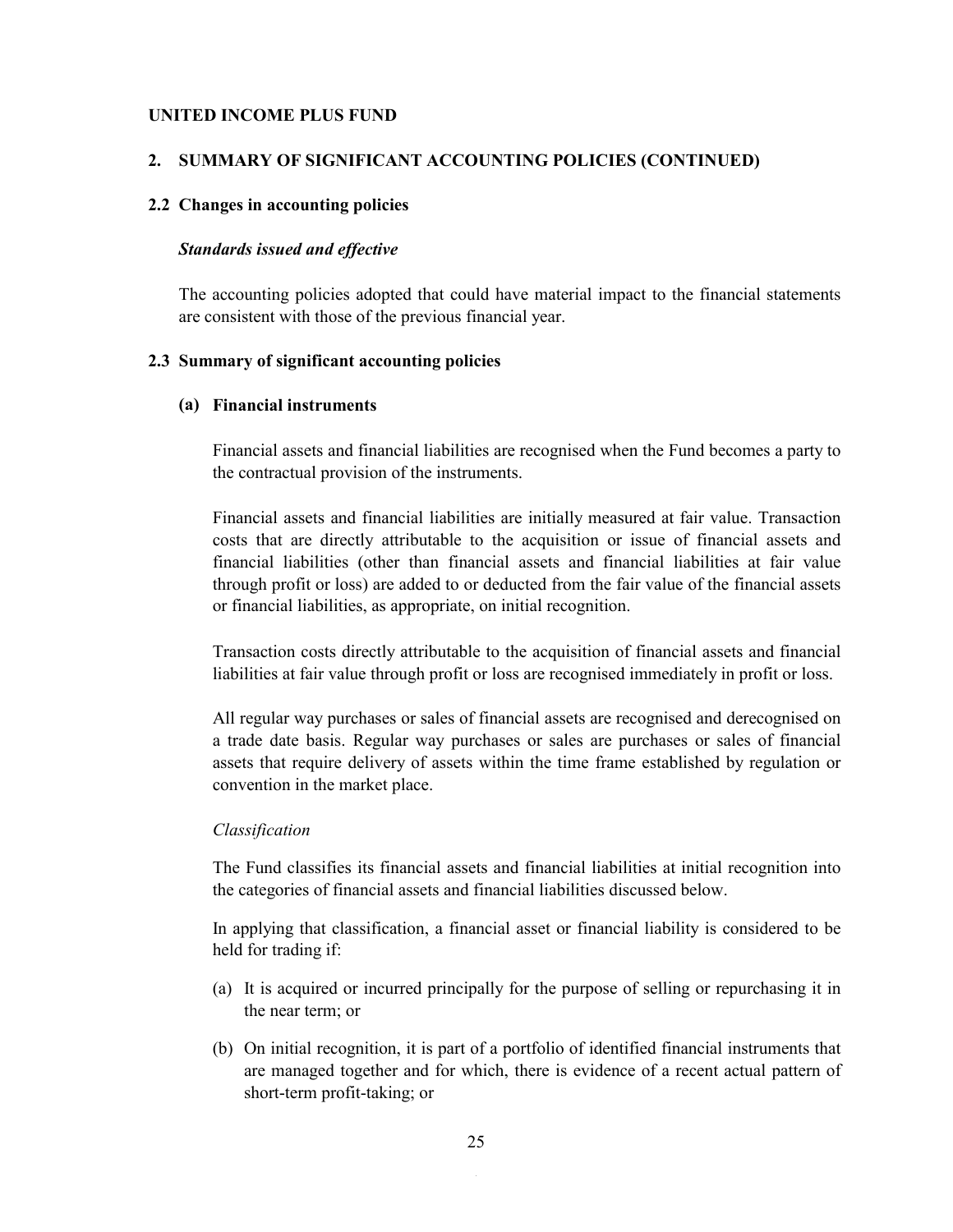**UNITED INCOME PLUS FUND**

## 2. SUMMARY OF SIGNIFICANT ACCOUNTING POLICIES (CONTINUED)

### 2.2 Changes in accounting policies

***Standards issued and effective***

The accounting policies adopted that could have material impact to the financial statements are consistent with those of the previous financial year.

### 2.3 Summary of significant accounting policies

#### (a) Financial instruments

Financial assets and financial liabilities are recognised when the Fund becomes a party to the contractual provision of the instruments.

Financial assets and financial liabilities are initially measured at fair value. Transaction costs that are directly attributable to the acquisition or issue of financial assets and financial liabilities (other than financial assets and financial liabilities at fair value through profit or loss) are added to or deducted from the fair value of the financial assets or financial liabilities, as appropriate, on initial recognition.

Transaction costs directly attributable to the acquisition of financial assets and financial liabilities at fair value through profit or loss are recognised immediately in profit or loss.

All regular way purchases or sales of financial assets are recognised and derecognised on a trade date basis. Regular way purchases or sales are purchases or sales of financial assets that require delivery of assets within the time frame established by regulation or convention in the market place.

*Classification*

The Fund classifies its financial assets and financial liabilities at initial recognition into the categories of financial assets and financial liabilities discussed below.

In applying that classification, a financial asset or financial liability is considered to be held for trading if:

(a) It is acquired or incurred principally for the purpose of selling or repurchasing it in the near term; or

(b) On initial recognition, it is part of a portfolio of identified financial instruments that are managed together and for which, there is evidence of a recent actual pattern of short-term profit-taking; or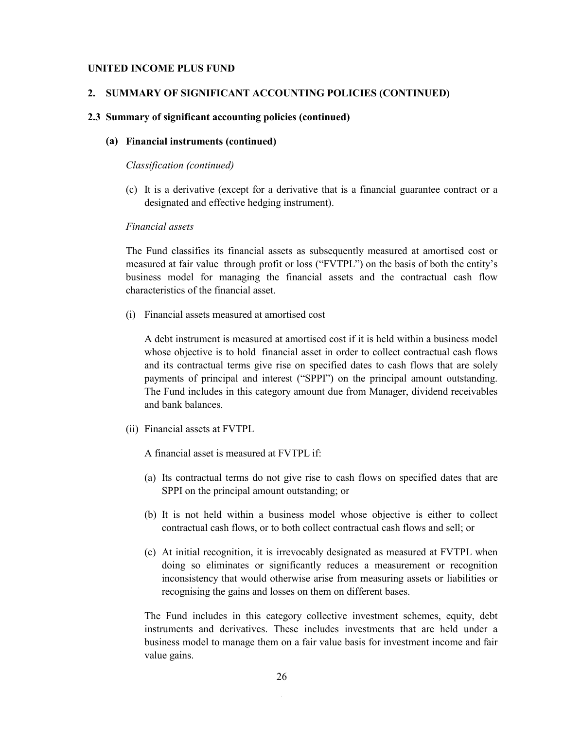**UNITED INCOME PLUS FUND**

## 2. SUMMARY OF SIGNIFICANT ACCOUNTING POLICIES (CONTINUED)

### 2.3 Summary of significant accounting policies (continued)

#### (a) Financial instruments (continued)

*Classification (continued)*

(c) It is a derivative (except for a derivative that is a financial guarantee contract or a designated and effective hedging instrument).

*Financial assets*

The Fund classifies its financial assets as subsequently measured at amortised cost or measured at fair value through profit or loss ("FVTPL") on the basis of both the entity's business model for managing the financial assets and the contractual cash flow characteristics of the financial asset.

(i) Financial assets measured at amortised cost

A debt instrument is measured at amortised cost if it is held within a business model whose objective is to hold financial asset in order to collect contractual cash flows and its contractual terms give rise on specified dates to cash flows that are solely payments of principal and interest ("SPPI") on the principal amount outstanding. The Fund includes in this category amount due from Manager, dividend receivables and bank balances.

(ii) Financial assets at FVTPL

A financial asset is measured at FVTPL if:

(a) Its contractual terms do not give rise to cash flows on specified dates that are SPPI on the principal amount outstanding; or

(b) It is not held within a business model whose objective is either to collect contractual cash flows, or to both collect contractual cash flows and sell; or

(c) At initial recognition, it is irrevocably designated as measured at FVTPL when doing so eliminates or significantly reduces a measurement or recognition inconsistency that would otherwise arise from measuring assets or liabilities or recognising the gains and losses on them on different bases.

The Fund includes in this category collective investment schemes, equity, debt instruments and derivatives. These includes investments that are held under a business model to manage them on a fair value basis for investment income and fair value gains.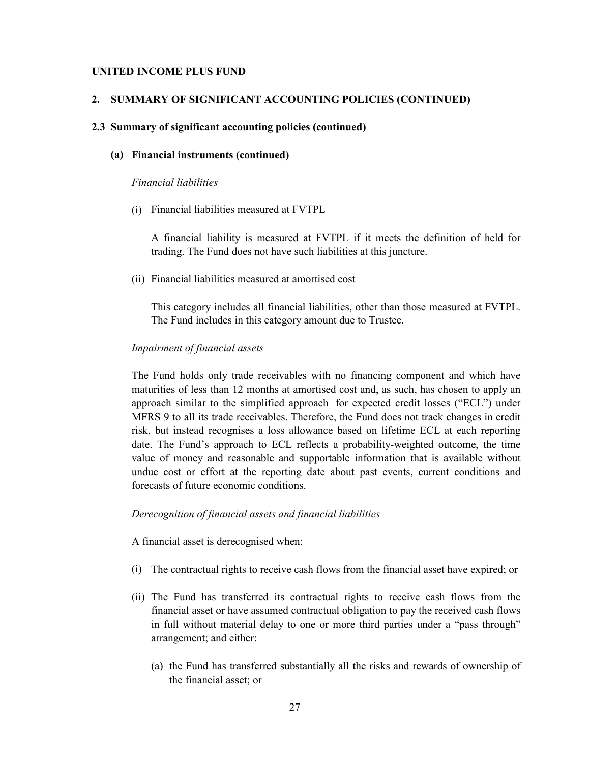**UNITED INCOME PLUS FUND**

## 2. SUMMARY OF SIGNIFICANT ACCOUNTING POLICIES (CONTINUED)

### 2.3 Summary of significant accounting policies (continued)

#### (a) Financial instruments (continued)

*Financial liabilities*

(i) Financial liabilities measured at FVTPL

A financial liability is measured at FVTPL if it meets the definition of held for trading. The Fund does not have such liabilities at this juncture.

(ii) Financial liabilities measured at amortised cost

This category includes all financial liabilities, other than those measured at FVTPL. The Fund includes in this category amount due to Trustee.

*Impairment of financial assets*

The Fund holds only trade receivables with no financing component and which have maturities of less than 12 months at amortised cost and, as such, has chosen to apply an approach similar to the simplified approach for expected credit losses ("ECL") under MFRS 9 to all its trade receivables. Therefore, the Fund does not track changes in credit risk, but instead recognises a loss allowance based on lifetime ECL at each reporting date. The Fund's approach to ECL reflects a probability-weighted outcome, the time value of money and reasonable and supportable information that is available without undue cost or effort at the reporting date about past events, current conditions and forecasts of future economic conditions.

*Derecognition of financial assets and financial liabilities*

A financial asset is derecognised when:

(i) The contractual rights to receive cash flows from the financial asset have expired; or

(ii) The Fund has transferred its contractual rights to receive cash flows from the financial asset or have assumed contractual obligation to pay the received cash flows in full without material delay to one or more third parties under a "pass through" arrangement; and either:

(a) the Fund has transferred substantially all the risks and rewards of ownership of the financial asset; or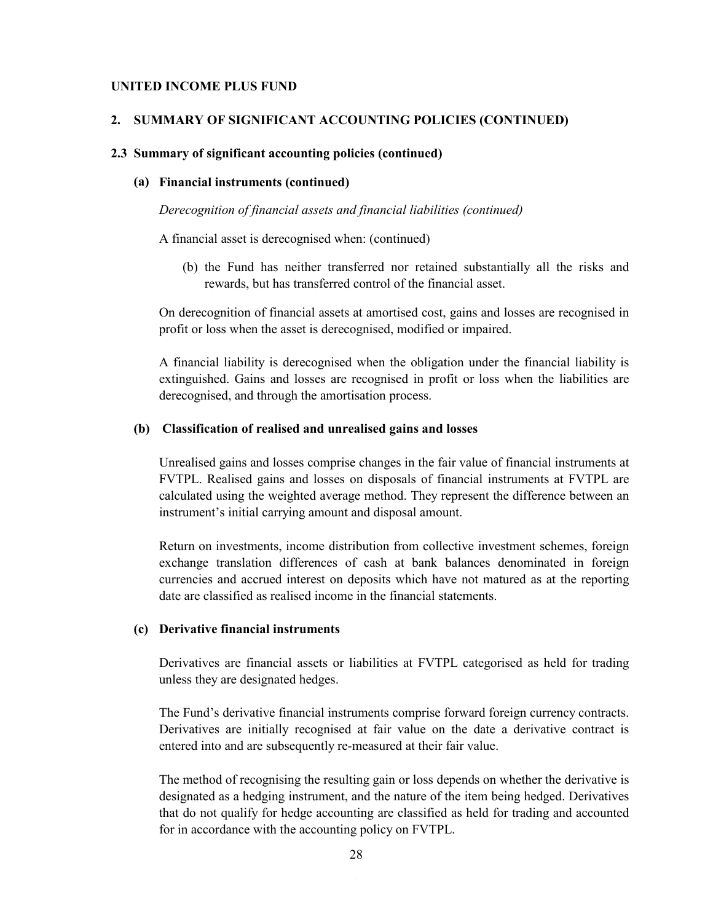**UNITED INCOME PLUS FUND**

## 2. SUMMARY OF SIGNIFICANT ACCOUNTING POLICIES (CONTINUED)

### 2.3 Summary of significant accounting policies (continued)

#### (a) Financial instruments (continued)

*Derecognition of financial assets and financial liabilities (continued)*

A financial asset is derecognised when: (continued)

(b) the Fund has neither transferred nor retained substantially all the risks and rewards, but has transferred control of the financial asset.

On derecognition of financial assets at amortised cost, gains and losses are recognised in profit or loss when the asset is derecognised, modified or impaired.

A financial liability is derecognised when the obligation under the financial liability is extinguished. Gains and losses are recognised in profit or loss when the liabilities are derecognised, and through the amortisation process.

#### (b) Classification of realised and unrealised gains and losses

Unrealised gains and losses comprise changes in the fair value of financial instruments at FVTPL. Realised gains and losses on disposals of financial instruments at FVTPL are calculated using the weighted average method. They represent the difference between an instrument's initial carrying amount and disposal amount.

Return on investments, income distribution from collective investment schemes, foreign exchange translation differences of cash at bank balances denominated in foreign currencies and accrued interest on deposits which have not matured as at the reporting date are classified as realised income in the financial statements.

#### (c) Derivative financial instruments

Derivatives are financial assets or liabilities at FVTPL categorised as held for trading unless they are designated hedges.

The Fund's derivative financial instruments comprise forward foreign currency contracts. Derivatives are initially recognised at fair value on the date a derivative contract is entered into and are subsequently re-measured at their fair value.

The method of recognising the resulting gain or loss depends on whether the derivative is designated as a hedging instrument, and the nature of the item being hedged. Derivatives that do not qualify for hedge accounting are classified as held for trading and accounted for in accordance with the accounting policy on FVTPL.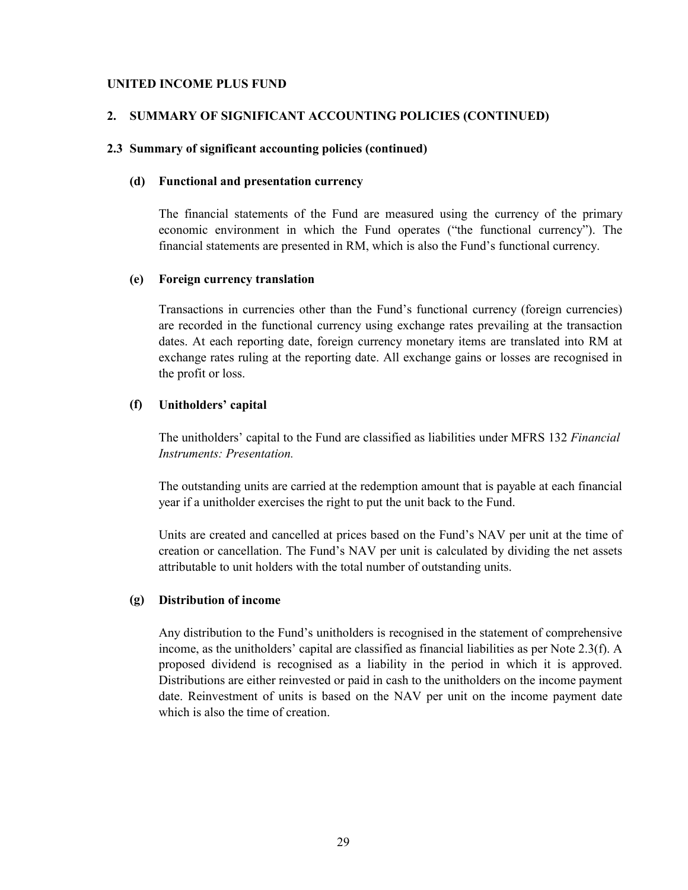**UNITED INCOME PLUS FUND**

## 2. SUMMARY OF SIGNIFICANT ACCOUNTING POLICIES (CONTINUED)

### 2.3 Summary of significant accounting policies (continued)

#### (d) Functional and presentation currency

The financial statements of the Fund are measured using the currency of the primary economic environment in which the Fund operates ("the functional currency"). The financial statements are presented in RM, which is also the Fund's functional currency.

#### (e) Foreign currency translation

Transactions in currencies other than the Fund's functional currency (foreign currencies) are recorded in the functional currency using exchange rates prevailing at the transaction dates. At each reporting date, foreign currency monetary items are translated into RM at exchange rates ruling at the reporting date. All exchange gains or losses are recognised in the profit or loss.

#### (f) Unitholders' capital

The unitholders' capital to the Fund are classified as liabilities under MFRS 132 *Financial Instruments: Presentation.*

The outstanding units are carried at the redemption amount that is payable at each financial year if a unitholder exercises the right to put the unit back to the Fund.

Units are created and cancelled at prices based on the Fund's NAV per unit at the time of creation or cancellation. The Fund's NAV per unit is calculated by dividing the net assets attributable to unit holders with the total number of outstanding units.

#### (g) Distribution of income

Any distribution to the Fund's unitholders is recognised in the statement of comprehensive income, as the unitholders' capital are classified as financial liabilities as per Note 2.3(f). A proposed dividend is recognised as a liability in the period in which it is approved. Distributions are either reinvested or paid in cash to the unitholders on the income payment date. Reinvestment of units is based on the NAV per unit on the income payment date which is also the time of creation.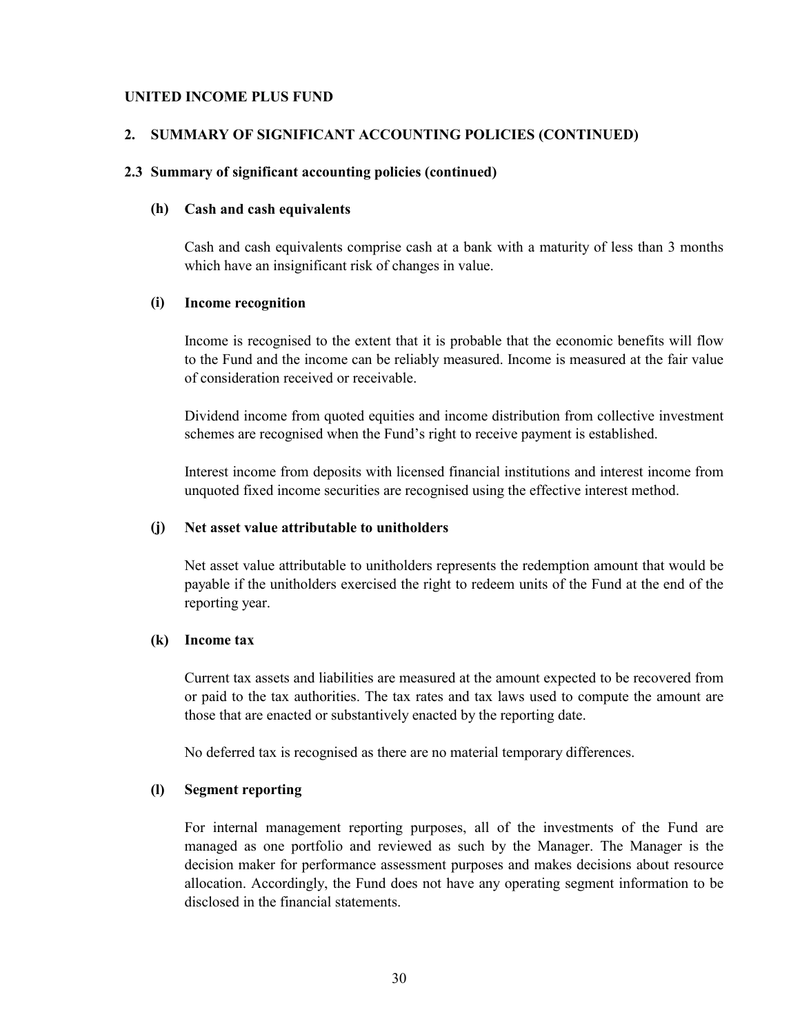**UNITED INCOME PLUS FUND**

## 2. SUMMARY OF SIGNIFICANT ACCOUNTING POLICIES (CONTINUED)

### 2.3 Summary of significant accounting policies (continued)

#### (h) Cash and cash equivalents

Cash and cash equivalents comprise cash at a bank with a maturity of less than 3 months which have an insignificant risk of changes in value.

#### (i) Income recognition

Income is recognised to the extent that it is probable that the economic benefits will flow to the Fund and the income can be reliably measured. Income is measured at the fair value of consideration received or receivable.

Dividend income from quoted equities and income distribution from collective investment schemes are recognised when the Fund's right to receive payment is established.

Interest income from deposits with licensed financial institutions and interest income from unquoted fixed income securities are recognised using the effective interest method.

#### (j) Net asset value attributable to unitholders

Net asset value attributable to unitholders represents the redemption amount that would be payable if the unitholders exercised the right to redeem units of the Fund at the end of the reporting year.

#### (k) Income tax

Current tax assets and liabilities are measured at the amount expected to be recovered from or paid to the tax authorities. The tax rates and tax laws used to compute the amount are those that are enacted or substantively enacted by the reporting date.

No deferred tax is recognised as there are no material temporary differences.

#### (l) Segment reporting

For internal management reporting purposes, all of the investments of the Fund are managed as one portfolio and reviewed as such by the Manager. The Manager is the decision maker for performance assessment purposes and makes decisions about resource allocation. Accordingly, the Fund does not have any operating segment information to be disclosed in the financial statements.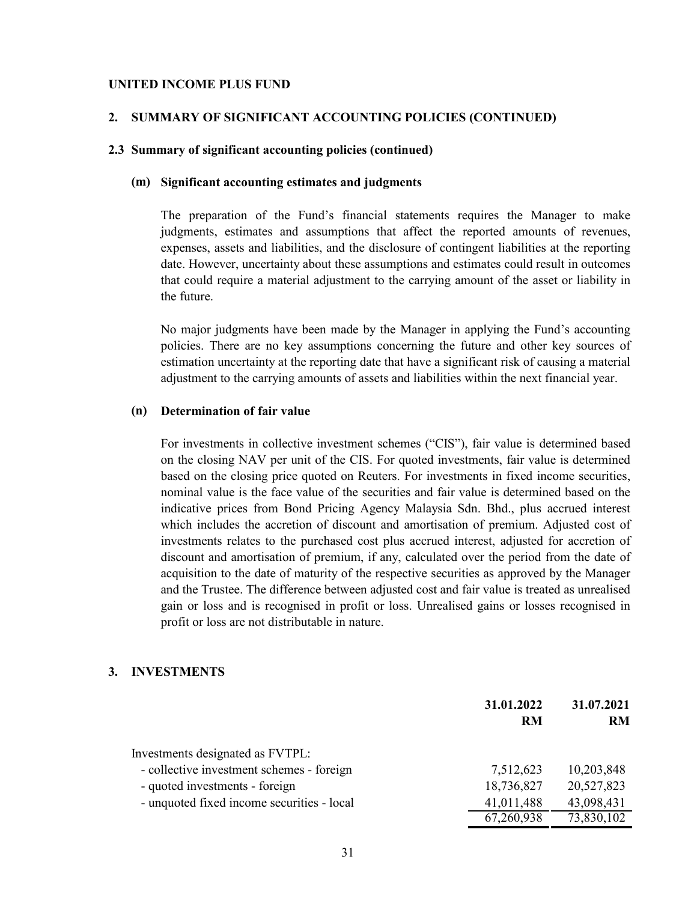**UNITED INCOME PLUS FUND**

## 2. SUMMARY OF SIGNIFICANT ACCOUNTING POLICIES (CONTINUED)

### 2.3 Summary of significant accounting policies (continued)

#### (m) Significant accounting estimates and judgments

The preparation of the Fund's financial statements requires the Manager to make judgments, estimates and assumptions that affect the reported amounts of revenues, expenses, assets and liabilities, and the disclosure of contingent liabilities at the reporting date. However, uncertainty about these assumptions and estimates could result in outcomes that could require a material adjustment to the carrying amount of the asset or liability in the future.

No major judgments have been made by the Manager in applying the Fund's accounting policies. There are no key assumptions concerning the future and other key sources of estimation uncertainty at the reporting date that have a significant risk of causing a material adjustment to the carrying amounts of assets and liabilities within the next financial year.

#### (n) Determination of fair value

For investments in collective investment schemes ("CIS"), fair value is determined based on the closing NAV per unit of the CIS. For quoted investments, fair value is determined based on the closing price quoted on Reuters. For investments in fixed income securities, nominal value is the face value of the securities and fair value is determined based on the indicative prices from Bond Pricing Agency Malaysia Sdn. Bhd., plus accrued interest which includes the accretion of discount and amortisation of premium. Adjusted cost of investments relates to the purchased cost plus accrued interest, adjusted for accretion of discount and amortisation of premium, if any, calculated over the period from the date of acquisition to the date of maturity of the respective securities as approved by the Manager and the Trustee. The difference between adjusted cost and fair value is treated as unrealised gain or loss and is recognised in profit or loss. Unrealised gains or losses recognised in profit or loss are not distributable in nature.

## 3. INVESTMENTS

| | 31.01.2022<br>RM | 31.07.2021<br>RM |
|---|---|---|
| Investments designated as FVTPL: | | |
| - collective investment schemes - foreign | 7,512,623 | 10,203,848 |
| - quoted investments - foreign | 18,736,827 | 20,527,823 |
| - unquoted fixed income securities - local | 41,011,488 | 43,098,431 |
| | 67,260,938 | 73,830,102 |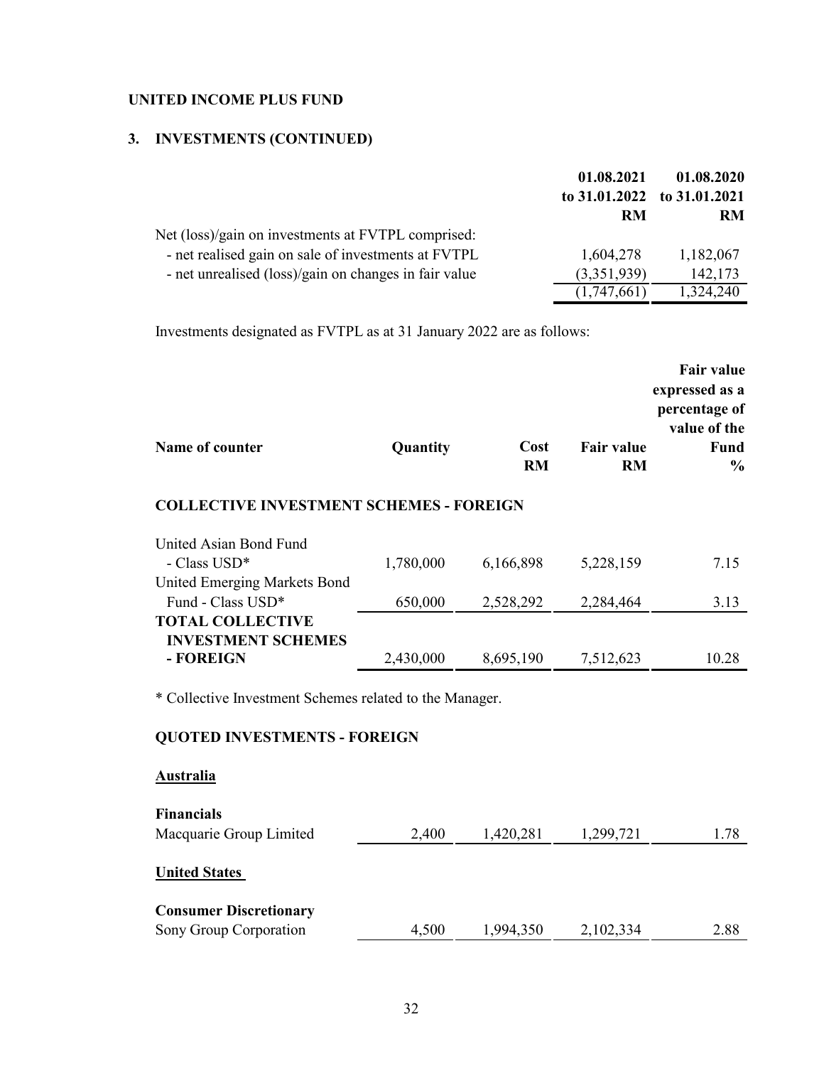**UNITED INCOME PLUS FUND**

## 3. INVESTMENTS (CONTINUED)

| | 01.08.2021 to 31.01.2022 RM | 01.08.2020 to 31.01.2021 RM |
|---|---|---|
| Net (loss)/gain on investments at FVTPL comprised: | | |
| - net realised gain on sale of investments at FVTPL | 1,604,278 | 1,182,067 |
| - net unrealised (loss)/gain on changes in fair value | (3,351,939) | 142,173 |
| | (1,747,661) | 1,324,240 |

Investments designated as FVTPL as at 31 January 2022 are as follows:

| Name of counter | Quantity | Cost RM | Fair value RM | Fair value expressed as a percentage of value of the Fund % |
|---|---|---|---|---|
| **COLLECTIVE INVESTMENT SCHEMES - FOREIGN** | | | | |
| United Asian Bond Fund - Class USD* | 1,780,000 | 6,166,898 | 5,228,159 | 7.15 |
| United Emerging Markets Bond Fund - Class USD* | 650,000 | 2,528,292 | 2,284,464 | 3.13 |
| **TOTAL COLLECTIVE INVESTMENT SCHEMES - FOREIGN** | 2,430,000 | 8,695,190 | 7,512,623 | 10.28 |

\* Collective Investment Schemes related to the Manager.

| Name of counter | Quantity | Cost RM | Fair value RM | Fair value expressed as a percentage of value of the Fund % |
|---|---|---|---|---|
| **QUOTED INVESTMENTS - FOREIGN** | | | | |
| **Australia** | | | | |
| **Financials** | | | | |
| Macquarie Group Limited | 2,400 | 1,420,281 | 1,299,721 | 1.78 |
| **United States** | | | | |
| **Consumer Discretionary** | | | | |
| Sony Group Corporation | 4,500 | 1,994,350 | 2,102,334 | 2.88 |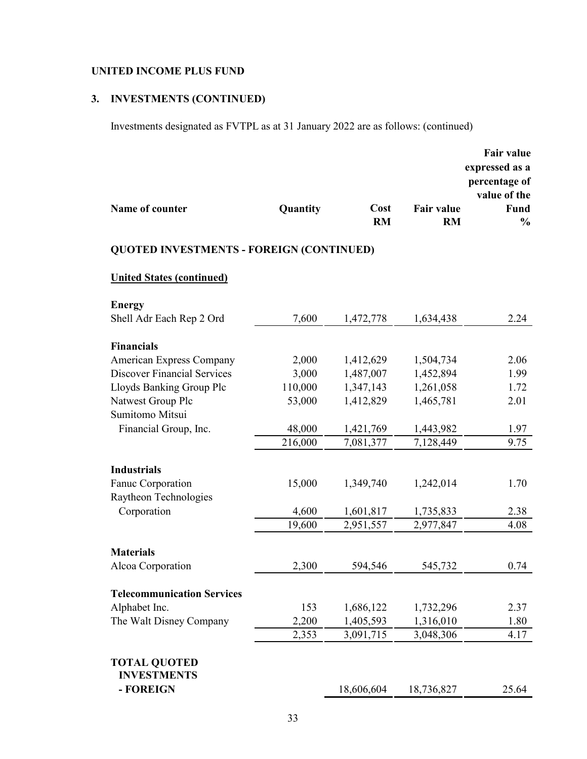**UNITED INCOME PLUS FUND**

**3. INVESTMENTS (CONTINUED)**

Investments designated as FVTPL as at 31 January 2022 are as follows: (continued)

| Name of counter | Quantity | Cost RM | Fair value RM | Fair value expressed as a percentage of value of the Fund % |
|---|---|---|---|---|
| **QUOTED INVESTMENTS - FOREIGN (CONTINUED)** | | | | |
| **United States (continued)** | | | | |
| **Energy** | | | | |
| Shell Adr Each Rep 2 Ord | 7,600 | 1,472,778 | 1,634,438 | 2.24 |
| **Financials** | | | | |
| American Express Company | 2,000 | 1,412,629 | 1,504,734 | 2.06 |
| Discover Financial Services | 3,000 | 1,487,007 | 1,452,894 | 1.99 |
| Lloyds Banking Group Plc | 110,000 | 1,347,143 | 1,261,058 | 1.72 |
| Natwest Group Plc | 53,000 | 1,412,829 | 1,465,781 | 2.01 |
| Sumitomo Mitsui Financial Group, Inc. | 48,000 | 1,421,769 | 1,443,982 | 1.97 |
| | 216,000 | 7,081,377 | 7,128,449 | 9.75 |
| **Industrials** | | | | |
| Fanuc Corporation | 15,000 | 1,349,740 | 1,242,014 | 1.70 |
| Raytheon Technologies Corporation | 4,600 | 1,601,817 | 1,735,833 | 2.38 |
| | 19,600 | 2,951,557 | 2,977,847 | 4.08 |
| **Materials** | | | | |
| Alcoa Corporation | 2,300 | 594,546 | 545,732 | 0.74 |
| **Telecommunication Services** | | | | |
| Alphabet Inc. | 153 | 1,686,122 | 1,732,296 | 2.37 |
| The Walt Disney Company | 2,200 | 1,405,593 | 1,316,010 | 1.80 |
| | 2,353 | 3,091,715 | 3,048,306 | 4.17 |
| **TOTAL QUOTED INVESTMENTS - FOREIGN** | | 18,606,604 | 18,736,827 | 25.64 |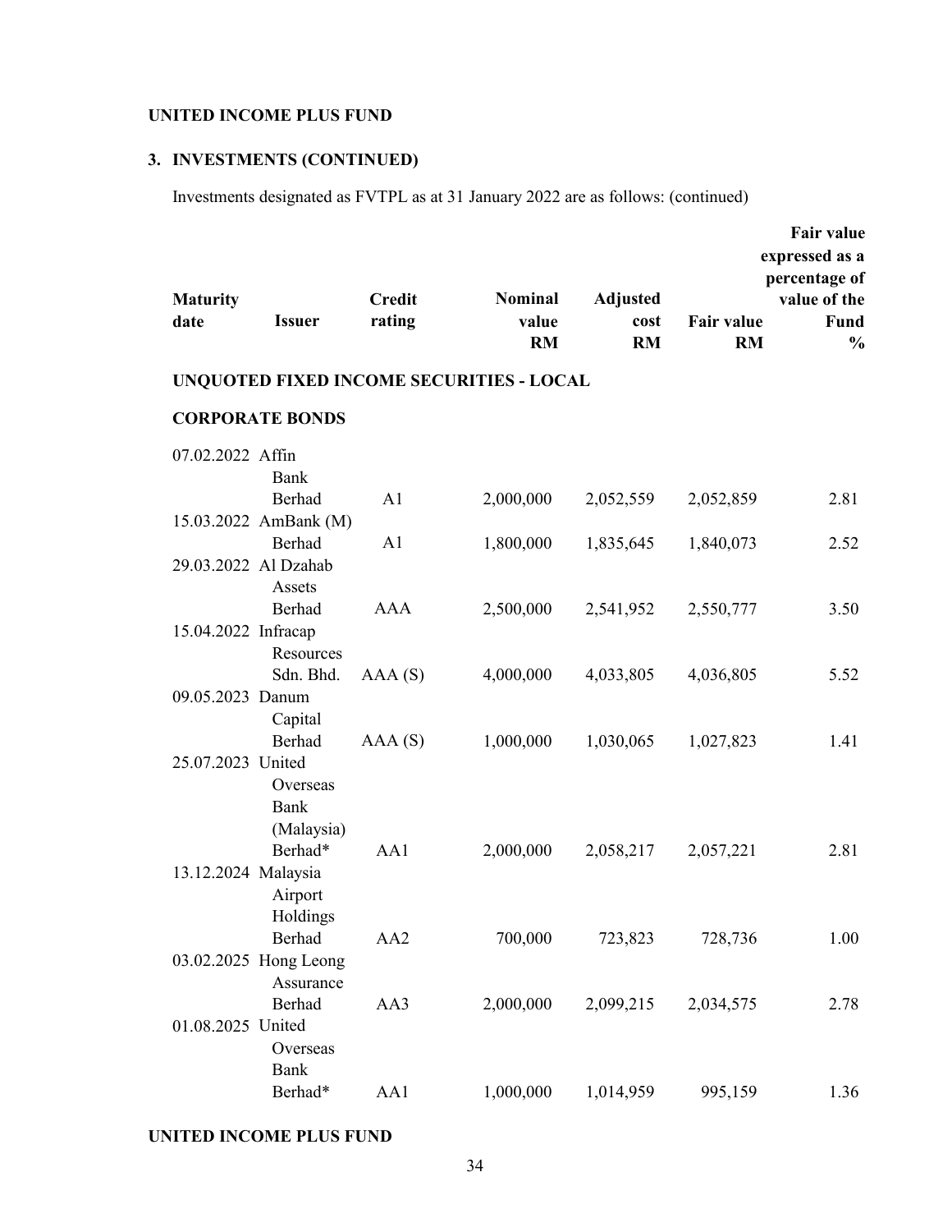**UNITED INCOME PLUS FUND**

**3. INVESTMENTS (CONTINUED)**

Investments designated as FVTPL as at 31 January 2022 are as follows: (continued)

| Maturity date | Issuer | Credit rating | Nominal value RM | Adjusted cost RM | Fair value RM | Fair value expressed as a percentage of value of the Fund % |
|---|---|---|---|---|---|---|
| **UNQUOTED FIXED INCOME SECURITIES - LOCAL** | | | | | | |
| **CORPORATE BONDS** | | | | | | |
| 07.02.2022 | Affin Bank Berhad | A1 | 2,000,000 | 2,052,559 | 2,052,859 | 2.81 |
| 15.03.2022 | AmBank (M) Berhad | A1 | 1,800,000 | 1,835,645 | 1,840,073 | 2.52 |
| 29.03.2022 | Al Dzahab Assets Berhad | AAA | 2,500,000 | 2,541,952 | 2,550,777 | 3.50 |
| 15.04.2022 | Infracap Resources Sdn. Bhd. | AAA (S) | 4,000,000 | 4,033,805 | 4,036,805 | 5.52 |
| 09.05.2023 | Danum Capital Berhad | AAA (S) | 1,000,000 | 1,030,065 | 1,027,823 | 1.41 |
| 25.07.2023 | United Overseas Bank (Malaysia) Berhad* | AA1 | 2,000,000 | 2,058,217 | 2,057,221 | 2.81 |
| 13.12.2024 | Malaysia Airport Holdings Berhad | AA2 | 700,000 | 723,823 | 728,736 | 1.00 |
| 03.02.2025 | Hong Leong Assurance Berhad | AA3 | 2,000,000 | 2,099,215 | 2,034,575 | 2.78 |
| 01.08.2025 | United Overseas Bank Berhad* | AA1 | 1,000,000 | 1,014,959 | 995,159 | 1.36 |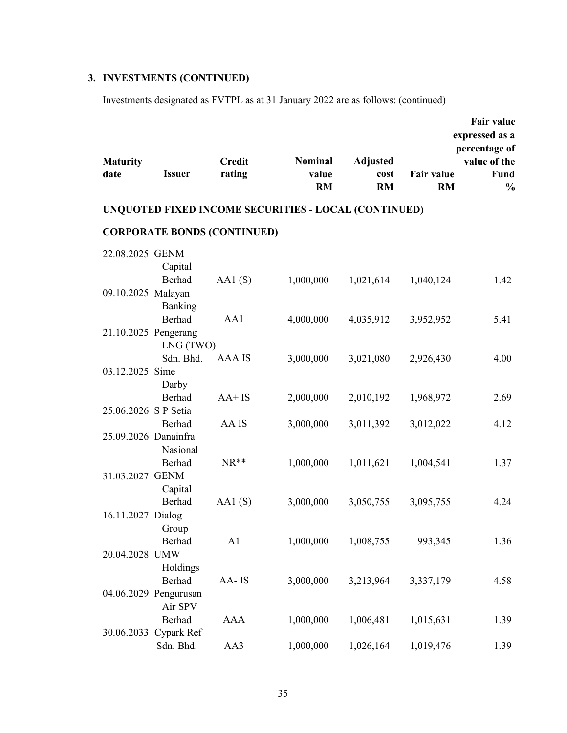### 3. INVESTMENTS (CONTINUED)

Investments designated as FVTPL as at 31 January 2022 are as follows: (continued)

| Maturity date | Issuer | Credit rating | Nominal value RM | Adjusted cost RM | Fair value RM | Fair value expressed as a percentage of value of the Fund % |
|---|---|---|---|---|---|---|
| **UNQUOTED FIXED INCOME SECURITIES - LOCAL (CONTINUED)** | | | | | | |
| **CORPORATE BONDS (CONTINUED)** | | | | | | |
| 22.08.2025 | GENM Capital Berhad | AA1 (S) | 1,000,000 | 1,021,614 | 1,040,124 | 1.42 |
| 09.10.2025 | Malayan Banking Berhad | AA1 | 4,000,000 | 4,035,912 | 3,952,952 | 5.41 |
| 21.10.2025 | Pengerang LNG (TWO) Sdn. Bhd. | AAA IS | 3,000,000 | 3,021,080 | 2,926,430 | 4.00 |
| 03.12.2025 | Sime Darby Berhad | AA+ IS | 2,000,000 | 2,010,192 | 1,968,972 | 2.69 |
| 25.06.2026 | S P Setia Berhad | AA IS | 3,000,000 | 3,011,392 | 3,012,022 | 4.12 |
| 25.09.2026 | Danainfra Nasional Berhad | NR** | 1,000,000 | 1,011,621 | 1,004,541 | 1.37 |
| 31.03.2027 | GENM Capital Berhad | AA1 (S) | 3,000,000 | 3,050,755 | 3,095,755 | 4.24 |
| 16.11.2027 | Dialog Group Berhad | A1 | 1,000,000 | 1,008,755 | 993,345 | 1.36 |
| 20.04.2028 | UMW Holdings Berhad | AA- IS | 3,000,000 | 3,213,964 | 3,337,179 | 4.58 |
| 04.06.2029 | Pengurusan Air SPV Berhad | AAA | 1,000,000 | 1,006,481 | 1,015,631 | 1.39 |
| 30.06.2033 | Cypark Ref Sdn. Bhd. | AA3 | 1,000,000 | 1,026,164 | 1,019,476 | 1.39 |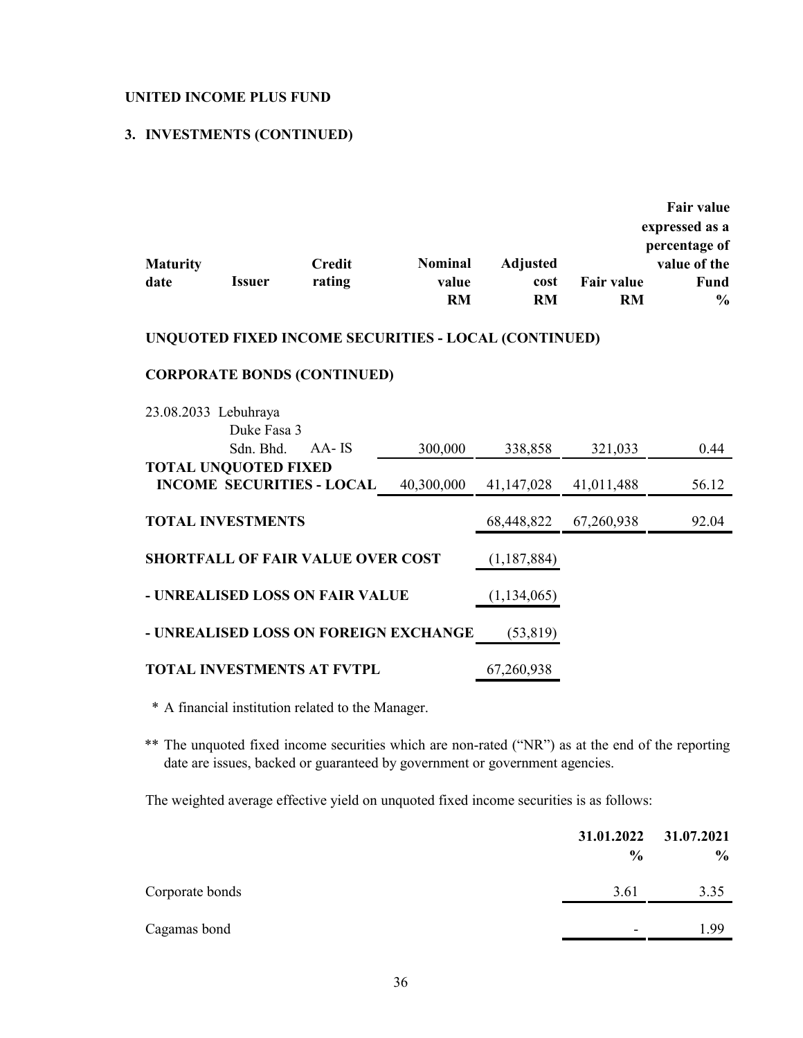**UNITED INCOME PLUS FUND**

**3. INVESTMENTS (CONTINUED)**

| Maturity date | Issuer | Credit rating | Nominal value RM | Adjusted cost RM | Fair value RM | Fair value expressed as a percentage of value of the Fund % |
|---|---|---|---|---|---|---|
| **UNQUOTED FIXED INCOME SECURITIES - LOCAL (CONTINUED)** | | | | | | |
| **CORPORATE BONDS (CONTINUED)** | | | | | | |
| 23.08.2033 | Lebuhraya Duke Fasa 3 Sdn. Bhd. | AA- IS | 300,000 | 338,858 | 321,033 | 0.44 |
| **TOTAL UNQUOTED FIXED INCOME SECURITIES - LOCAL** | | | 40,300,000 | 41,147,028 | 41,011,488 | 56.12 |
| **TOTAL INVESTMENTS** | | | | 68,448,822 | 67,260,938 | 92.04 |
| **SHORTFALL OF FAIR VALUE OVER COST** | | | | (1,187,884) | | |
| **- UNREALISED LOSS ON FAIR VALUE** | | | | (1,134,065) | | |
| **- UNREALISED LOSS ON FOREIGN EXCHANGE** | | | | (53,819) | | |
| **TOTAL INVESTMENTS AT FVTPL** | | | | 67,260,938 | | |

\* A financial institution related to the Manager.

\** The unquoted fixed income securities which are non-rated ("NR") as at the end of the reporting date are issues, backed or guaranteed by government or government agencies.

The weighted average effective yield on unquoted fixed income securities is as follows:

| | 31.01.2022 % | 31.07.2021 % |
|---|---|---|
| Corporate bonds | 3.61 | 3.35 |
| Cagamas bond | - | 1.99 |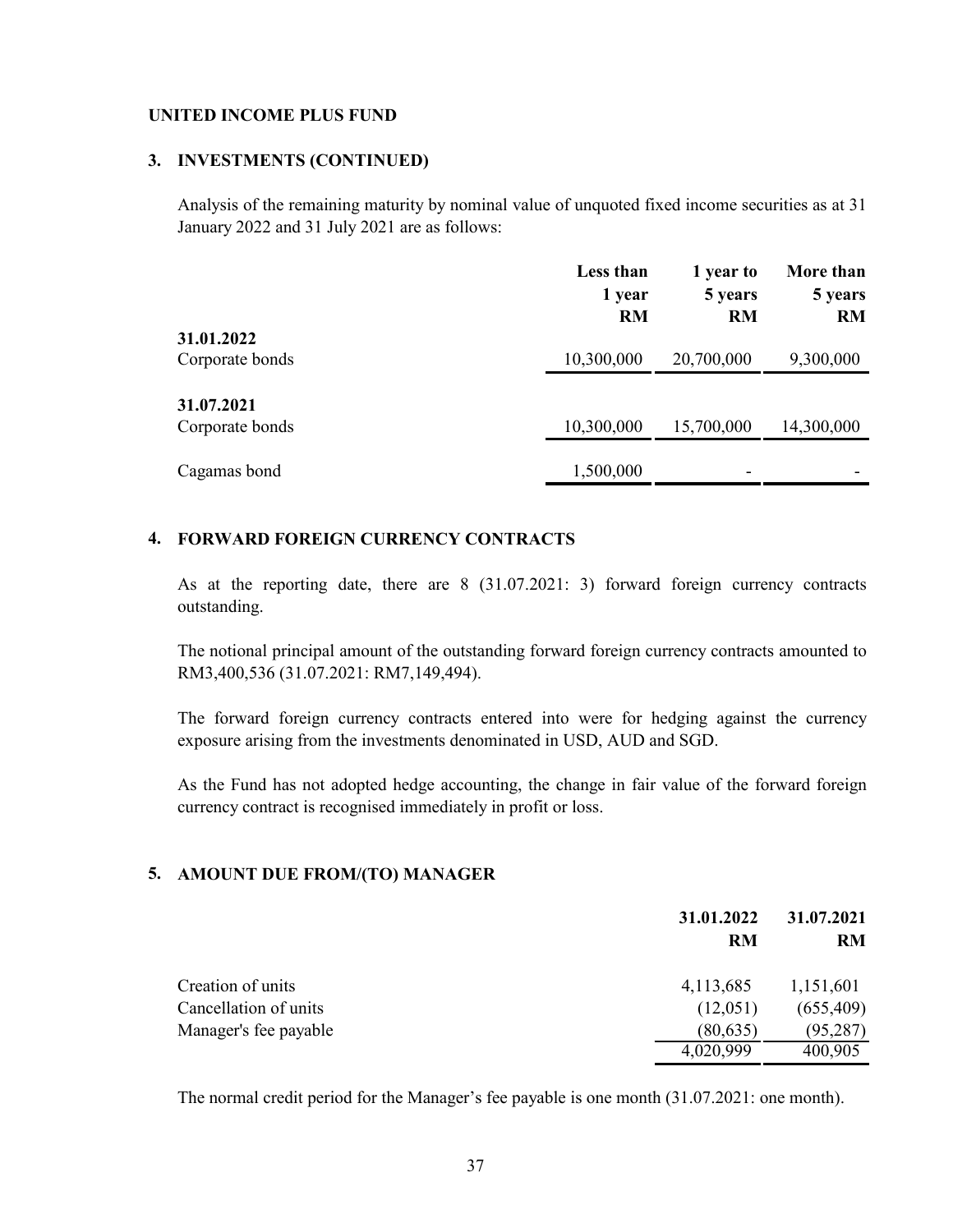**UNITED INCOME PLUS FUND**

## 3. INVESTMENTS (CONTINUED)

Analysis of the remaining maturity by nominal value of unquoted fixed income securities as at 31 January 2022 and 31 July 2021 are as follows:

| | Less than 1 year RM | 1 year to 5 years RM | More than 5 years RM |
|---|---|---|---|
| **31.01.2022** | | | |
| Corporate bonds | 10,300,000 | 20,700,000 | 9,300,000 |
| **31.07.2021** | | | |
| Corporate bonds | 10,300,000 | 15,700,000 | 14,300,000 |
| Cagamas bond | 1,500,000 | - | - |

## 4. FORWARD FOREIGN CURRENCY CONTRACTS

As at the reporting date, there are 8 (31.07.2021: 3) forward foreign currency contracts outstanding.

The notional principal amount of the outstanding forward foreign currency contracts amounted to RM3,400,536 (31.07.2021: RM7,149,494).

The forward foreign currency contracts entered into were for hedging against the currency exposure arising from the investments denominated in USD, AUD and SGD.

As the Fund has not adopted hedge accounting, the change in fair value of the forward foreign currency contract is recognised immediately in profit or loss.

## 5. AMOUNT DUE FROM/(TO) MANAGER

| | 31.01.2022 RM | 31.07.2021 RM |
|---|---|---|
| Creation of units | 4,113,685 | 1,151,601 |
| Cancellation of units | (12,051) | (655,409) |
| Manager's fee payable | (80,635) | (95,287) |
| | 4,020,999 | 400,905 |

The normal credit period for the Manager's fee payable is one month (31.07.2021: one month).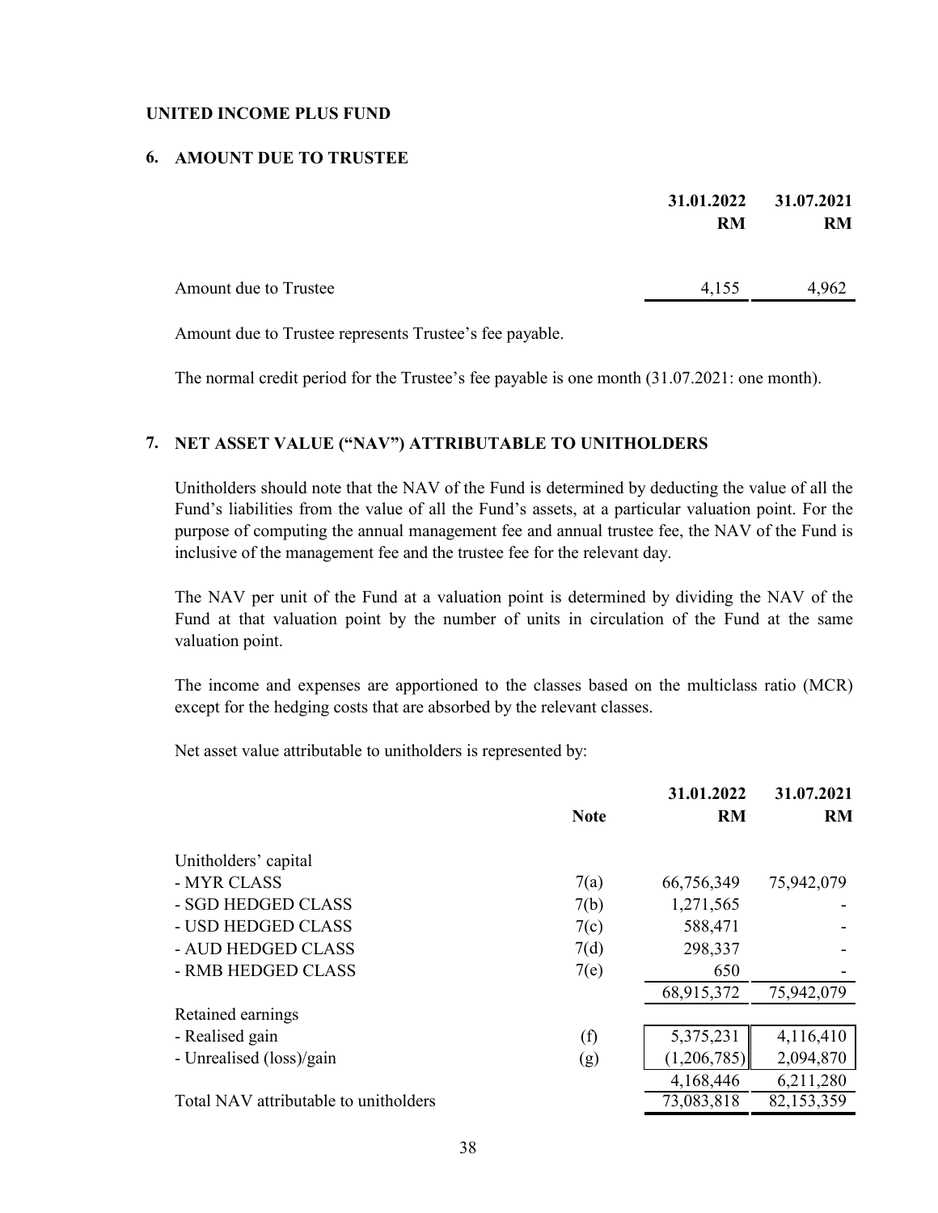**UNITED INCOME PLUS FUND**

## 6. AMOUNT DUE TO TRUSTEE

| | 31.01.2022 RM | 31.07.2021 RM |
|---|---|---|
| Amount due to Trustee | 4,155 | 4,962 |

Amount due to Trustee represents Trustee's fee payable.

The normal credit period for the Trustee's fee payable is one month (31.07.2021: one month).

## 7. NET ASSET VALUE ("NAV") ATTRIBUTABLE TO UNITHOLDERS

Unitholders should note that the NAV of the Fund is determined by deducting the value of all the Fund's liabilities from the value of all the Fund's assets, at a particular valuation point. For the purpose of computing the annual management fee and annual trustee fee, the NAV of the Fund is inclusive of the management fee and the trustee fee for the relevant day.

The NAV per unit of the Fund at a valuation point is determined by dividing the NAV of the Fund at that valuation point by the number of units in circulation of the Fund at the same valuation point.

The income and expenses are apportioned to the classes based on the multiclass ratio (MCR) except for the hedging costs that are absorbed by the relevant classes.

Net asset value attributable to unitholders is represented by:

| | Note | 31.01.2022 RM | 31.07.2021 RM |
|---|---|---|---|
| Unitholders' capital | | | |
| - MYR CLASS | 7(a) | 66,756,349 | 75,942,079 |
| - SGD HEDGED CLASS | 7(b) | 1,271,565 | - |
| - USD HEDGED CLASS | 7(c) | 588,471 | - |
| - AUD HEDGED CLASS | 7(d) | 298,337 | - |
| - RMB HEDGED CLASS | 7(e) | 650 | - |
| | | 68,915,372 | 75,942,079 |
| Retained earnings | | | |
| - Realised gain | (f) | 5,375,231 | 4,116,410 |
| - Unrealised (loss)/gain | (g) | (1,206,785) | 2,094,870 |
| | | 4,168,446 | 6,211,280 |
| Total NAV attributable to unitholders | | 73,083,818 | 82,153,359 |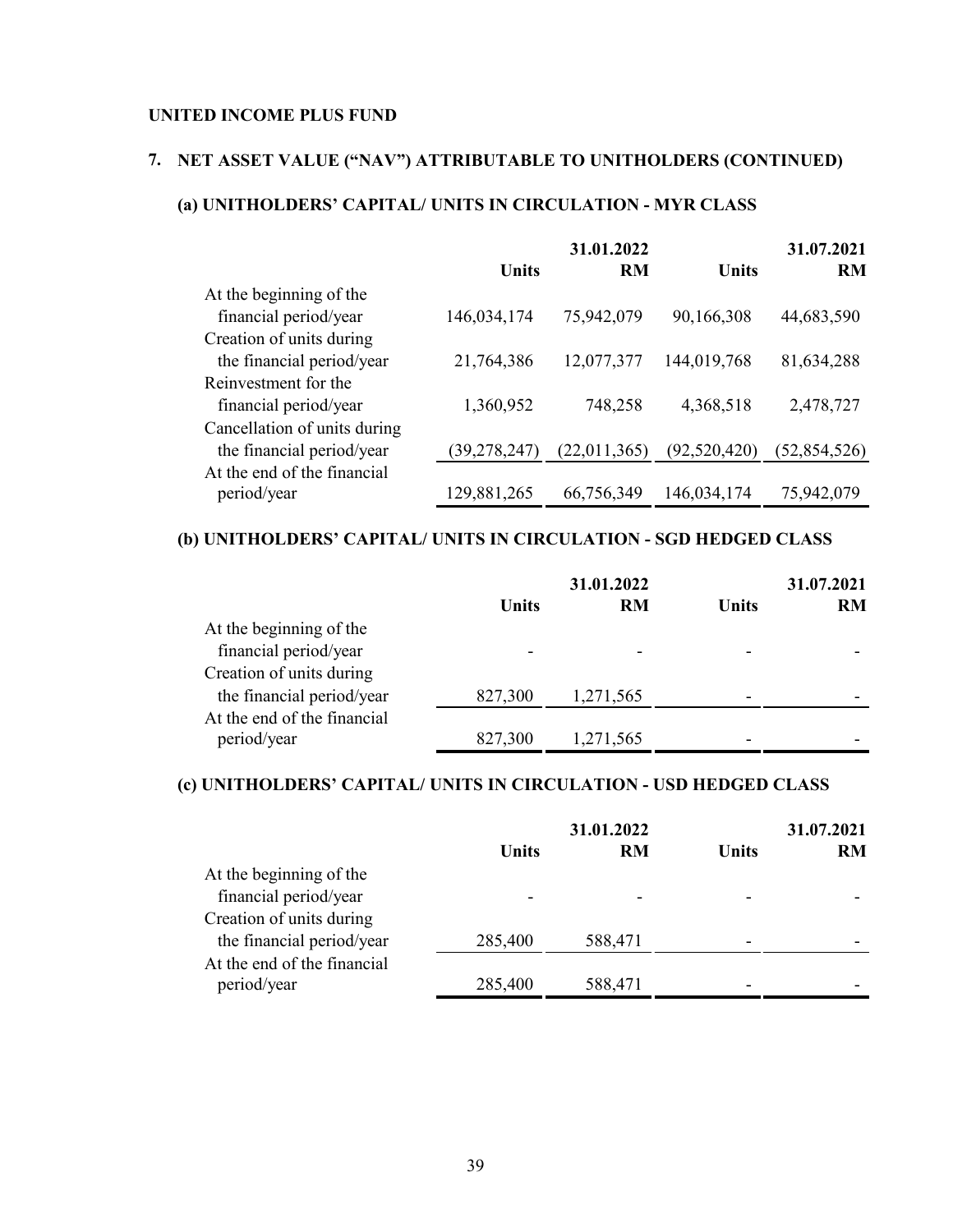**UNITED INCOME PLUS FUND**

## 7. NET ASSET VALUE ("NAV") ATTRIBUTABLE TO UNITHOLDERS (CONTINUED)

### (a) UNITHOLDERS' CAPITAL/ UNITS IN CIRCULATION - MYR CLASS

| | | 31.01.2022 | | 31.07.2021 |
|---|---|---|---|---|
| | Units | RM | Units | RM |
| At the beginning of the financial period/year | 146,034,174 | 75,942,079 | 90,166,308 | 44,683,590 |
| Creation of units during the financial period/year | 21,764,386 | 12,077,377 | 144,019,768 | 81,634,288 |
| Reinvestment for the financial period/year | 1,360,952 | 748,258 | 4,368,518 | 2,478,727 |
| Cancellation of units during the financial period/year | (39,278,247) | (22,011,365) | (92,520,420) | (52,854,526) |
| At the end of the financial period/year | 129,881,265 | 66,756,349 | 146,034,174 | 75,942,079 |

### (b) UNITHOLDERS' CAPITAL/ UNITS IN CIRCULATION - SGD HEDGED CLASS

| | | 31.01.2022 | | 31.07.2021 |
|---|---|---|---|---|
| | Units | RM | Units | RM |
| At the beginning of the financial period/year | - | - | - | - |
| Creation of units during the financial period/year | 827,300 | 1,271,565 | - | - |
| At the end of the financial period/year | 827,300 | 1,271,565 | - | - |

### (c) UNITHOLDERS' CAPITAL/ UNITS IN CIRCULATION - USD HEDGED CLASS

| | | 31.01.2022 | | 31.07.2021 |
|---|---|---|---|---|
| | Units | RM | Units | RM |
| At the beginning of the financial period/year | - | - | - | - |
| Creation of units during the financial period/year | 285,400 | 588,471 | - | - |
| At the end of the financial period/year | 285,400 | 588,471 | - | - |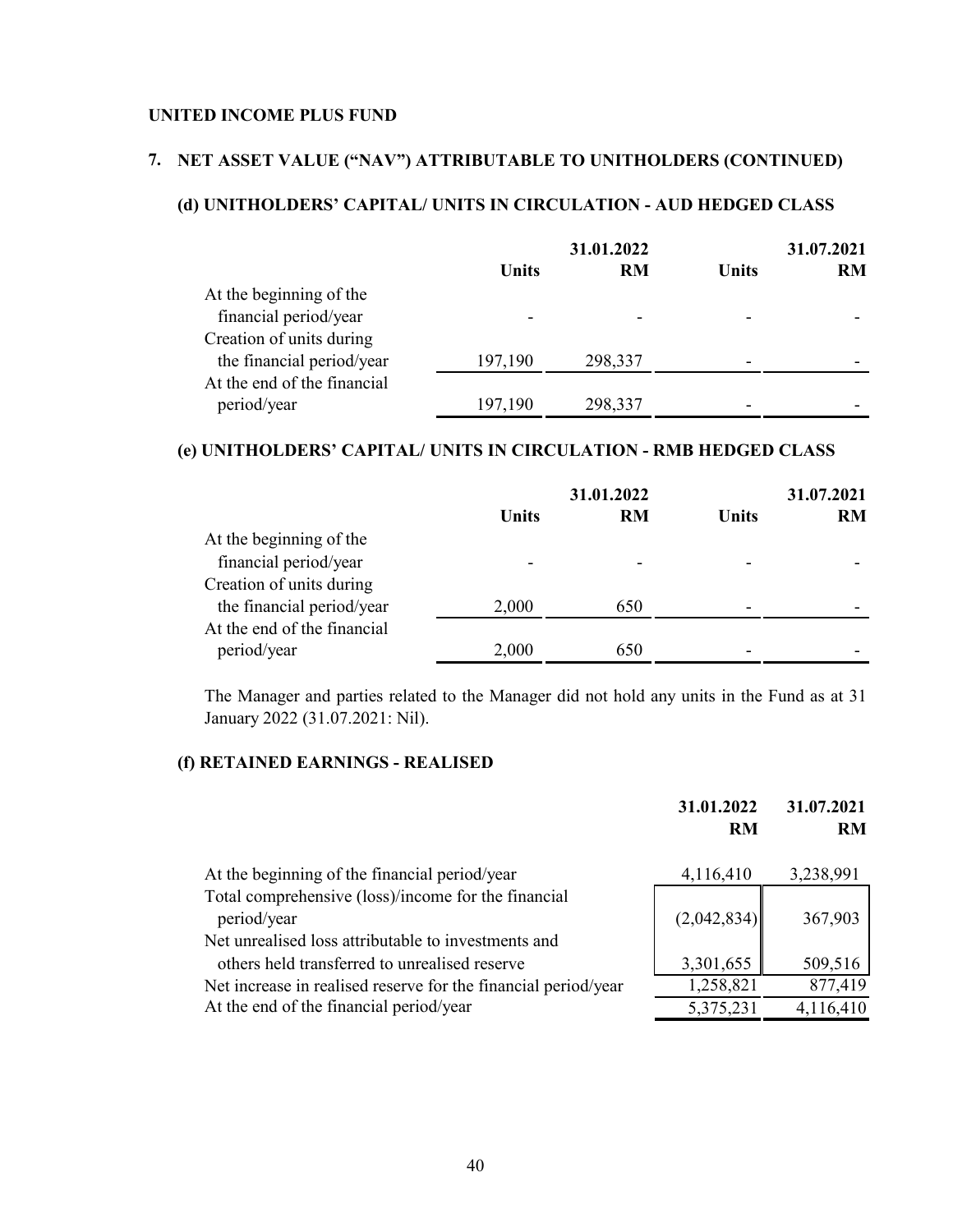**UNITED INCOME PLUS FUND**

## 7. NET ASSET VALUE ("NAV") ATTRIBUTABLE TO UNITHOLDERS (CONTINUED)

### (d) UNITHOLDERS' CAPITAL/ UNITS IN CIRCULATION - AUD HEDGED CLASS

| | | 31.01.2022 | | 31.07.2021 |
|---|---|---|---|---|
| | **Units** | **RM** | **Units** | **RM** |
| At the beginning of the financial period/year | - | - | - | - |
| Creation of units during the financial period/year | 197,190 | 298,337 | - | - |
| At the end of the financial period/year | 197,190 | 298,337 | - | - |

### (e) UNITHOLDERS' CAPITAL/ UNITS IN CIRCULATION - RMB HEDGED CLASS

| | | 31.01.2022 | | 31.07.2021 |
|---|---|---|---|---|
| | **Units** | **RM** | **Units** | **RM** |
| At the beginning of the financial period/year | - | - | - | - |
| Creation of units during the financial period/year | 2,000 | 650 | - | - |
| At the end of the financial period/year | 2,000 | 650 | - | - |

The Manager and parties related to the Manager did not hold any units in the Fund as at 31 January 2022 (31.07.2021: Nil).

### (f) RETAINED EARNINGS - REALISED

| | 31.01.2022 | 31.07.2021 |
|---|---|---|
| | **RM** | **RM** |
| At the beginning of the financial period/year | 4,116,410 | 3,238,991 |
| Total comprehensive (loss)/income for the financial period/year | (2,042,834) | 367,903 |
| Net unrealised loss attributable to investments and others held transferred to unrealised reserve | 3,301,655 | 509,516 |
| Net increase in realised reserve for the financial period/year | 1,258,821 | 877,419 |
| At the end of the financial period/year | 5,375,231 | 4,116,410 |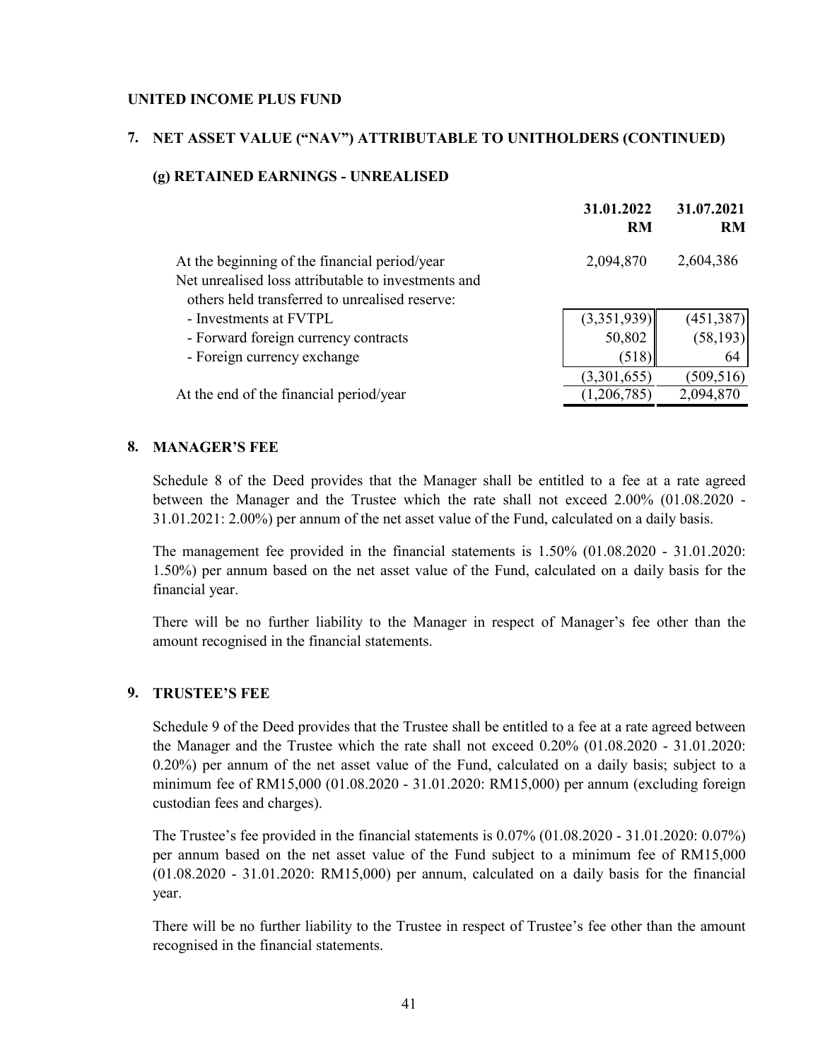**UNITED INCOME PLUS FUND**

## 7. NET ASSET VALUE ("NAV") ATTRIBUTABLE TO UNITHOLDERS (CONTINUED)

### (g) RETAINED EARNINGS - UNREALISED

| | 31.01.2022 RM | 31.07.2021 RM |
|---|---|---|
| At the beginning of the financial period/year | 2,094,870 | 2,604,386 |
| Net unrealised loss attributable to investments and others held transferred to unrealised reserve: | | |
| - Investments at FVTPL | (3,351,939) | (451,387) |
| - Forward foreign currency contracts | 50,802 | (58,193) |
| - Foreign currency exchange | (518) | 64 |
| | (3,301,655) | (509,516) |
| At the end of the financial period/year | (1,206,785) | 2,094,870 |

## 8. MANAGER'S FEE

Schedule 8 of the Deed provides that the Manager shall be entitled to a fee at a rate agreed between the Manager and the Trustee which the rate shall not exceed 2.00% (01.08.2020 - 31.01.2021: 2.00%) per annum of the net asset value of the Fund, calculated on a daily basis.

The management fee provided in the financial statements is 1.50% (01.08.2020 - 31.01.2020: 1.50%) per annum based on the net asset value of the Fund, calculated on a daily basis for the financial year.

There will be no further liability to the Manager in respect of Manager's fee other than the amount recognised in the financial statements.

## 9. TRUSTEE'S FEE

Schedule 9 of the Deed provides that the Trustee shall be entitled to a fee at a rate agreed between the Manager and the Trustee which the rate shall not exceed 0.20% (01.08.2020 - 31.01.2020: 0.20%) per annum of the net asset value of the Fund, calculated on a daily basis; subject to a minimum fee of RM15,000 (01.08.2020 - 31.01.2020: RM15,000) per annum (excluding foreign custodian fees and charges).

The Trustee's fee provided in the financial statements is 0.07% (01.08.2020 - 31.01.2020: 0.07%) per annum based on the net asset value of the Fund subject to a minimum fee of RM15,000 (01.08.2020 - 31.01.2020: RM15,000) per annum, calculated on a daily basis for the financial year.

There will be no further liability to the Trustee in respect of Trustee's fee other than the amount recognised in the financial statements.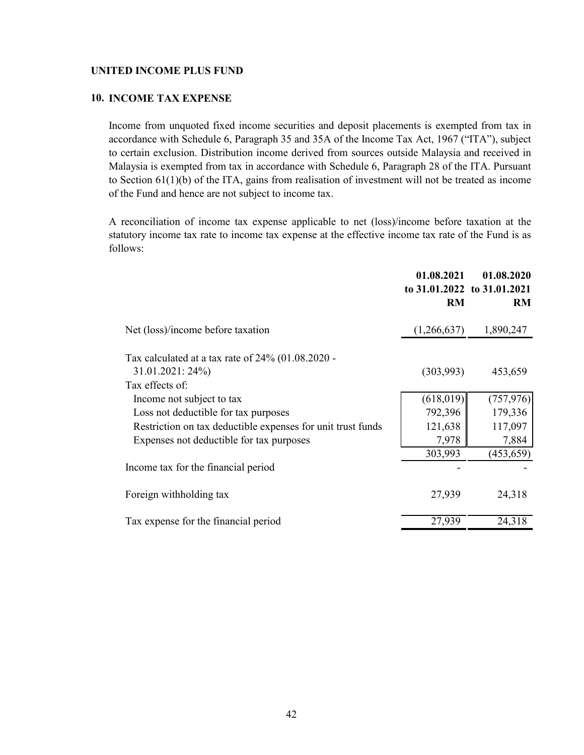**UNITED INCOME PLUS FUND**

## 10. INCOME TAX EXPENSE

Income from unquoted fixed income securities and deposit placements is exempted from tax in accordance with Schedule 6, Paragraph 35 and 35A of the Income Tax Act, 1967 ("ITA"), subject to certain exclusion. Distribution income derived from sources outside Malaysia and received in Malaysia is exempted from tax in accordance with Schedule 6, Paragraph 28 of the ITA. Pursuant to Section 61(1)(b) of the ITA, gains from realisation of investment will not be treated as income of the Fund and hence are not subject to income tax.

A reconciliation of income tax expense applicable to net (loss)/income before taxation at the statutory income tax rate to income tax expense at the effective income tax rate of the Fund is as follows:

| | 01.08.2021 to 31.01.2022 RM | 01.08.2020 to 31.01.2021 RM |
|---|---|---|
| Net (loss)/income before taxation | (1,266,637) | 1,890,247 |
| Tax calculated at a tax rate of 24% (01.08.2020 - 31.01.2021: 24%) | (303,993) | 453,659 |
| Tax effects of: | | |
| Income not subject to tax | (618,019) | (757,976) |
| Loss not deductible for tax purposes | 792,396 | 179,336 |
| Restriction on tax deductible expenses for unit trust funds | 121,638 | 117,097 |
| Expenses not deductible for tax purposes | 7,978 | 7,884 |
| | 303,993 | (453,659) |
| Income tax for the financial period | - | - |
| Foreign withholding tax | 27,939 | 24,318 |
| Tax expense for the financial period | 27,939 | 24,318 |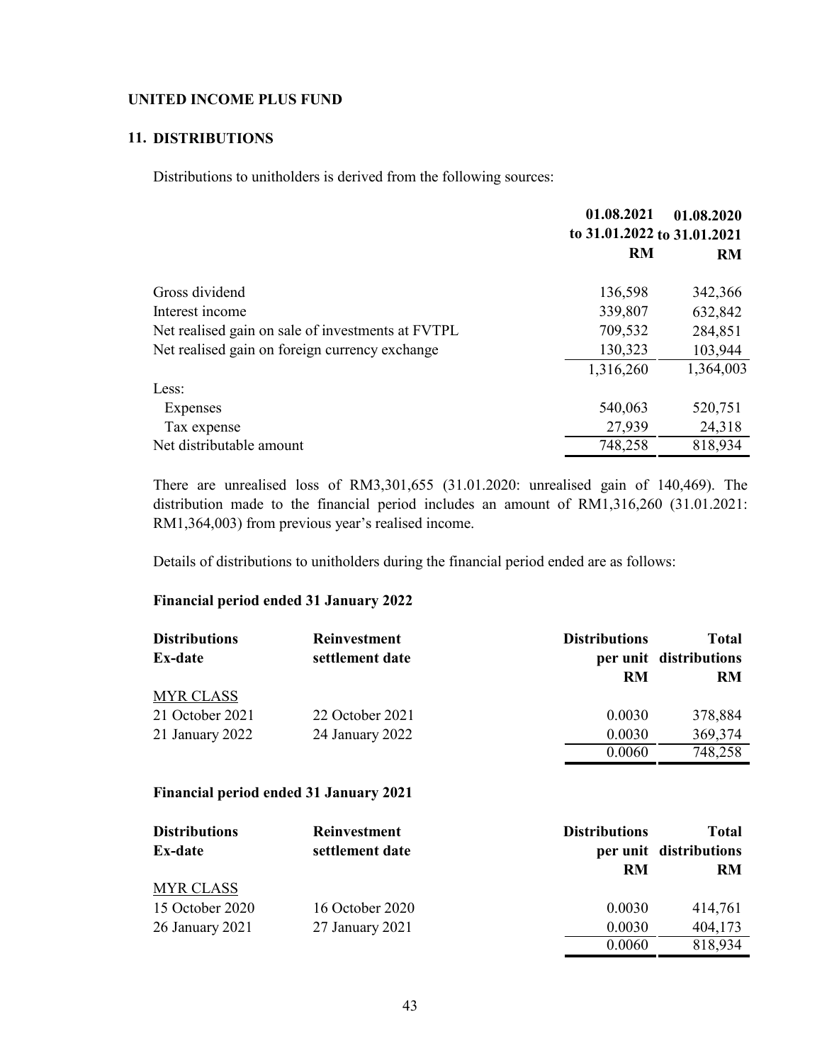**UNITED INCOME PLUS FUND**

## 11. DISTRIBUTIONS

Distributions to unitholders is derived from the following sources:

| | 01.08.2021 to 31.01.2022 RM | 01.08.2020 to 31.01.2021 RM |
|---|---|---|
| Gross dividend | 136,598 | 342,366 |
| Interest income | 339,807 | 632,842 |
| Net realised gain on sale of investments at FVTPL | 709,532 | 284,851 |
| Net realised gain on foreign currency exchange | 130,323 | 103,944 |
| | 1,316,260 | 1,364,003 |
| Less: | | |
| Expenses | 540,063 | 520,751 |
| Tax expense | 27,939 | 24,318 |
| Net distributable amount | 748,258 | 818,934 |

There are unrealised loss of RM3,301,655 (31.01.2020: unrealised gain of 140,469). The distribution made to the financial period includes an amount of RM1,316,260 (31.01.2021: RM1,364,003) from previous year's realised income.

Details of distributions to unitholders during the financial period ended are as follows:

**Financial period ended 31 January 2022**

| Distributions Ex-date | Reinvestment settlement date | Distributions per unit RM | Total distributions RM |
|---|---|---|---|
| MYR CLASS | | | |
| 21 October 2021 | 22 October 2021 | 0.0030 | 378,884 |
| 21 January 2022 | 24 January 2022 | 0.0030 | 369,374 |
| | | 0.0060 | 748,258 |

**Financial period ended 31 January 2021**

| Distributions Ex-date | Reinvestment settlement date | Distributions per unit RM | Total distributions RM |
|---|---|---|---|
| MYR CLASS | | | |
| 15 October 2020 | 16 October 2020 | 0.0030 | 414,761 |
| 26 January 2021 | 27 January 2021 | 0.0030 | 404,173 |
| | | 0.0060 | 818,934 |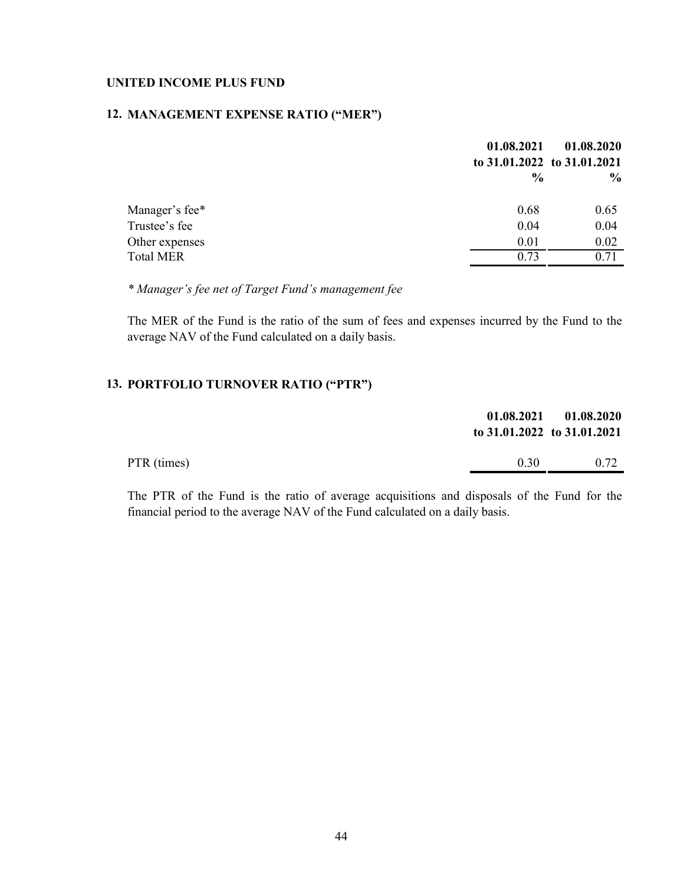**UNITED INCOME PLUS FUND**

## 12. MANAGEMENT EXPENSE RATIO ("MER")

| | 01.08.2021 to 31.01.2022 % | 01.08.2020 to 31.01.2021 % |
|---|---|---|
| Manager's fee* | 0.68 | 0.65 |
| Trustee's fee | 0.04 | 0.04 |
| Other expenses | 0.01 | 0.02 |
| Total MER | 0.73 | 0.71 |

*\* Manager's fee net of Target Fund's management fee*

The MER of the Fund is the ratio of the sum of fees and expenses incurred by the Fund to the average NAV of the Fund calculated on a daily basis.

## 13. PORTFOLIO TURNOVER RATIO ("PTR")

| | 01.08.2021 to 31.01.2022 | 01.08.2020 to 31.01.2021 |
|---|---|---|
| PTR (times) | 0.30 | 0.72 |

The PTR of the Fund is the ratio of average acquisitions and disposals of the Fund for the financial period to the average NAV of the Fund calculated on a daily basis.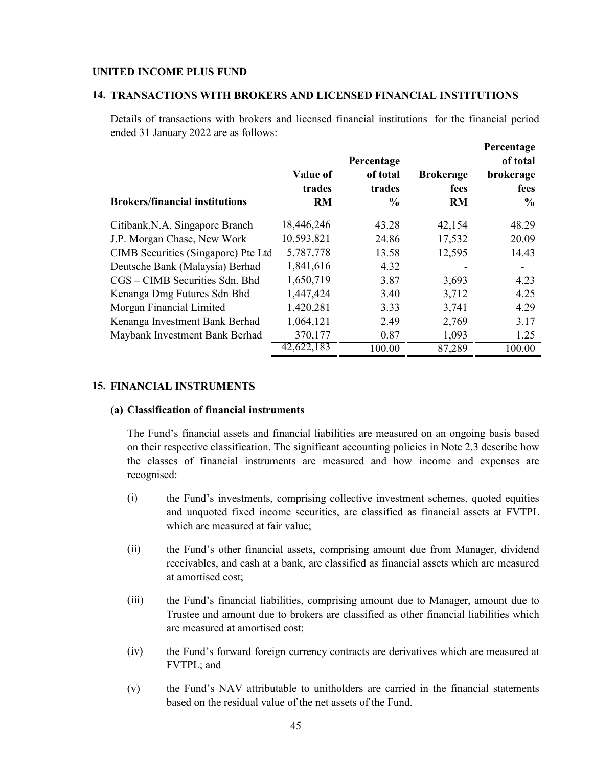**UNITED INCOME PLUS FUND**

## 14. TRANSACTIONS WITH BROKERS AND LICENSED FINANCIAL INSTITUTIONS

Details of transactions with brokers and licensed financial institutions for the financial period ended 31 January 2022 are as follows:

| Brokers/financial institutions | Value of trades RM | Percentage of total trades % | Brokerage fees RM | Percentage of total brokerage fees % |
|---|---|---|---|---|
| Citibank,N.A. Singapore Branch | 18,446,246 | 43.28 | 42,154 | 48.29 |
| J.P. Morgan Chase, New Work | 10,593,821 | 24.86 | 17,532 | 20.09 |
| CIMB Securities (Singapore) Pte Ltd | 5,787,778 | 13.58 | 12,595 | 14.43 |
| Deutsche Bank (Malaysia) Berhad | 1,841,616 | 4.32 | - | - |
| CGS – CIMB Securities Sdn. Bhd | 1,650,719 | 3.87 | 3,693 | 4.23 |
| Kenanga Dmg Futures Sdn Bhd | 1,447,424 | 3.40 | 3,712 | 4.25 |
| Morgan Financial Limited | 1,420,281 | 3.33 | 3,741 | 4.29 |
| Kenanga Investment Bank Berhad | 1,064,121 | 2.49 | 2,769 | 3.17 |
| Maybank Investment Bank Berhad | 370,177 | 0.87 | 1,093 | 1.25 |
| | 42,622,183 | 100.00 | 87,289 | 100.00 |

## 15. FINANCIAL INSTRUMENTS

### (a) Classification of financial instruments

The Fund's financial assets and financial liabilities are measured on an ongoing basis based on their respective classification. The significant accounting policies in Note 2.3 describe how the classes of financial instruments are measured and how income and expenses are recognised:

(i) the Fund's investments, comprising collective investment schemes, quoted equities and unquoted fixed income securities, are classified as financial assets at FVTPL which are measured at fair value;

(ii) the Fund's other financial assets, comprising amount due from Manager, dividend receivables, and cash at a bank, are classified as financial assets which are measured at amortised cost;

(iii) the Fund's financial liabilities, comprising amount due to Manager, amount due to Trustee and amount due to brokers are classified as other financial liabilities which are measured at amortised cost;

(iv) the Fund's forward foreign currency contracts are derivatives which are measured at FVTPL; and

(v) the Fund's NAV attributable to unitholders are carried in the financial statements based on the residual value of the net assets of the Fund.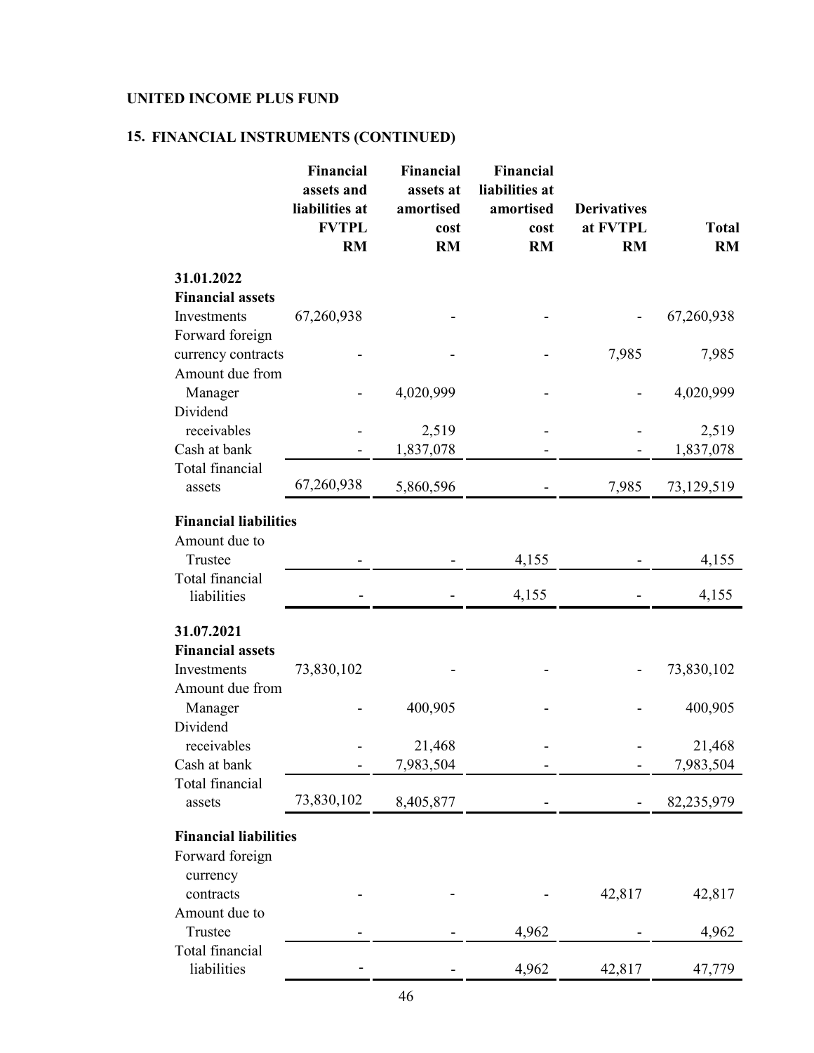**UNITED INCOME PLUS FUND**

## 15. FINANCIAL INSTRUMENTS (CONTINUED)

| | Financial assets and liabilities at FVTPL RM | Financial assets at amortised cost RM | Financial liabilities at amortised cost RM | Derivatives at FVTPL RM | Total RM |
|---|---|---|---|---|---|
| **31.01.2022** | | | | | |
| **Financial assets** | | | | | |
| Investments | 67,260,938 | - | - | - | 67,260,938 |
| Forward foreign currency contracts | - | - | - | 7,985 | 7,985 |
| Amount due from Manager | - | 4,020,999 | - | - | 4,020,999 |
| Dividend receivables | - | 2,519 | - | - | 2,519 |
| Cash at bank | - | 1,837,078 | - | - | 1,837,078 |
| Total financial assets | 67,260,938 | 5,860,596 | - | 7,985 | 73,129,519 |
| **Financial liabilities** | | | | | |
| Amount due to Trustee | - | - | 4,155 | - | 4,155 |
| Total financial liabilities | - | - | 4,155 | - | 4,155 |
| **31.07.2021** | | | | | |
| **Financial assets** | | | | | |
| Investments | 73,830,102 | - | - | - | 73,830,102 |
| Amount due from Manager | - | 400,905 | - | - | 400,905 |
| Dividend receivables | - | 21,468 | - | - | 21,468 |
| Cash at bank | - | 7,983,504 | - | - | 7,983,504 |
| Total financial assets | 73,830,102 | 8,405,877 | - | - | 82,235,979 |
| **Financial liabilities** | | | | | |
| Forward foreign currency contracts | - | - | - | 42,817 | 42,817 |
| Amount due to Trustee | - | - | 4,962 | - | 4,962 |
| Total financial liabilities | - | - | 4,962 | 42,817 | 47,779 |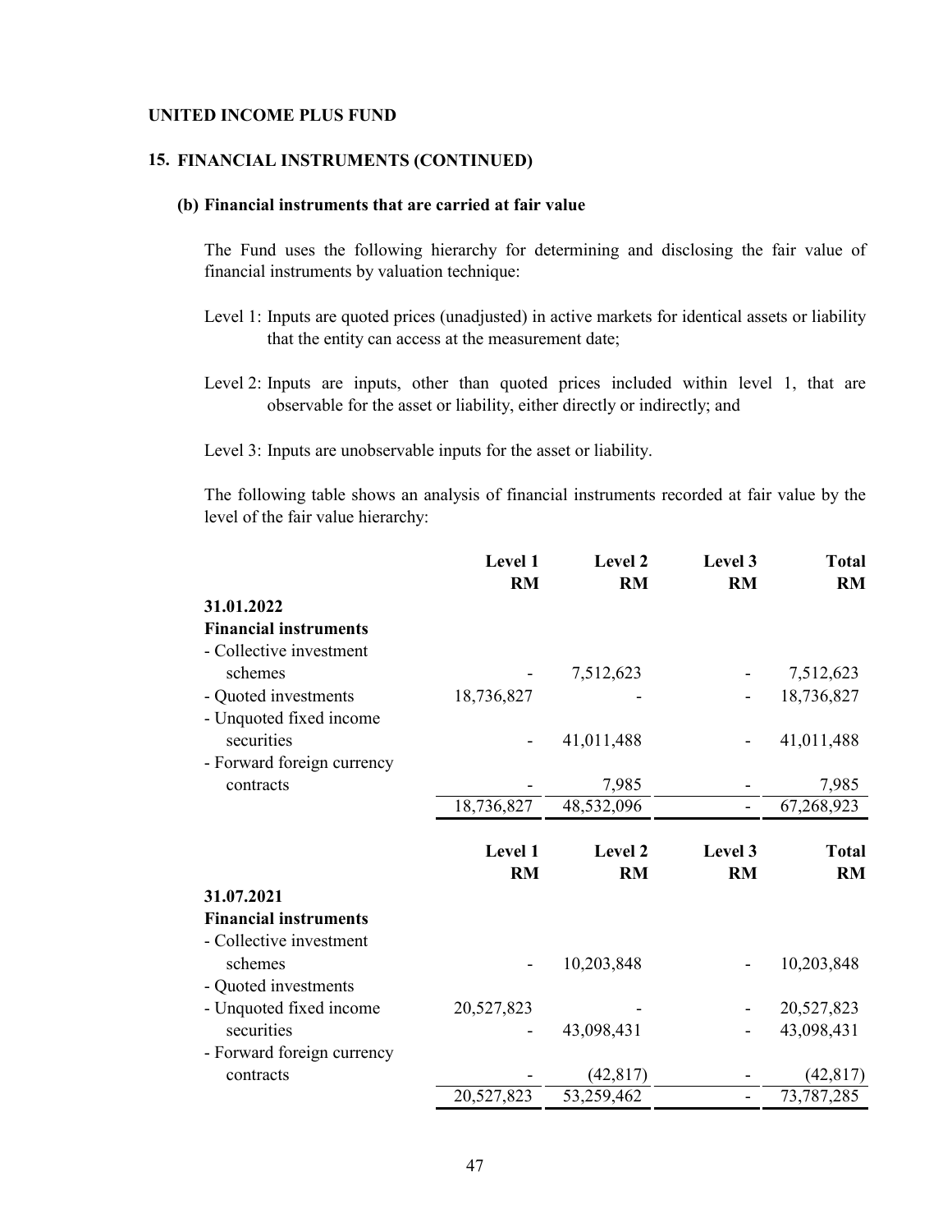**UNITED INCOME PLUS FUND**

## 15. FINANCIAL INSTRUMENTS (CONTINUED)

### (b) Financial instruments that are carried at fair value

The Fund uses the following hierarchy for determining and disclosing the fair value of financial instruments by valuation technique:

Level 1: Inputs are quoted prices (unadjusted) in active markets for identical assets or liability that the entity can access at the measurement date;

Level 2: Inputs are inputs, other than quoted prices included within level 1, that are observable for the asset or liability, either directly or indirectly; and

Level 3: Inputs are unobservable inputs for the asset or liability.

The following table shows an analysis of financial instruments recorded at fair value by the level of the fair value hierarchy:

| | Level 1 RM | Level 2 RM | Level 3 RM | Total RM |
|---|---|---|---|---|
| **31.01.2022** | | | | |
| **Financial instruments** | | | | |
| - Collective investment schemes | - | 7,512,623 | - | 7,512,623 |
| - Quoted investments | 18,736,827 | - | - | 18,736,827 |
| - Unquoted fixed income securities | - | 41,011,488 | - | 41,011,488 |
| - Forward foreign currency contracts | - | 7,985 | - | 7,985 |
| | 18,736,827 | 48,532,096 | - | 67,268,923 |

| | Level 1 RM | Level 2 RM | Level 3 RM | Total RM |
|---|---|---|---|---|
| **31.07.2021** | | | | |
| **Financial instruments** | | | | |
| - Collective investment schemes | - | 10,203,848 | - | 10,203,848 |
| - Quoted investments | | | | |
| - Unquoted fixed income | 20,527,823 | - | - | 20,527,823 |
| securities | - | 43,098,431 | - | 43,098,431 |
| - Forward foreign currency contracts | - | (42,817) | - | (42,817) |
| | 20,527,823 | 53,259,462 | - | 73,787,285 |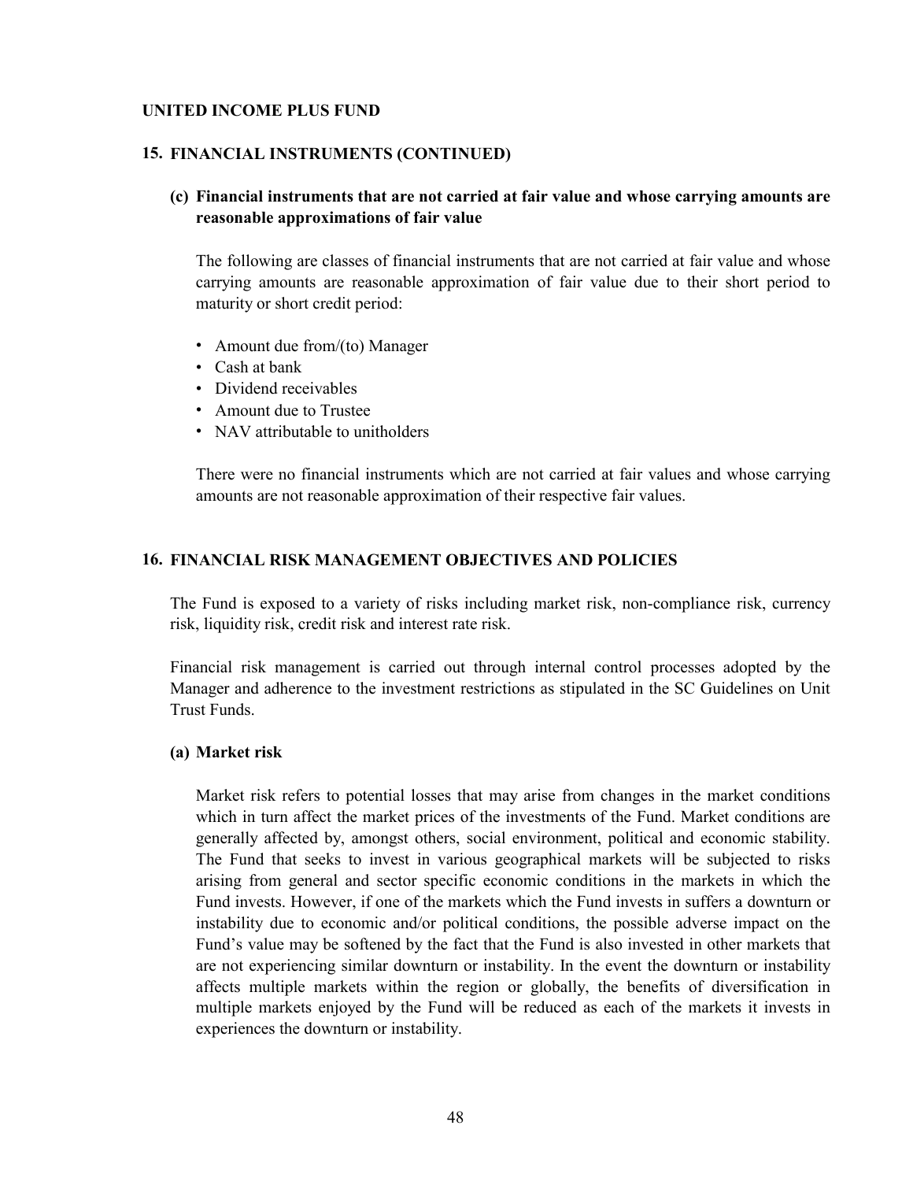UNITED INCOME PLUS FUND

## 15. FINANCIAL INSTRUMENTS (CONTINUED)

### (c) Financial instruments that are not carried at fair value and whose carrying amounts are reasonable approximations of fair value

The following are classes of financial instruments that are not carried at fair value and whose carrying amounts are reasonable approximation of fair value due to their short period to maturity or short credit period:

- Amount due from/(to) Manager
- Cash at bank
- Dividend receivables
- Amount due to Trustee
- NAV attributable to unitholders

There were no financial instruments which are not carried at fair values and whose carrying amounts are not reasonable approximation of their respective fair values.

## 16. FINANCIAL RISK MANAGEMENT OBJECTIVES AND POLICIES

The Fund is exposed to a variety of risks including market risk, non-compliance risk, currency risk, liquidity risk, credit risk and interest rate risk.

Financial risk management is carried out through internal control processes adopted by the Manager and adherence to the investment restrictions as stipulated in the SC Guidelines on Unit Trust Funds.

### (a) Market risk

Market risk refers to potential losses that may arise from changes in the market conditions which in turn affect the market prices of the investments of the Fund. Market conditions are generally affected by, amongst others, social environment, political and economic stability. The Fund that seeks to invest in various geographical markets will be subjected to risks arising from general and sector specific economic conditions in the markets in which the Fund invests. However, if one of the markets which the Fund invests in suffers a downturn or instability due to economic and/or political conditions, the possible adverse impact on the Fund's value may be softened by the fact that the Fund is also invested in other markets that are not experiencing similar downturn or instability. In the event the downturn or instability affects multiple markets within the region or globally, the benefits of diversification in multiple markets enjoyed by the Fund will be reduced as each of the markets it invests in experiences the downturn or instability.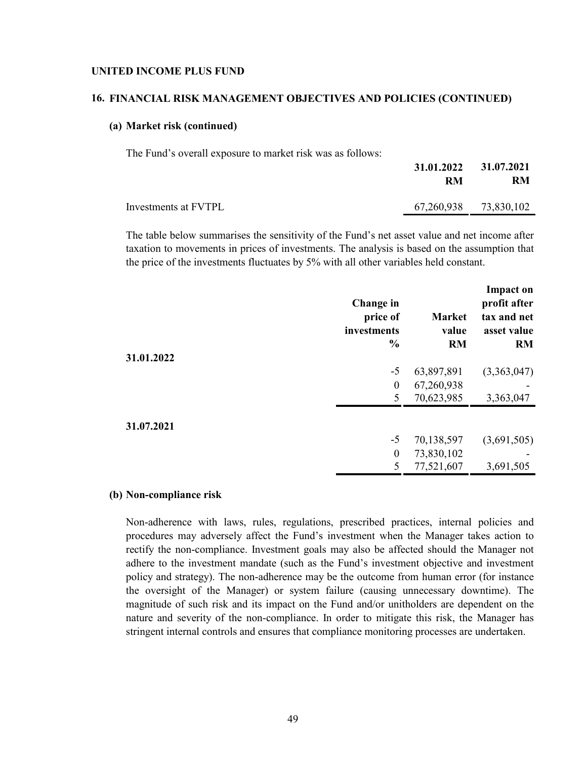**UNITED INCOME PLUS FUND**

## 16. FINANCIAL RISK MANAGEMENT OBJECTIVES AND POLICIES (CONTINUED)

### (a) Market risk (continued)

The Fund's overall exposure to market risk was as follows:

| | 31.01.2022<br>RM | 31.07.2021<br>RM |
|---|---|---|
| Investments at FVTPL | 67,260,938 | 73,830,102 |

The table below summarises the sensitivity of the Fund's net asset value and net income after taxation to movements in prices of investments. The analysis is based on the assumption that the price of the investments fluctuates by 5% with all other variables held constant.

| | Change in price of investments<br>% | Market value<br>RM | Impact on profit after tax and net asset value<br>RM |
|---|---|---|---|
| **31.01.2022** | | | |
| | -5 | 63,897,891 | (3,363,047) |
| | 0 | 67,260,938 | - |
| | 5 | 70,623,985 | 3,363,047 |
| **31.07.2021** | | | |
| | -5 | 70,138,597 | (3,691,505) |
| | 0 | 73,830,102 | - |
| | 5 | 77,521,607 | 3,691,505 |

### (b) Non-compliance risk

Non-adherence with laws, rules, regulations, prescribed practices, internal policies and procedures may adversely affect the Fund's investment when the Manager takes action to rectify the non-compliance. Investment goals may also be affected should the Manager not adhere to the investment mandate (such as the Fund's investment objective and investment policy and strategy). The non-adherence may be the outcome from human error (for instance the oversight of the Manager) or system failure (causing unnecessary downtime). The magnitude of such risk and its impact on the Fund and/or unitholders are dependent on the nature and severity of the non-compliance. In order to mitigate this risk, the Manager has stringent internal controls and ensures that compliance monitoring processes are undertaken.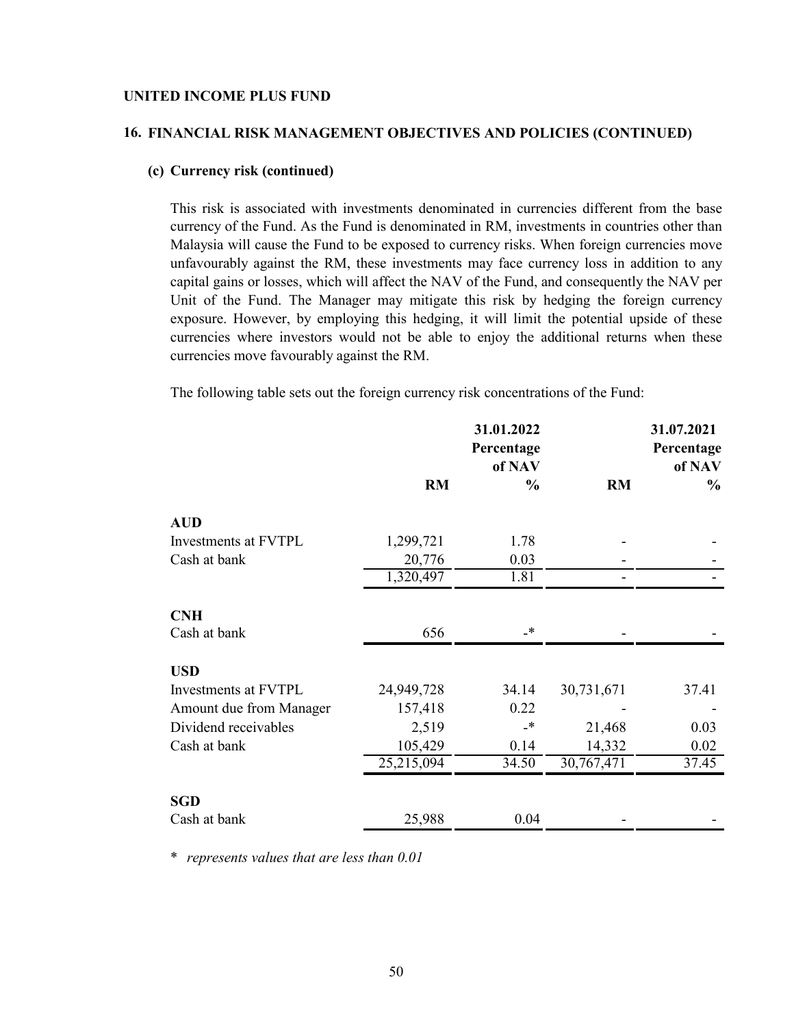UNITED INCOME PLUS FUND

## 16. FINANCIAL RISK MANAGEMENT OBJECTIVES AND POLICIES (CONTINUED)

### (c) Currency risk (continued)

This risk is associated with investments denominated in currencies different from the base currency of the Fund. As the Fund is denominated in RM, investments in countries other than Malaysia will cause the Fund to be exposed to currency risks. When foreign currencies move unfavourably against the RM, these investments may face currency loss in addition to any capital gains or losses, which will affect the NAV of the Fund, and consequently the NAV per Unit of the Fund. The Manager may mitigate this risk by hedging the foreign currency exposure. However, by employing this hedging, it will limit the potential upside of these currencies where investors would not be able to enjoy the additional returns when these currencies move favourably against the RM.

The following table sets out the foreign currency risk concentrations of the Fund:

| | 31.01.2022 RM | 31.01.2022 Percentage of NAV % | 31.07.2021 RM | 31.07.2021 Percentage of NAV % |
|---|---|---|---|---|
| **AUD** | | | | |
| Investments at FVTPL | 1,299,721 | 1.78 | - | - |
| Cash at bank | 20,776 | 0.03 | - | - |
| | 1,320,497 | 1.81 | - | - |
| **CNH** | | | | |
| Cash at bank | 656 | -* | - | - |
| **USD** | | | | |
| Investments at FVTPL | 24,949,728 | 34.14 | 30,731,671 | 37.41 |
| Amount due from Manager | 157,418 | 0.22 | - | - |
| Dividend receivables | 2,519 | -* | 21,468 | 0.03 |
| Cash at bank | 105,429 | 0.14 | 14,332 | 0.02 |
| | 25,215,094 | 34.50 | 30,767,471 | 37.45 |
| **SGD** | | | | |
| Cash at bank | 25,988 | 0.04 | - | - |

\* *represents values that are less than 0.01*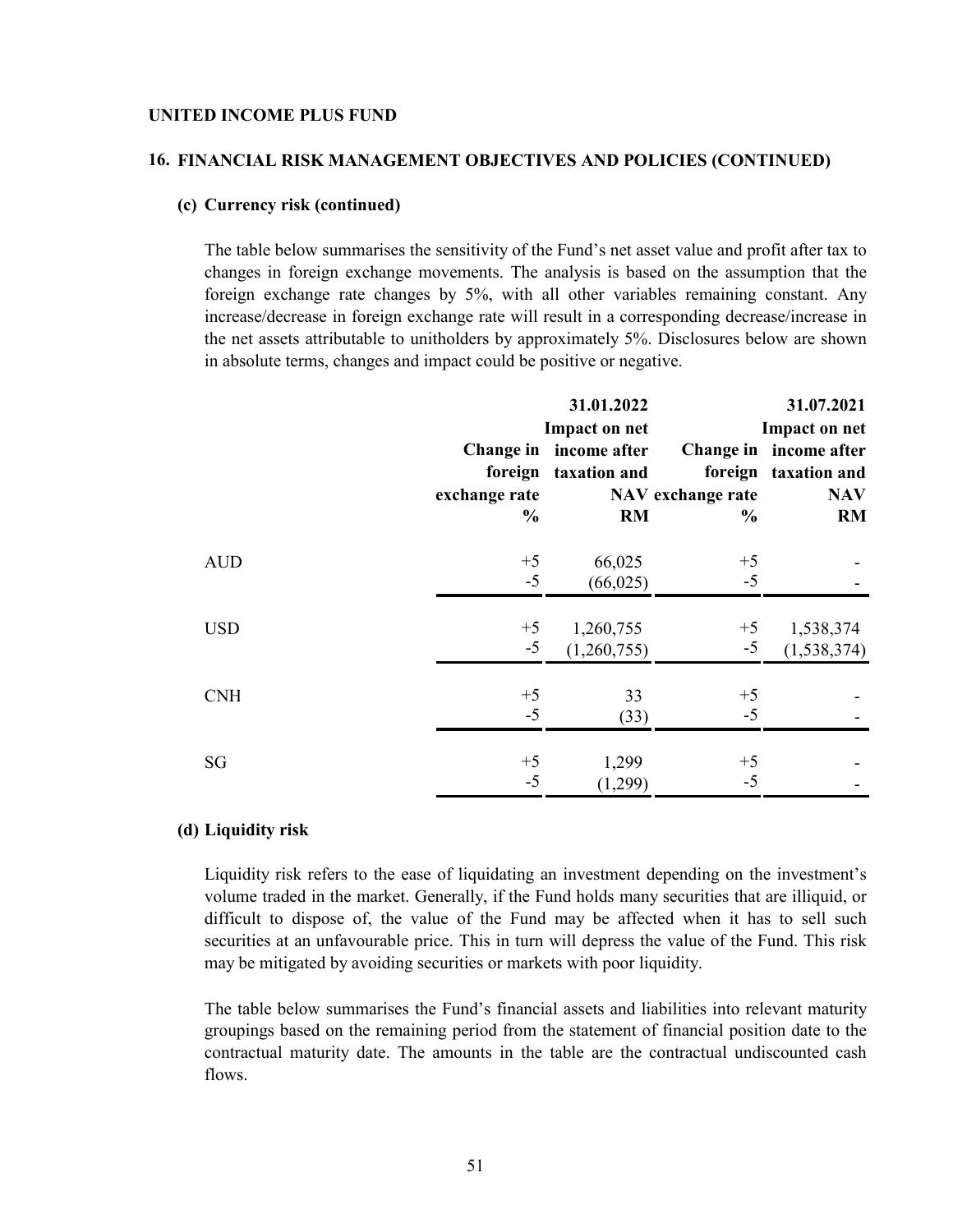**UNITED INCOME PLUS FUND**

## 16. FINANCIAL RISK MANAGEMENT OBJECTIVES AND POLICIES (CONTINUED)

### (c) Currency risk (continued)

The table below summarises the sensitivity of the Fund's net asset value and profit after tax to changes in foreign exchange movements. The analysis is based on the assumption that the foreign exchange rate changes by 5%, with all other variables remaining constant. Any increase/decrease in foreign exchange rate will result in a corresponding decrease/increase in the net assets attributable to unitholders by approximately 5%. Disclosures below are shown in absolute terms, changes and impact could be positive or negative.

| | 31.01.2022 | | 31.07.2021 | |
|---|---|---|---|---|
| | Change in foreign exchange rate | Impact on net income after taxation and NAV | Change in foreign exchange rate | Impact on net income after taxation and NAV |
| | % | RM | % | RM |
| AUD | +5 | 66,025 | +5 | - |
| | -5 | (66,025) | -5 | - |
| USD | +5 | 1,260,755 | +5 | 1,538,374 |
| | -5 | (1,260,755) | -5 | (1,538,374) |
| CNH | +5 | 33 | +5 | - |
| | -5 | (33) | -5 | - |
| SG | +5 | 1,299 | +5 | - |
| | -5 | (1,299) | -5 | - |

### (d) Liquidity risk

Liquidity risk refers to the ease of liquidating an investment depending on the investment's volume traded in the market. Generally, if the Fund holds many securities that are illiquid, or difficult to dispose of, the value of the Fund may be affected when it has to sell such securities at an unfavourable price. This in turn will depress the value of the Fund. This risk may be mitigated by avoiding securities or markets with poor liquidity.

The table below summarises the Fund's financial assets and liabilities into relevant maturity groupings based on the remaining period from the statement of financial position date to the contractual maturity date. The amounts in the table are the contractual undiscounted cash flows.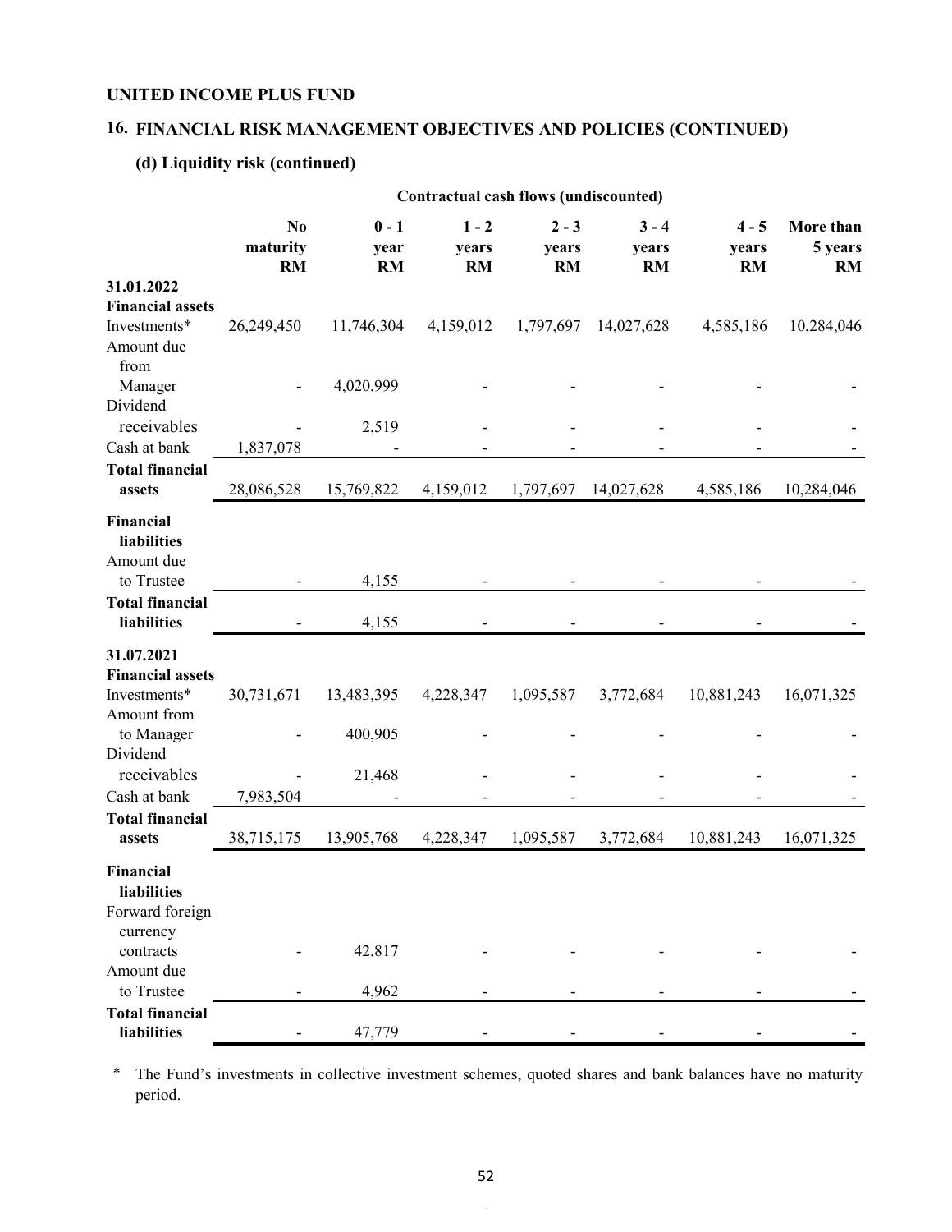## UNITED INCOME PLUS FUND

## 16. FINANCIAL RISK MANAGEMENT OBJECTIVES AND POLICIES (CONTINUED)

### (d) Liquidity risk (continued)

| | Contractual cash flows (undiscounted) | | | | | | |
|---|---|---|---|---|---|---|---|
| | **No maturity RM** | **0 - 1 year RM** | **1 - 2 years RM** | **2 - 3 years RM** | **3 - 4 years RM** | **4 - 5 years RM** | **More than 5 years RM** |
| **31.01.2022** | | | | | | | |
| **Financial assets** | | | | | | | |
| Investments* | 26,249,450 | 11,746,304 | 4,159,012 | 1,797,697 | 14,027,628 | 4,585,186 | 10,284,046 |
| Amount due from Manager | - | 4,020,999 | - | - | - | - | - |
| Dividend receivables | - | 2,519 | - | - | - | - | - |
| Cash at bank | 1,837,078 | - | - | - | - | - | - |
| **Total financial assets** | 28,086,528 | 15,769,822 | 4,159,012 | 1,797,697 | 14,027,628 | 4,585,186 | 10,284,046 |
| **Financial liabilities** | | | | | | | |
| Amount due to Trustee | - | 4,155 | - | - | - | - | - |
| **Total financial liabilities** | - | 4,155 | - | - | - | - | - |
| **31.07.2021** | | | | | | | |
| **Financial assets** | | | | | | | |
| Investments* | 30,731,671 | 13,483,395 | 4,228,347 | 1,095,587 | 3,772,684 | 10,881,243 | 16,071,325 |
| Amount from to Manager | - | 400,905 | - | - | - | - | - |
| Dividend receivables | - | 21,468 | - | - | - | - | - |
| Cash at bank | 7,983,504 | - | - | - | - | - | - |
| **Total financial assets** | 38,715,175 | 13,905,768 | 4,228,347 | 1,095,587 | 3,772,684 | 10,881,243 | 16,071,325 |
| **Financial liabilities** | | | | | | | |
| Forward foreign currency contracts | - | 42,817 | - | - | - | - | - |
| Amount due to Trustee | - | 4,962 | - | - | - | - | - |
| **Total financial liabilities** | - | 47,779 | - | - | - | - | - |

\* The Fund's investments in collective investment schemes, quoted shares and bank balances have no maturity period.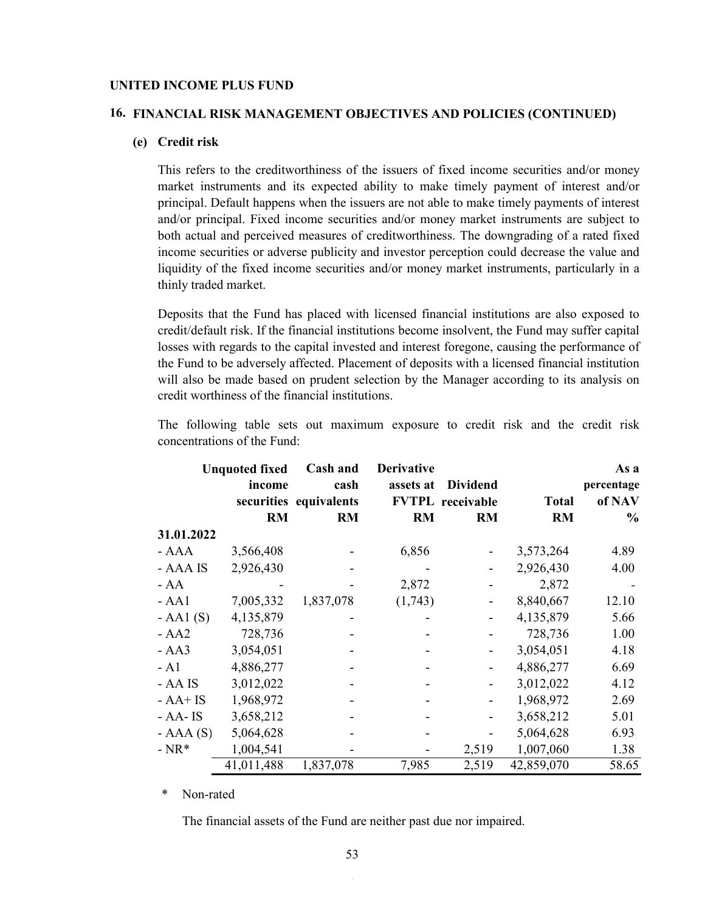**UNITED INCOME PLUS FUND**

## 16. FINANCIAL RISK MANAGEMENT OBJECTIVES AND POLICIES (CONTINUED)

### (e) Credit risk

This refers to the creditworthiness of the issuers of fixed income securities and/or money market instruments and its expected ability to make timely payment of interest and/or principal. Default happens when the issuers are not able to make timely payments of interest and/or principal. Fixed income securities and/or money market instruments are subject to both actual and perceived measures of creditworthiness. The downgrading of a rated fixed income securities or adverse publicity and investor perception could decrease the value and liquidity of the fixed income securities and/or money market instruments, particularly in a thinly traded market.

Deposits that the Fund has placed with licensed financial institutions are also exposed to credit/default risk. If the financial institutions become insolvent, the Fund may suffer capital losses with regards to the capital invested and interest foregone, causing the performance of the Fund to be adversely affected. Placement of deposits with a licensed financial institution will also be made based on prudent selection by the Manager according to its analysis on credit worthiness of the financial institutions.

The following table sets out maximum exposure to credit risk and the credit risk concentrations of the Fund:

| | Unquoted fixed income securities RM | Cash and cash equivalents RM | Derivative assets at FVTPL RM | Dividend receivable RM | Total RM | As a percentage of NAV % |
|---|---|---|---|---|---|---|
| **31.01.2022** | | | | | | |
| - AAA | 3,566,408 | - | 6,856 | - | 3,573,264 | 4.89 |
| - AAA IS | 2,926,430 | - | - | - | 2,926,430 | 4.00 |
| - AA | - | - | 2,872 | - | 2,872 | - |
| - AA1 | 7,005,332 | 1,837,078 | (1,743) | - | 8,840,667 | 12.10 |
| - AA1 (S) | 4,135,879 | - | - | - | 4,135,879 | 5.66 |
| - AA2 | 728,736 | - | - | - | 728,736 | 1.00 |
| - AA3 | 3,054,051 | - | - | - | 3,054,051 | 4.18 |
| - A1 | 4,886,277 | - | - | - | 4,886,277 | 6.69 |
| - AA IS | 3,012,022 | - | - | - | 3,012,022 | 4.12 |
| - AA+ IS | 1,968,972 | - | - | - | 1,968,972 | 2.69 |
| - AA- IS | 3,658,212 | - | - | - | 3,658,212 | 5.01 |
| - AAA (S) | 5,064,628 | - | - | - | 5,064,628 | 6.93 |
| - NR* | 1,004,541 | - | - | 2,519 | 1,007,060 | 1.38 |
| | 41,011,488 | 1,837,078 | 7,985 | 2,519 | 42,859,070 | 58.65 |

\* Non-rated

The financial assets of the Fund are neither past due nor impaired.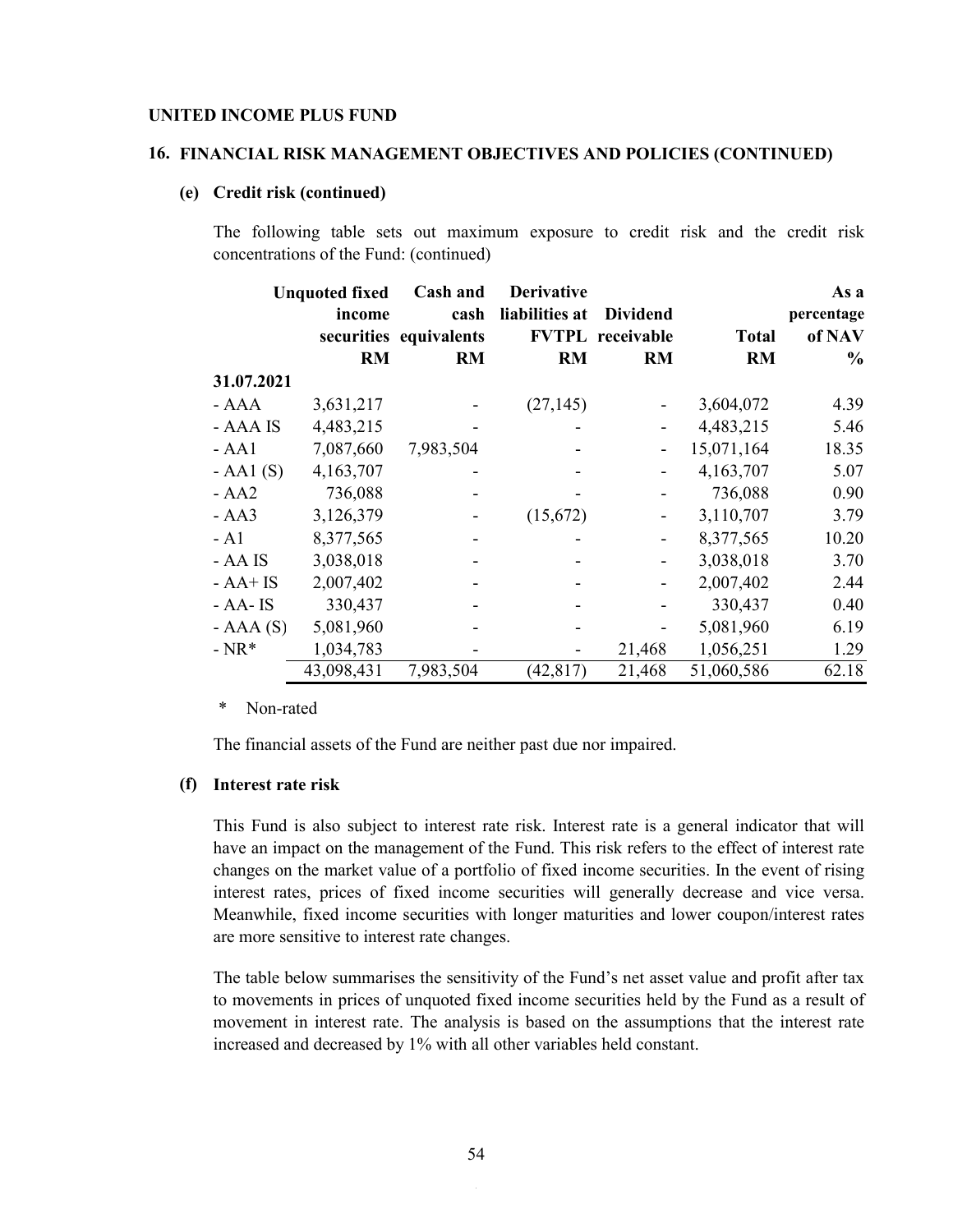**UNITED INCOME PLUS FUND**

## 16. FINANCIAL RISK MANAGEMENT OBJECTIVES AND POLICIES (CONTINUED)

### (e) Credit risk (continued)

The following table sets out maximum exposure to credit risk and the credit risk concentrations of the Fund: (continued)

| | Unquoted fixed income securities RM | Cash and cash equivalents RM | Derivative liabilities at FVTPL RM | Dividend receivable RM | Total RM | As a percentage of NAV % |
|---|---|---|---|---|---|---|
| **31.07.2021** | | | | | | |
| - AAA | 3,631,217 | - | (27,145) | - | 3,604,072 | 4.39 |
| - AAA IS | 4,483,215 | - | - | - | 4,483,215 | 5.46 |
| - AA1 | 7,087,660 | 7,983,504 | - | - | 15,071,164 | 18.35 |
| - AA1 (S) | 4,163,707 | - | - | - | 4,163,707 | 5.07 |
| - AA2 | 736,088 | - | - | - | 736,088 | 0.90 |
| - AA3 | 3,126,379 | - | (15,672) | - | 3,110,707 | 3.79 |
| - A1 | 8,377,565 | - | - | - | 8,377,565 | 10.20 |
| - AA IS | 3,038,018 | - | - | - | 3,038,018 | 3.70 |
| - AA+ IS | 2,007,402 | - | - | - | 2,007,402 | 2.44 |
| - AA- IS | 330,437 | - | - | - | 330,437 | 0.40 |
| - AAA (S) | 5,081,960 | - | - | - | 5,081,960 | 6.19 |
| - NR* | 1,034,783 | - | - | 21,468 | 1,056,251 | 1.29 |
| | 43,098,431 | 7,983,504 | (42,817) | 21,468 | 51,060,586 | 62.18 |

\* Non-rated

The financial assets of the Fund are neither past due nor impaired.

### (f) Interest rate risk

This Fund is also subject to interest rate risk. Interest rate is a general indicator that will have an impact on the management of the Fund. This risk refers to the effect of interest rate changes on the market value of a portfolio of fixed income securities. In the event of rising interest rates, prices of fixed income securities will generally decrease and vice versa. Meanwhile, fixed income securities with longer maturities and lower coupon/interest rates are more sensitive to interest rate changes.

The table below summarises the sensitivity of the Fund's net asset value and profit after tax to movements in prices of unquoted fixed income securities held by the Fund as a result of movement in interest rate. The analysis is based on the assumptions that the interest rate increased and decreased by 1% with all other variables held constant.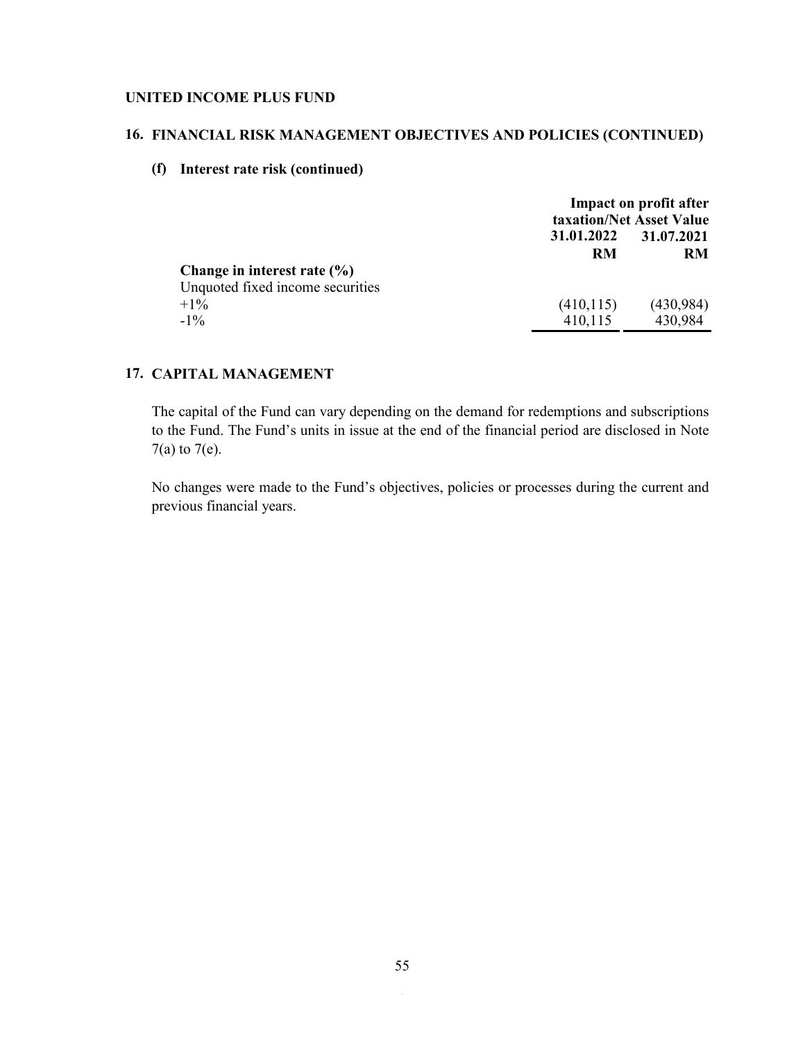**UNITED INCOME PLUS FUND**

## 16. FINANCIAL RISK MANAGEMENT OBJECTIVES AND POLICIES (CONTINUED)

### (f) Interest rate risk (continued)

| | Impact on profit after taxation/Net Asset Value | |
|---|---|---|
| | **31.01.2022** | **31.07.2021** |
| | **RM** | **RM** |
| **Change in interest rate (%)** | | |
| Unquoted fixed income securities | | |
| +1% | (410,115) | (430,984) |
| -1% | 410,115 | 430,984 |

## 17. CAPITAL MANAGEMENT

The capital of the Fund can vary depending on the demand for redemptions and subscriptions to the Fund. The Fund's units in issue at the end of the financial period are disclosed in Note 7(a) to 7(e).

No changes were made to the Fund's objectives, policies or processes during the current and previous financial years.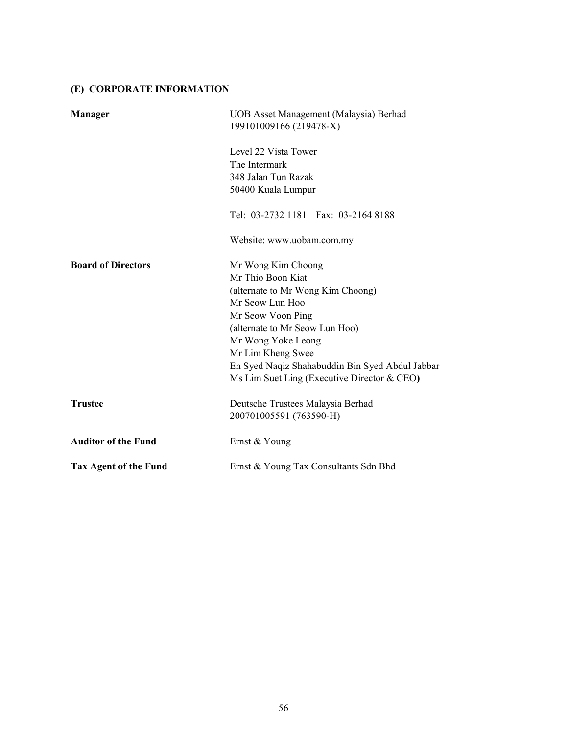## (E) CORPORATE INFORMATION

| | |
|---|---|
| **Manager** | UOB Asset Management (Malaysia) Berhad<br>199101009166 (219478-X)<br><br>Level 22 Vista Tower<br>The Intermark<br>348 Jalan Tun Razak<br>50400 Kuala Lumpur<br><br>Tel: 03-2732 1181 Fax: 03-2164 8188<br><br>Website: www.uobam.com.my |
| **Board of Directors** | Mr Wong Kim Choong<br>Mr Thio Boon Kiat<br>(alternate to Mr Wong Kim Choong)<br>Mr Seow Lun Hoo<br>Mr Seow Voon Ping<br>(alternate to Mr Seow Lun Hoo)<br>Mr Wong Yoke Leong<br>Mr Lim Kheng Swee<br>En Syed Naqiz Shahabuddin Bin Syed Abdul Jabbar<br>Ms Lim Suet Ling (Executive Director & CEO**)** |
| **Trustee** | Deutsche Trustees Malaysia Berhad<br>200701005591 (763590-H) |
| **Auditor of the Fund** | Ernst & Young |
| **Tax Agent of the Fund** | Ernst & Young Tax Consultants Sdn Bhd |